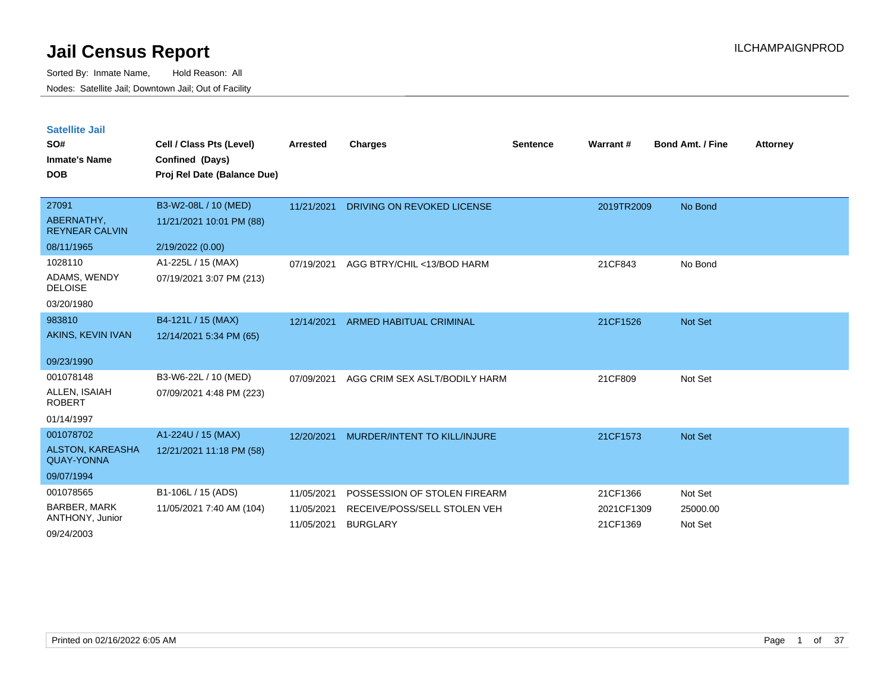# Jail Census Report

ILCHAMPAIGNPROD

Sorted By: Inmate Name, Hold Reason: All

Nodes: Satellite Jail; Downtown Jail; Out of Facility

## Satellite Jail

| SO# / Inmate's Name / DOB | Cell / Class Pts (Level) / Confined (Days) / Proj Rel Date (Balance Due) | Arrested | Charges | Sentence | Warrant # | Bond Amt. / Fine | Attorney |
|---|---|---|---|---|---|---|---|
| 27091<br>ABERNATHY, REYNEAR CALVIN<br>08/11/1965 | B3-W2-08L / 10 (MED)<br>11/21/2021 10:01 PM (88)<br>2/19/2022 (0.00) | 11/21/2021 | DRIVING ON REVOKED LICENSE | | 2019TR2009 | No Bond | |
| 1028110<br>ADAMS, WENDY DELOISE<br>03/20/1980 | A1-225L / 15 (MAX)<br>07/19/2021 3:07 PM (213) | 07/19/2021 | AGG BTRY/CHIL <13/BOD HARM | | 21CF843 | No Bond | |
| 983810<br>AKINS, KEVIN IVAN<br>09/23/1990 | B4-121L / 15 (MAX)<br>12/14/2021 5:34 PM (65) | 12/14/2021 | ARMED HABITUAL CRIMINAL | | 21CF1526 | Not Set | |
| 001078148<br>ALLEN, ISAIAH ROBERT<br>01/14/1997 | B3-W6-22L / 10 (MED)<br>07/09/2021 4:48 PM (223) | 07/09/2021 | AGG CRIM SEX ASLT/BODILY HARM | | 21CF809 | Not Set | |
| 001078702<br>ALSTON, KAREASHA QUAY-YONNA<br>09/07/1994 | A1-224U / 15 (MAX)<br>12/21/2021 11:18 PM (58) | 12/20/2021 | MURDER/INTENT TO KILL/INJURE | | 21CF1573 | Not Set | |
| 001078565<br>BARBER, MARK ANTHONY, Junior<br>09/24/2003 | B1-106L / 15 (ADS)<br>11/05/2021 7:40 AM (104) | 11/05/2021 | POSSESSION OF STOLEN FIREARM | | 21CF1366 | Not Set | |
| | | 11/05/2021 | RECEIVE/POSS/SELL STOLEN VEH | | 2021CF1309 | 25000.00 | |
| | | 11/05/2021 | BURGLARY | | 21CF1369 | Not Set | |

Printed on 02/16/2022 6:05 AM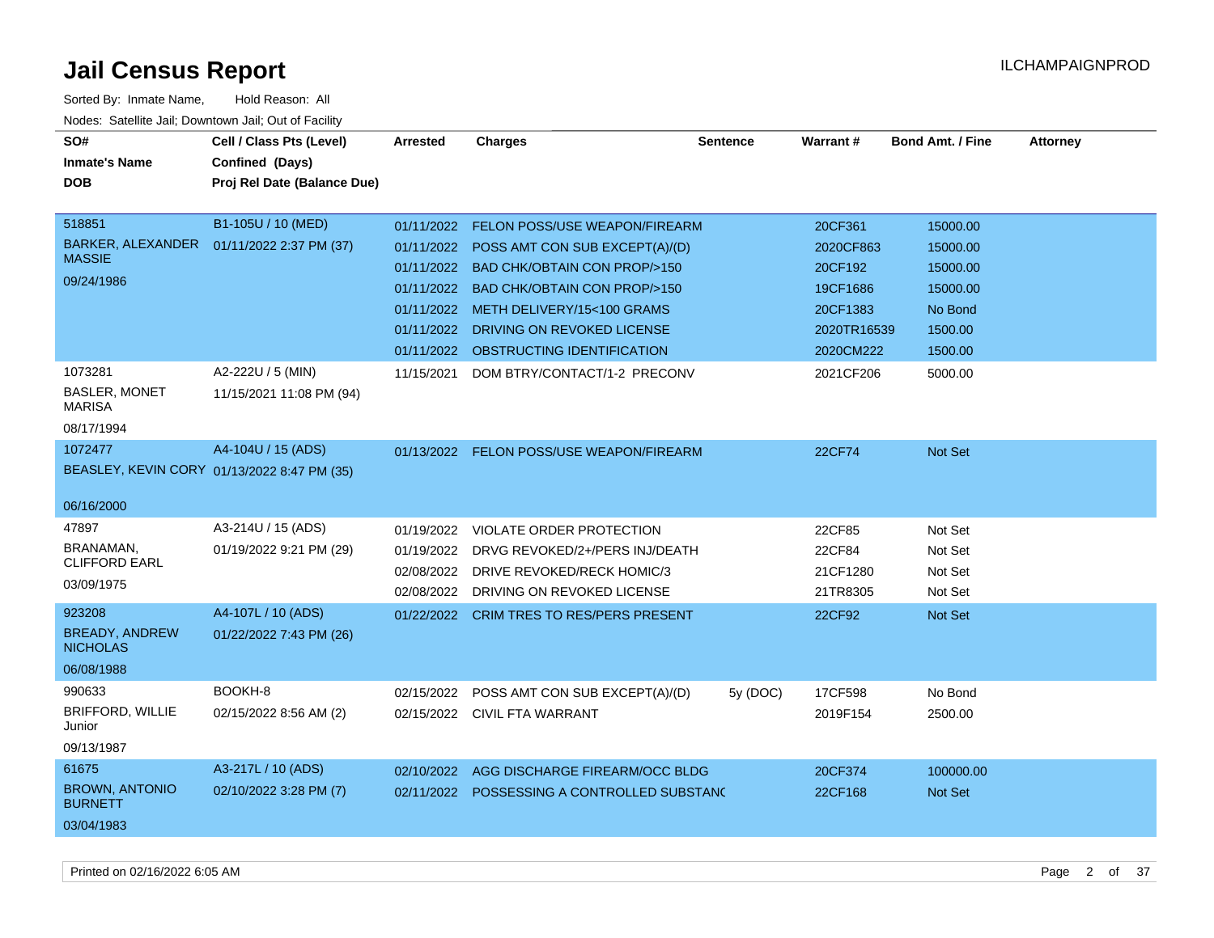# Jail Census Report

ILCHAMPAIGNPROD

Sorted By: Inmate Name, Hold Reason: All

Nodes: Satellite Jail; Downtown Jail; Out of Facility

| SO# / Inmate's Name / DOB | Cell / Class Pts (Level) / Confined (Days) / Proj Rel Date (Balance Due) | Arrested | Charges | Sentence | Warrant # | Bond Amt. / Fine | Attorney |
|---|---|---|---|---|---|---|---|
| 518851<br>BARKER, ALEXANDER MASSIE<br>09/24/1986 | B1-105U / 10 (MED)<br>01/11/2022 2:37 PM (37) | 01/11/2022 | FELON POSS/USE WEAPON/FIREARM | | 20CF361 | 15000.00 | |
| | | 01/11/2022 | POSS AMT CON SUB EXCEPT(A)/(D) | | 2020CF863 | 15000.00 | |
| | | 01/11/2022 | BAD CHK/OBTAIN CON PROP/>150 | | 20CF192 | 15000.00 | |
| | | 01/11/2022 | BAD CHK/OBTAIN CON PROP/>150 | | 19CF1686 | 15000.00 | |
| | | 01/11/2022 | METH DELIVERY/15<100 GRAMS | | 20CF1383 | No Bond | |
| | | 01/11/2022 | DRIVING ON REVOKED LICENSE | | 2020TR16539 | 1500.00 | |
| | | 01/11/2022 | OBSTRUCTING IDENTIFICATION | | 2020CM222 | 1500.00 | |
| 1073281<br>BASLER, MONET MARISA<br>08/17/1994 | A2-222U / 5 (MIN)<br>11/15/2021 11:08 PM (94) | 11/15/2021 | DOM BTRY/CONTACT/1-2 PRECONV | | 2021CF206 | 5000.00 | |
| 1072477<br>BEASLEY, KEVIN CORY<br>06/16/2000 | A4-104U / 15 (ADS)<br>01/13/2022 8:47 PM (35) | 01/13/2022 | FELON POSS/USE WEAPON/FIREARM | | 22CF74 | Not Set | |
| 47897<br>BRANAMAN, CLIFFORD EARL<br>03/09/1975 | A3-214U / 15 (ADS)<br>01/19/2022 9:21 PM (29) | 01/19/2022 | VIOLATE ORDER PROTECTION | | 22CF85 | Not Set | |
| | | 01/19/2022 | DRVG REVOKED/2+/PERS INJ/DEATH | | 22CF84 | Not Set | |
| | | 02/08/2022 | DRIVE REVOKED/RECK HOMIC/3 | | 21CF1280 | Not Set | |
| | | 02/08/2022 | DRIVING ON REVOKED LICENSE | | 21TR8305 | Not Set | |
| 923208<br>BREADY, ANDREW NICHOLAS<br>06/08/1988 | A4-107L / 10 (ADS)<br>01/22/2022 7:43 PM (26) | 01/22/2022 | CRIM TRES TO RES/PERS PRESENT | | 22CF92 | Not Set | |
| 990633<br>BRIFFORD, WILLIE Junior<br>09/13/1987 | BOOKH-8<br>02/15/2022 8:56 AM (2) | 02/15/2022 | POSS AMT CON SUB EXCEPT(A)/(D) | 5y (DOC) | 17CF598 | No Bond | |
| | | 02/15/2022 | CIVIL FTA WARRANT | | 2019F154 | 2500.00 | |
| 61675<br>BROWN, ANTONIO BURNETT<br>03/04/1983 | A3-217L / 10 (ADS)<br>02/10/2022 3:28 PM (7) | 02/10/2022 | AGG DISCHARGE FIREARM/OCC BLDG | | 20CF374 | 100000.00 | |
| | | 02/11/2022 | POSSESSING A CONTROLLED SUBSTANC | | 22CF168 | Not Set | |

Printed on 02/16/2022 6:05 AM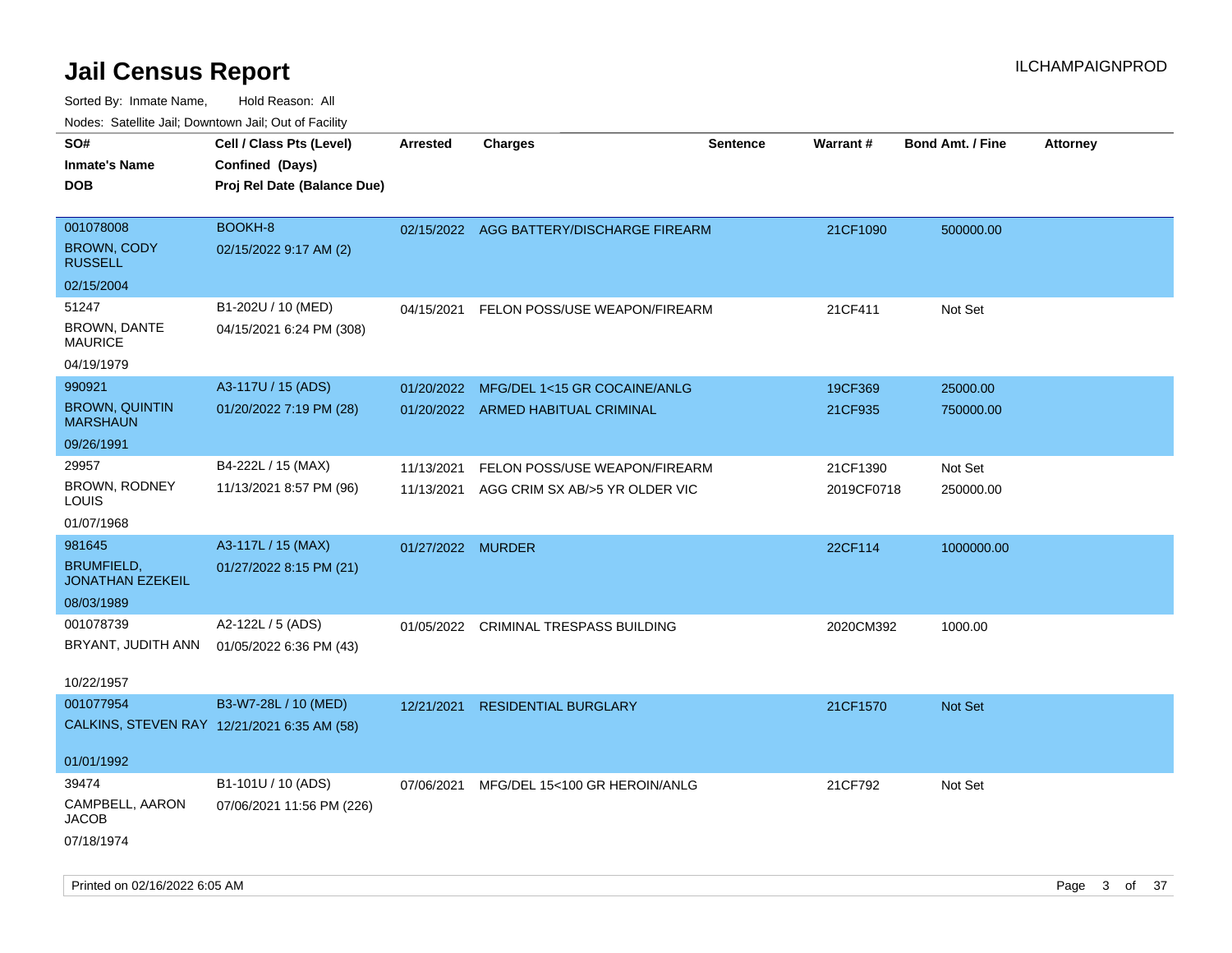# Jail Census Report

ILCHAMPAIGNPROD

Sorted By: Inmate Name, Hold Reason: All

Nodes: Satellite Jail; Downtown Jail; Out of Facility

| SO# / Inmate's Name / DOB | Cell / Class Pts (Level) / Confined (Days) / Proj Rel Date (Balance Due) | Arrested | Charges | Sentence | Warrant # | Bond Amt. / Fine | Attorney |
|---|---|---|---|---|---|---|---|
| 001078008<br>BROWN, CODY RUSSELL<br>02/15/2004 | BOOKH-8<br>02/15/2022 9:17 AM (2) | 02/15/2022 | AGG BATTERY/DISCHARGE FIREARM | | 21CF1090 | 500000.00 | |
| 51247<br>BROWN, DANTE MAURICE<br>04/19/1979 | B1-202U / 10 (MED)<br>04/15/2021 6:24 PM (308) | 04/15/2021 | FELON POSS/USE WEAPON/FIREARM | | 21CF411 | Not Set | |
| 990921<br>BROWN, QUINTIN MARSHAUN<br>09/26/1991 | A3-117U / 15 (ADS)<br>01/20/2022 7:19 PM (28) | 01/20/2022 | MFG/DEL 1<15 GR COCAINE/ANLG | | 19CF369 | 25000.00 | |
| | | 01/20/2022 | ARMED HABITUAL CRIMINAL | | 21CF935 | 750000.00 | |
| 29957<br>BROWN, RODNEY LOUIS<br>01/07/1968 | B4-222L / 15 (MAX)<br>11/13/2021 8:57 PM (96) | 11/13/2021 | FELON POSS/USE WEAPON/FIREARM | | 21CF1390 | Not Set | |
| | | 11/13/2021 | AGG CRIM SX AB/>5 YR OLDER VIC | | 2019CF0718 | 250000.00 | |
| 981645<br>BRUMFIELD, JONATHAN EZEKEIL<br>08/03/1989 | A3-117L / 15 (MAX)<br>01/27/2022 8:15 PM (21) | 01/27/2022 | MURDER | | 22CF114 | 1000000.00 | |
| 001078739<br>BRYANT, JUDITH ANN<br>10/22/1957 | A2-122L / 5 (ADS)<br>01/05/2022 6:36 PM (43) | 01/05/2022 | CRIMINAL TRESPASS BUILDING | | 2020CM392 | 1000.00 | |
| 001077954<br>CALKINS, STEVEN RAY<br>01/01/1992 | B3-W7-28L / 10 (MED)<br>12/21/2021 6:35 AM (58) | 12/21/2021 | RESIDENTIAL BURGLARY | | 21CF1570 | Not Set | |
| 39474<br>CAMPBELL, AARON JACOB<br>07/18/1974 | B1-101U / 10 (ADS)<br>07/06/2021 11:56 PM (226) | 07/06/2021 | MFG/DEL 15<100 GR HEROIN/ANLG | | 21CF792 | Not Set | |

Printed on 02/16/2022 6:05 AM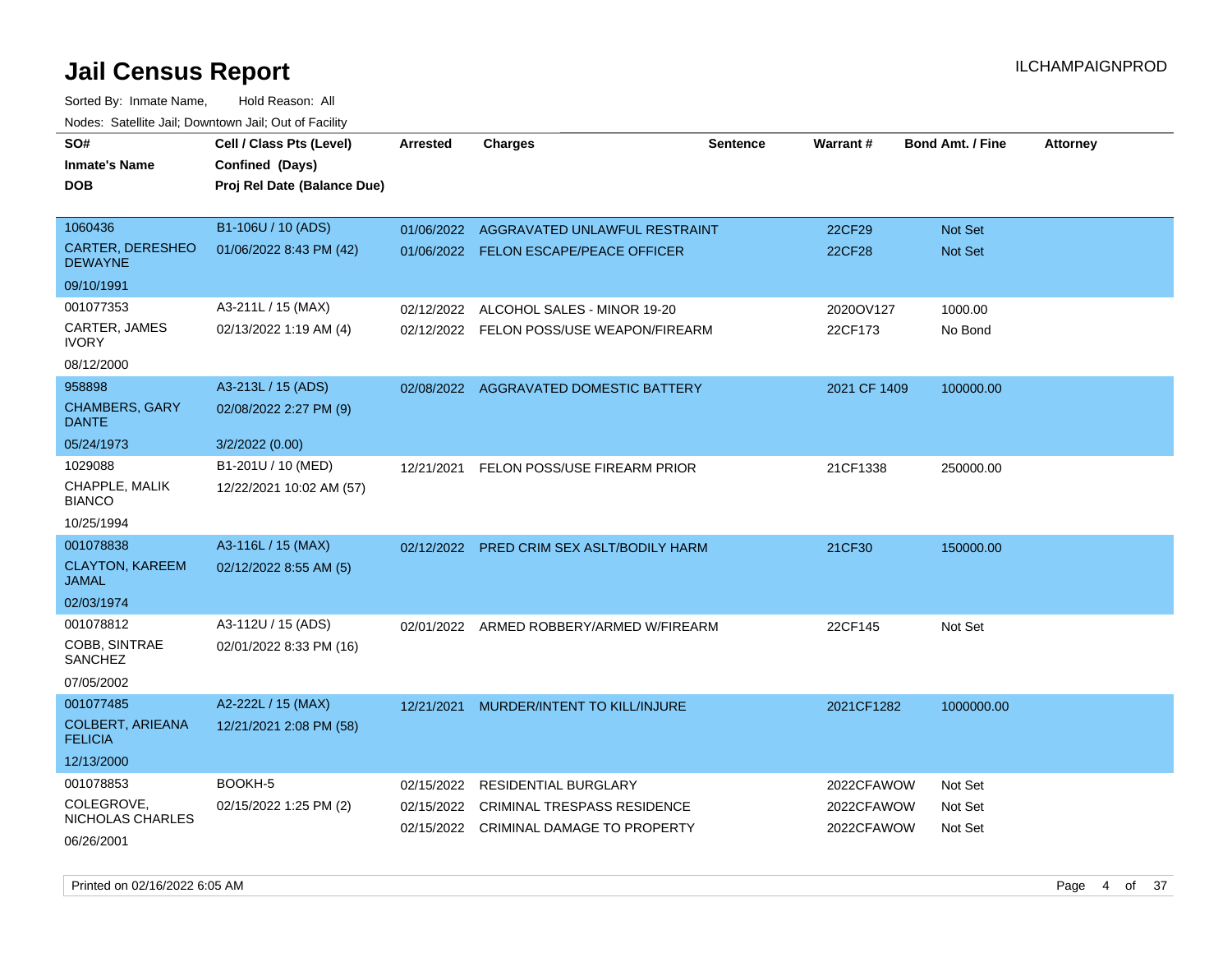# Jail Census Report

ILCHAMPAIGNPROD

Sorted By: Inmate Name, Hold Reason: All

Nodes: Satellite Jail; Downtown Jail; Out of Facility

| SO# / Inmate's Name / DOB | Cell / Class Pts (Level) / Confined (Days) / Proj Rel Date (Balance Due) | Arrested | Charges | Sentence | Warrant # | Bond Amt. / Fine | Attorney |
|---|---|---|---|---|---|---|---|
| 1060436<br>CARTER, DERESHEO DEWAYNE<br>09/10/1991 | B1-106U / 10 (ADS)<br>01/06/2022 8:43 PM (42) | 01/06/2022<br>01/06/2022 | AGGRAVATED UNLAWFUL RESTRAINT<br>FELON ESCAPE/PEACE OFFICER | | 22CF29<br>22CF28 | Not Set<br>Not Set | |
| 001077353<br>CARTER, JAMES IVORY<br>08/12/2000 | A3-211L / 15 (MAX)<br>02/13/2022 1:19 AM (4) | 02/12/2022<br>02/12/2022 | ALCOHOL SALES - MINOR 19-20<br>FELON POSS/USE WEAPON/FIREARM | | 2020OV127<br>22CF173 | 1000.00<br>No Bond | |
| 958898<br>CHAMBERS, GARY DANTE<br>05/24/1973 | A3-213L / 15 (ADS)<br>02/08/2022 2:27 PM (9)<br>3/2/2022 (0.00) | 02/08/2022 | AGGRAVATED DOMESTIC BATTERY | | 2021 CF 1409 | 100000.00 | |
| 1029088<br>CHAPPLE, MALIK BIANCO<br>10/25/1994 | B1-201U / 10 (MED)<br>12/22/2021 10:02 AM (57) | 12/21/2021 | FELON POSS/USE FIREARM PRIOR | | 21CF1338 | 250000.00 | |
| 001078838<br>CLAYTON, KAREEM JAMAL<br>02/03/1974 | A3-116L / 15 (MAX)<br>02/12/2022 8:55 AM (5) | 02/12/2022 | PRED CRIM SEX ASLT/BODILY HARM | | 21CF30 | 150000.00 | |
| 001078812<br>COBB, SINTRAE SANCHEZ<br>07/05/2002 | A3-112U / 15 (ADS)<br>02/01/2022 8:33 PM (16) | 02/01/2022 | ARMED ROBBERY/ARMED W/FIREARM | | 22CF145 | Not Set | |
| 001077485<br>COLBERT, ARIEANA FELICIA<br>12/13/2000 | A2-222L / 15 (MAX)<br>12/21/2021 2:08 PM (58) | 12/21/2021 | MURDER/INTENT TO KILL/INJURE | | 2021CF1282 | 1000000.00 | |
| 001078853<br>COLEGROVE, NICHOLAS CHARLES<br>06/26/2001 | BOOKH-5<br>02/15/2022 1:25 PM (2) | 02/15/2022<br>02/15/2022<br>02/15/2022 | RESIDENTIAL BURGLARY<br>CRIMINAL TRESPASS RESIDENCE<br>CRIMINAL DAMAGE TO PROPERTY | | 2022CFAWOW<br>2022CFAWOW<br>2022CFAWOW | Not Set<br>Not Set<br>Not Set | |

Printed on 02/16/2022 6:05 AM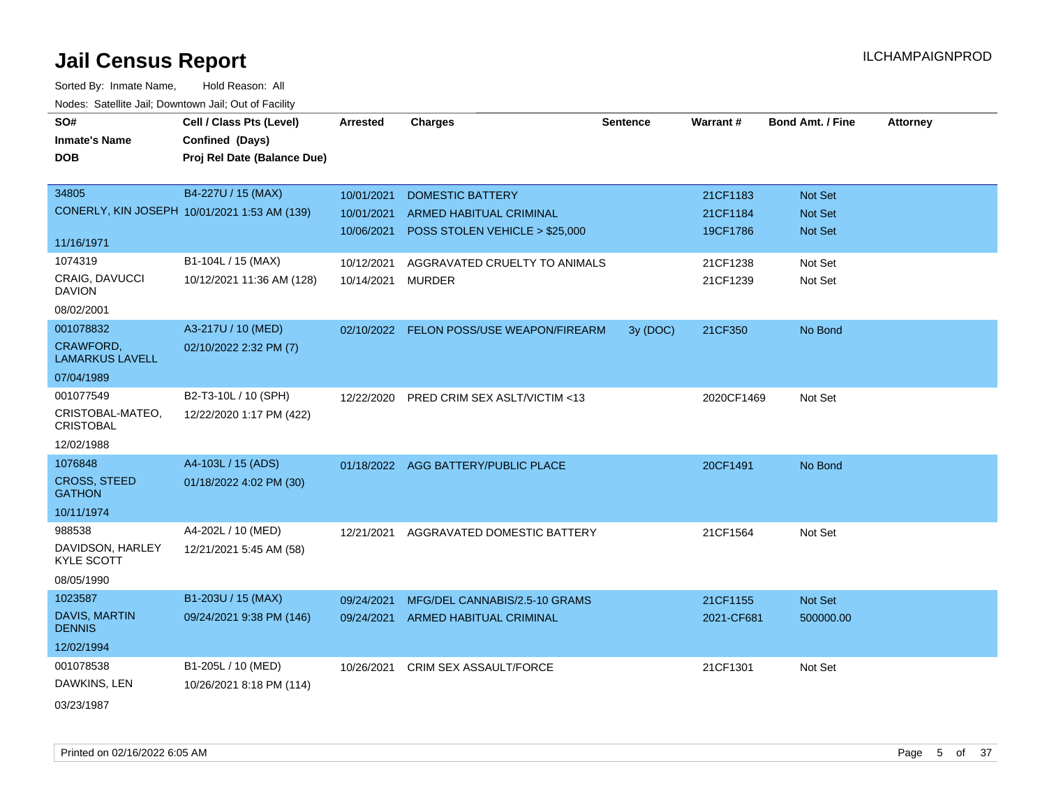# Jail Census Report

ILCHAMPAIGNPROD

Sorted By: Inmate Name, Hold Reason: All

Nodes: Satellite Jail; Downtown Jail; Out of Facility

| SO# / Inmate's Name / DOB | Cell / Class Pts (Level) / Confined (Days) / Proj Rel Date (Balance Due) | Arrested | Charges | Sentence | Warrant # | Bond Amt. / Fine | Attorney |
|---|---|---|---|---|---|---|---|
| 34805<br>CONERLY, KIN JOSEPH<br>11/16/1971 | B4-227U / 15 (MAX)<br>10/01/2021 1:53 AM (139) | 10/01/2021 | DOMESTIC BATTERY | | 21CF1183 | Not Set | |
| | | 10/01/2021 | ARMED HABITUAL CRIMINAL | | 21CF1184 | Not Set | |
| | | 10/06/2021 | POSS STOLEN VEHICLE > $25,000 | | 19CF1786 | Not Set | |
| 1074319<br>CRAIG, DAVUCCI DAVION<br>08/02/2001 | B1-104L / 15 (MAX)<br>10/12/2021 11:36 AM (128) | 10/12/2021 | AGGRAVATED CRUELTY TO ANIMALS | | 21CF1238 | Not Set | |
| | | 10/14/2021 | MURDER | | 21CF1239 | Not Set | |
| 001078832<br>CRAWFORD, LAMARKUS LAVELL<br>07/04/1989 | A3-217U / 10 (MED)<br>02/10/2022 2:32 PM (7) | 02/10/2022 | FELON POSS/USE WEAPON/FIREARM | 3y (DOC) | 21CF350 | No Bond | |
| 001077549<br>CRISTOBAL-MATEO, CRISTOBAL<br>12/02/1988 | B2-T3-10L / 10 (SPH)<br>12/22/2020 1:17 PM (422) | 12/22/2020 | PRED CRIM SEX ASLT/VICTIM <13 | | 2020CF1469 | Not Set | |
| 1076848<br>CROSS, STEED GATHON<br>10/11/1974 | A4-103L / 15 (ADS)<br>01/18/2022 4:02 PM (30) | 01/18/2022 | AGG BATTERY/PUBLIC PLACE | | 20CF1491 | No Bond | |
| 988538<br>DAVIDSON, HARLEY KYLE SCOTT<br>08/05/1990 | A4-202L / 10 (MED)<br>12/21/2021 5:45 AM (58) | 12/21/2021 | AGGRAVATED DOMESTIC BATTERY | | 21CF1564 | Not Set | |
| 1023587<br>DAVIS, MARTIN DENNIS<br>12/02/1994 | B1-203U / 15 (MAX)<br>09/24/2021 9:38 PM (146) | 09/24/2021 | MFG/DEL CANNABIS/2.5-10 GRAMS | | 21CF1155 | Not Set | |
| | | 09/24/2021 | ARMED HABITUAL CRIMINAL | | 2021-CF681 | 500000.00 | |
| 001078538<br>DAWKINS, LEN<br>03/23/1987 | B1-205L / 10 (MED)<br>10/26/2021 8:18 PM (114) | 10/26/2021 | CRIM SEX ASSAULT/FORCE | | 21CF1301 | Not Set | |

Printed on 02/16/2022 6:05 AM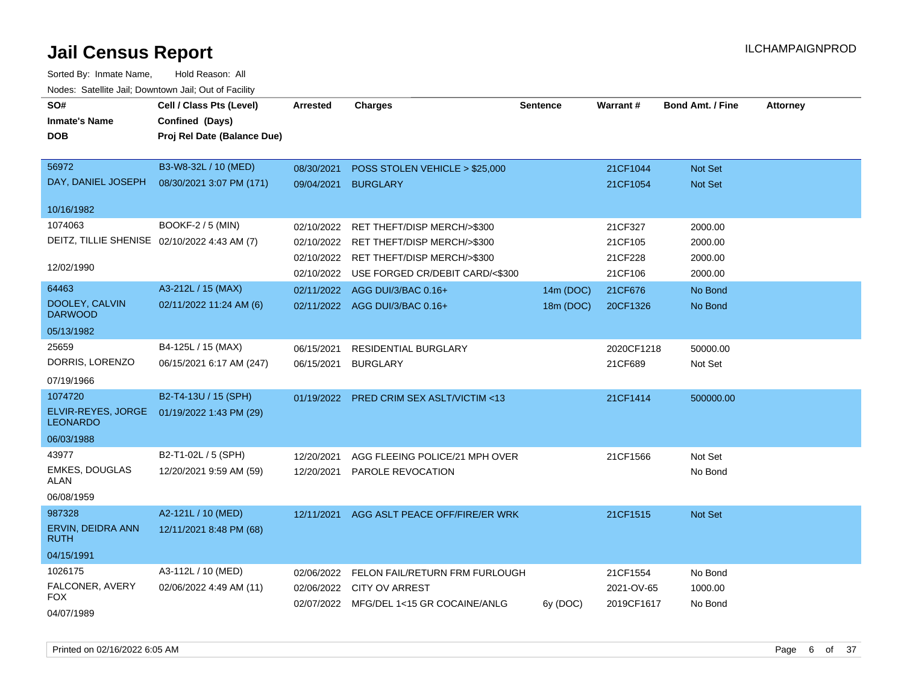# Jail Census Report

ILCHAMPAIGNPROD

Sorted By: Inmate Name, Hold Reason: All

Nodes: Satellite Jail; Downtown Jail; Out of Facility

| SO# / Inmate's Name / DOB | Cell / Class Pts (Level) / Confined (Days) / Proj Rel Date (Balance Due) | Arrested | Charges | Sentence | Warrant # | Bond Amt. / Fine | Attorney |
|---|---|---|---|---|---|---|---|
| 56972 | B3-W8-32L / 10 (MED) | 08/30/2021 | POSS STOLEN VEHICLE > $25,000 | | 21CF1044 | Not Set | |
| DAY, DANIEL JOSEPH | 08/30/2021 3:07 PM (171) | 09/04/2021 | BURGLARY | | 21CF1054 | Not Set | |
| 10/16/1982 | | | | | | | |
| 1074063 | BOOKF-2 / 5 (MIN) | 02/10/2022 | RET THEFT/DISP MERCH/>$300 | | 21CF327 | 2000.00 | |
| DEITZ, TILLIE SHENISE | 02/10/2022 4:43 AM (7) | 02/10/2022 | RET THEFT/DISP MERCH/>$300 | | 21CF105 | 2000.00 | |
| 12/02/1990 | | 02/10/2022 | RET THEFT/DISP MERCH/>$300 | | 21CF228 | 2000.00 | |
| | | 02/10/2022 | USE FORGED CR/DEBIT CARD/<$300 | | 21CF106 | 2000.00 | |
| 64463 | A3-212L / 15 (MAX) | 02/11/2022 | AGG DUI/3/BAC 0.16+ | 14m (DOC) | 21CF676 | No Bond | |
| DOOLEY, CALVIN DARWOOD | 02/11/2022 11:24 AM (6) | 02/11/2022 | AGG DUI/3/BAC 0.16+ | 18m (DOC) | 20CF1326 | No Bond | |
| 05/13/1982 | | | | | | | |
| 25659 | B4-125L / 15 (MAX) | 06/15/2021 | RESIDENTIAL BURGLARY | | 2020CF1218 | 50000.00 | |
| DORRIS, LORENZO | 06/15/2021 6:17 AM (247) | 06/15/2021 | BURGLARY | | 21CF689 | Not Set | |
| 07/19/1966 | | | | | | | |
| 1074720 | B2-T4-13U / 15 (SPH) | 01/19/2022 | PRED CRIM SEX ASLT/VICTIM <13 | | 21CF1414 | 500000.00 | |
| ELVIR-REYES, JORGE LEONARDO | 01/19/2022 1:43 PM (29) | | | | | | |
| 06/03/1988 | | | | | | | |
| 43977 | B2-T1-02L / 5 (SPH) | 12/20/2021 | AGG FLEEING POLICE/21 MPH OVER | | 21CF1566 | Not Set | |
| EMKES, DOUGLAS ALAN | 12/20/2021 9:59 AM (59) | 12/20/2021 | PAROLE REVOCATION | | | No Bond | |
| 06/08/1959 | | | | | | | |
| 987328 | A2-121L / 10 (MED) | 12/11/2021 | AGG ASLT PEACE OFF/FIRE/ER WRK | | 21CF1515 | Not Set | |
| ERVIN, DEIDRA ANN RUTH | 12/11/2021 8:48 PM (68) | | | | | | |
| 04/15/1991 | | | | | | | |
| 1026175 | A3-112L / 10 (MED) | 02/06/2022 | FELON FAIL/RETURN FRM FURLOUGH | | 21CF1554 | No Bond | |
| FALCONER, AVERY FOX | 02/06/2022 4:49 AM (11) | 02/06/2022 | CITY OV ARREST | | 2021-OV-65 | 1000.00 | |
| 04/07/1989 | | 02/07/2022 | MFG/DEL 1<15 GR COCAINE/ANLG | 6y (DOC) | 2019CF1617 | No Bond | |

Printed on 02/16/2022 6:05 AM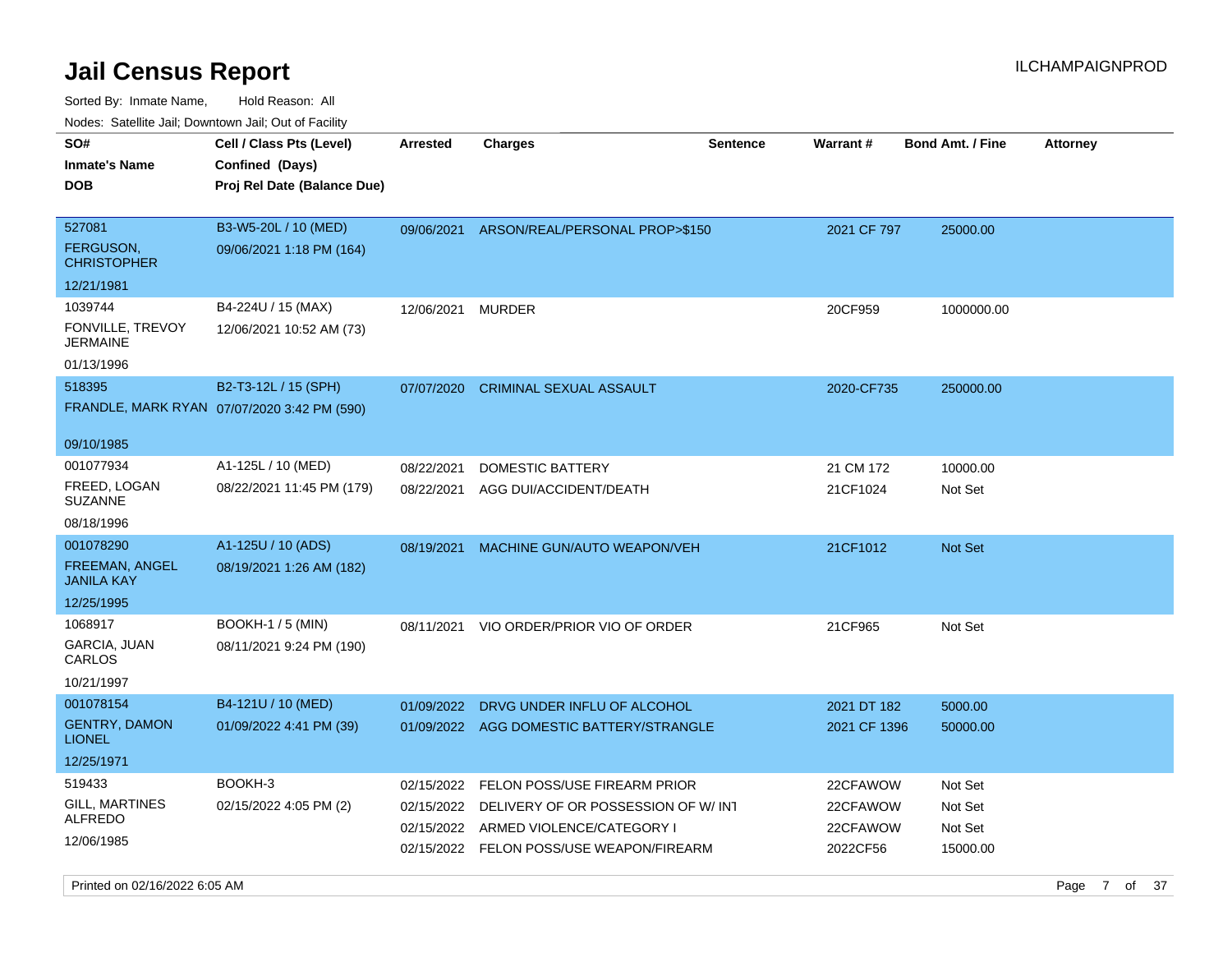# Jail Census Report

ILCHAMPAIGNPROD

Sorted By: Inmate Name, Hold Reason: All

Nodes: Satellite Jail; Downtown Jail; Out of Facility

| SO# / Inmate's Name / DOB | Cell / Class Pts (Level) / Confined (Days) / Proj Rel Date (Balance Due) | Arrested | Charges | Sentence | Warrant # | Bond Amt. / Fine | Attorney |
|---|---|---|---|---|---|---|---|
| 527081 FERGUSON, CHRISTOPHER 12/21/1981 | B3-W5-20L / 10 (MED) 09/06/2021 1:18 PM (164) | 09/06/2021 | ARSON/REAL/PERSONAL PROP>$150 | | 2021 CF 797 | 25000.00 | |
| 1039744 FONVILLE, TREVOY JERMAINE 01/13/1996 | B4-224U / 15 (MAX) 12/06/2021 10:52 AM (73) | 12/06/2021 | MURDER | | 20CF959 | 1000000.00 | |
| 518395 FRANDLE, MARK RYAN 09/10/1985 | B2-T3-12L / 15 (SPH) 07/07/2020 3:42 PM (590) | 07/07/2020 | CRIMINAL SEXUAL ASSAULT | | 2020-CF735 | 250000.00 | |
| 001077934 FREED, LOGAN SUZANNE 08/18/1996 | A1-125L / 10 (MED) 08/22/2021 11:45 PM (179) | 08/22/2021 | DOMESTIC BATTERY | | 21 CM 172 | 10000.00 | |
| | | 08/22/2021 | AGG DUI/ACCIDENT/DEATH | | 21CF1024 | Not Set | |
| 001078290 FREEMAN, ANGEL JANILA KAY 12/25/1995 | A1-125U / 10 (ADS) 08/19/2021 1:26 AM (182) | 08/19/2021 | MACHINE GUN/AUTO WEAPON/VEH | | 21CF1012 | Not Set | |
| 1068917 GARCIA, JUAN CARLOS 10/21/1997 | BOOKH-1 / 5 (MIN) 08/11/2021 9:24 PM (190) | 08/11/2021 | VIO ORDER/PRIOR VIO OF ORDER | | 21CF965 | Not Set | |
| 001078154 GENTRY, DAMON LIONEL 12/25/1971 | B4-121U / 10 (MED) 01/09/2022 4:41 PM (39) | 01/09/2022 | DRVG UNDER INFLU OF ALCOHOL | | 2021 DT 182 | 5000.00 | |
| | | 01/09/2022 | AGG DOMESTIC BATTERY/STRANGLE | | 2021 CF 1396 | 50000.00 | |
| 519433 GILL, MARTINES ALFREDO 12/06/1985 | BOOKH-3 02/15/2022 4:05 PM (2) | 02/15/2022 | FELON POSS/USE FIREARM PRIOR | | 22CFAWOW | Not Set | |
| | | 02/15/2022 | DELIVERY OF OR POSSESSION OF W/ INT | | 22CFAWOW | Not Set | |
| | | 02/15/2022 | ARMED VIOLENCE/CATEGORY I | | 22CFAWOW | Not Set | |
| | | 02/15/2022 | FELON POSS/USE WEAPON/FIREARM | | 2022CF56 | 15000.00 | |

Printed on 02/16/2022 6:05 AM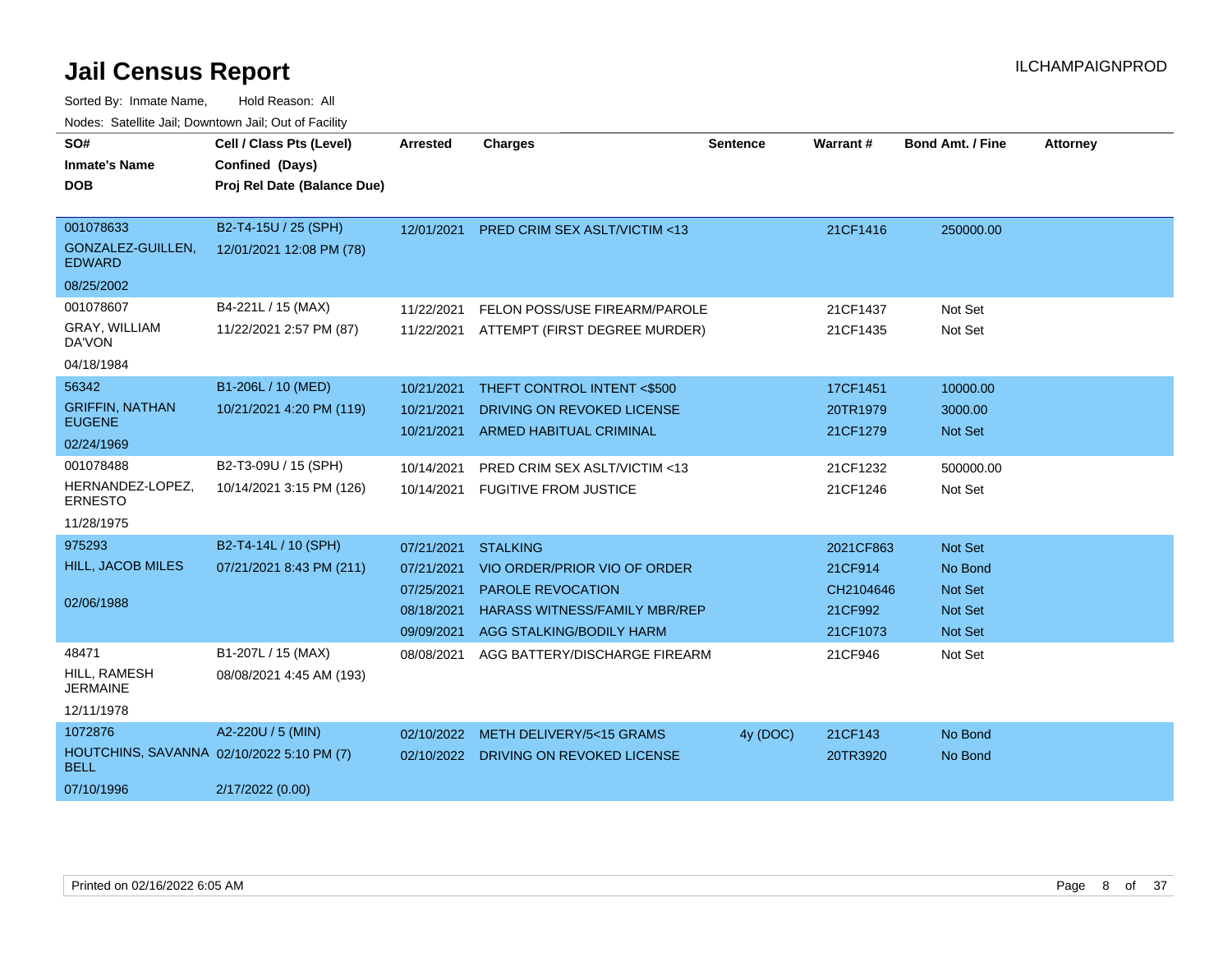# Jail Census Report

ILCHAMPAIGNPROD

Sorted By: Inmate Name, Hold Reason: All

Nodes: Satellite Jail; Downtown Jail; Out of Facility

| SO# / Inmate's Name / DOB | Cell / Class Pts (Level) / Confined (Days) / Proj Rel Date (Balance Due) | Arrested | Charges | Sentence | Warrant # | Bond Amt. / Fine | Attorney |
|---|---|---|---|---|---|---|---|
| 001078633<br>GONZALEZ-GUILLEN, EDWARD<br>08/25/2002 | B2-T4-15U / 25 (SPH)<br>12/01/2021 12:08 PM (78) | 12/01/2021 | PRED CRIM SEX ASLT/VICTIM <13 | | 21CF1416 | 250000.00 | |
| 001078607<br>GRAY, WILLIAM DA'VON<br>04/18/1984 | B4-221L / 15 (MAX)<br>11/22/2021 2:57 PM (87) | 11/22/2021 | FELON POSS/USE FIREARM/PAROLE | | 21CF1437 | Not Set | |
| | | 11/22/2021 | ATTEMPT (FIRST DEGREE MURDER) | | 21CF1435 | Not Set | |
| 56342<br>GRIFFIN, NATHAN EUGENE<br>02/24/1969 | B1-206L / 10 (MED)<br>10/21/2021 4:20 PM (119) | 10/21/2021 | THEFT CONTROL INTENT <$500 | | 17CF1451 | 10000.00 | |
| | | 10/21/2021 | DRIVING ON REVOKED LICENSE | | 20TR1979 | 3000.00 | |
| | | 10/21/2021 | ARMED HABITUAL CRIMINAL | | 21CF1279 | Not Set | |
| 001078488<br>HERNANDEZ-LOPEZ, ERNESTO<br>11/28/1975 | B2-T3-09U / 15 (SPH)<br>10/14/2021 3:15 PM (126) | 10/14/2021 | PRED CRIM SEX ASLT/VICTIM <13 | | 21CF1232 | 500000.00 | |
| | | 10/14/2021 | FUGITIVE FROM JUSTICE | | 21CF1246 | Not Set | |
| 975293<br>HILL, JACOB MILES<br>02/06/1988 | B2-T4-14L / 10 (SPH)<br>07/21/2021 8:43 PM (211) | 07/21/2021 | STALKING | | 2021CF863 | Not Set | |
| | | 07/21/2021 | VIO ORDER/PRIOR VIO OF ORDER | | 21CF914 | No Bond | |
| | | 07/25/2021 | PAROLE REVOCATION | | CH2104646 | Not Set | |
| | | 08/18/2021 | HARASS WITNESS/FAMILY MBR/REP | | 21CF992 | Not Set | |
| | | 09/09/2021 | AGG STALKING/BODILY HARM | | 21CF1073 | Not Set | |
| 48471<br>HILL, RAMESH JERMAINE<br>12/11/1978 | B1-207L / 15 (MAX)<br>08/08/2021 4:45 AM (193) | 08/08/2021 | AGG BATTERY/DISCHARGE FIREARM | | 21CF946 | Not Set | |
| 1072876<br>HOUTCHINS, SAVANNA BELL<br>07/10/1996 | A2-220U / 5 (MIN)<br>02/10/2022 5:10 PM (7)<br>2/17/2022 (0.00) | 02/10/2022 | METH DELIVERY/5<15 GRAMS | 4y (DOC) | 21CF143 | No Bond | |
| | | 02/10/2022 | DRIVING ON REVOKED LICENSE | | 20TR3920 | No Bond | |

Printed on 02/16/2022 6:05 AM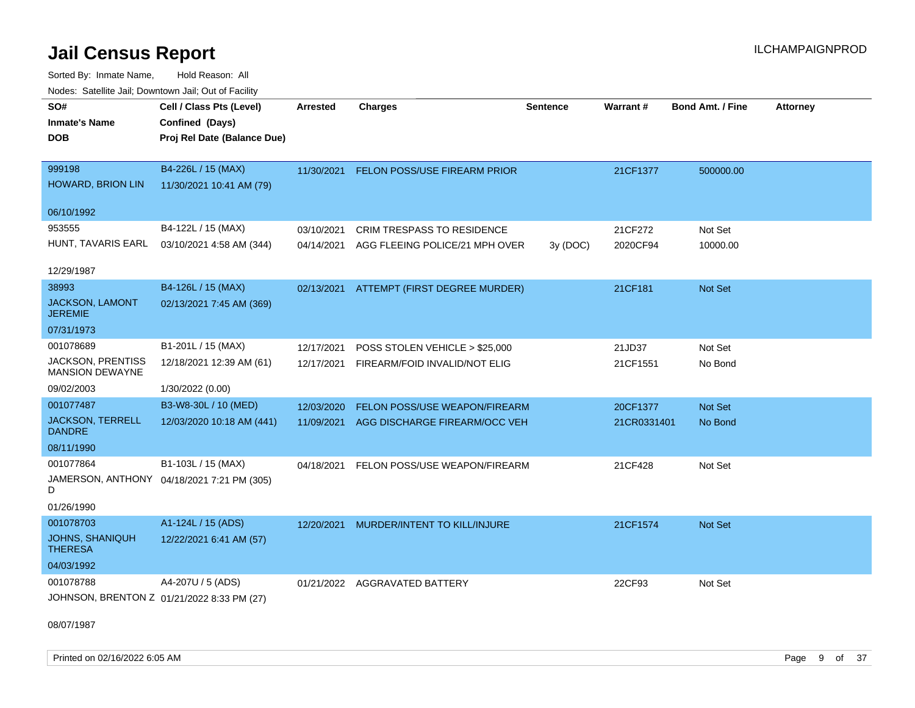# Jail Census Report

Sorted By: Inmate Name, Hold Reason: All

Nodes: Satellite Jail; Downtown Jail; Out of Facility

| SO# / Inmate's Name / DOB | Cell / Class Pts (Level) / Confined (Days) / Proj Rel Date (Balance Due) | Arrested | Charges | Sentence | Warrant # | Bond Amt. / Fine | Attorney |
|---|---|---|---|---|---|---|---|
| 999198<br>HOWARD, BRION LIN<br>06/10/1992 | B4-226L / 15 (MAX)<br>11/30/2021 10:41 AM (79) | 11/30/2021 | FELON POSS/USE FIREARM PRIOR | | 21CF1377 | 500000.00 | |
| 953555<br>HUNT, TAVARIS EARL<br>12/29/1987 | B4-122L / 15 (MAX)<br>03/10/2021 4:58 AM (344) | 03/10/2021<br>04/14/2021 | CRIM TRESPASS TO RESIDENCE<br>AGG FLEEING POLICE/21 MPH OVER | <br>3y (DOC) | 21CF272<br>2020CF94 | Not Set<br>10000.00 | |
| 38993<br>JACKSON, LAMONT JEREMIE<br>07/31/1973 | B4-126L / 15 (MAX)<br>02/13/2021 7:45 AM (369) | 02/13/2021 | ATTEMPT (FIRST DEGREE MURDER) | | 21CF181 | Not Set | |
| 001078689<br>JACKSON, PRENTISS MANSION DEWAYNE<br>09/02/2003 | B1-201L / 15 (MAX)<br>12/18/2021 12:39 AM (61)<br>1/30/2022 (0.00) | 12/17/2021<br>12/17/2021 | POSS STOLEN VEHICLE > $25,000<br>FIREARM/FOID INVALID/NOT ELIG | | 21JD37<br>21CF1551 | Not Set<br>No Bond | |
| 001077487<br>JACKSON, TERRELL DANDRE<br>08/11/1990 | B3-W8-30L / 10 (MED)<br>12/03/2020 10:18 AM (441) | 12/03/2020<br>11/09/2021 | FELON POSS/USE WEAPON/FIREARM<br>AGG DISCHARGE FIREARM/OCC VEH | | 20CF1377<br>21CR0331401 | Not Set<br>No Bond | |
| 001077864<br>JAMERSON, ANTHONY D<br>01/26/1990 | B1-103L / 15 (MAX)<br>04/18/2021 7:21 PM (305) | 04/18/2021 | FELON POSS/USE WEAPON/FIREARM | | 21CF428 | Not Set | |
| 001078703<br>JOHNS, SHANIQUH THERESA<br>04/03/1992 | A1-124L / 15 (ADS)<br>12/22/2021 6:41 AM (57) | 12/20/2021 | MURDER/INTENT TO KILL/INJURE | | 21CF1574 | Not Set | |
| 001078788<br>JOHNSON, BRENTON Z<br>08/07/1987 | A4-207U / 5 (ADS)<br>01/21/2022 8:33 PM (27) | 01/21/2022 | AGGRAVATED BATTERY | | 22CF93 | Not Set | |

Printed on 02/16/2022 6:05 AM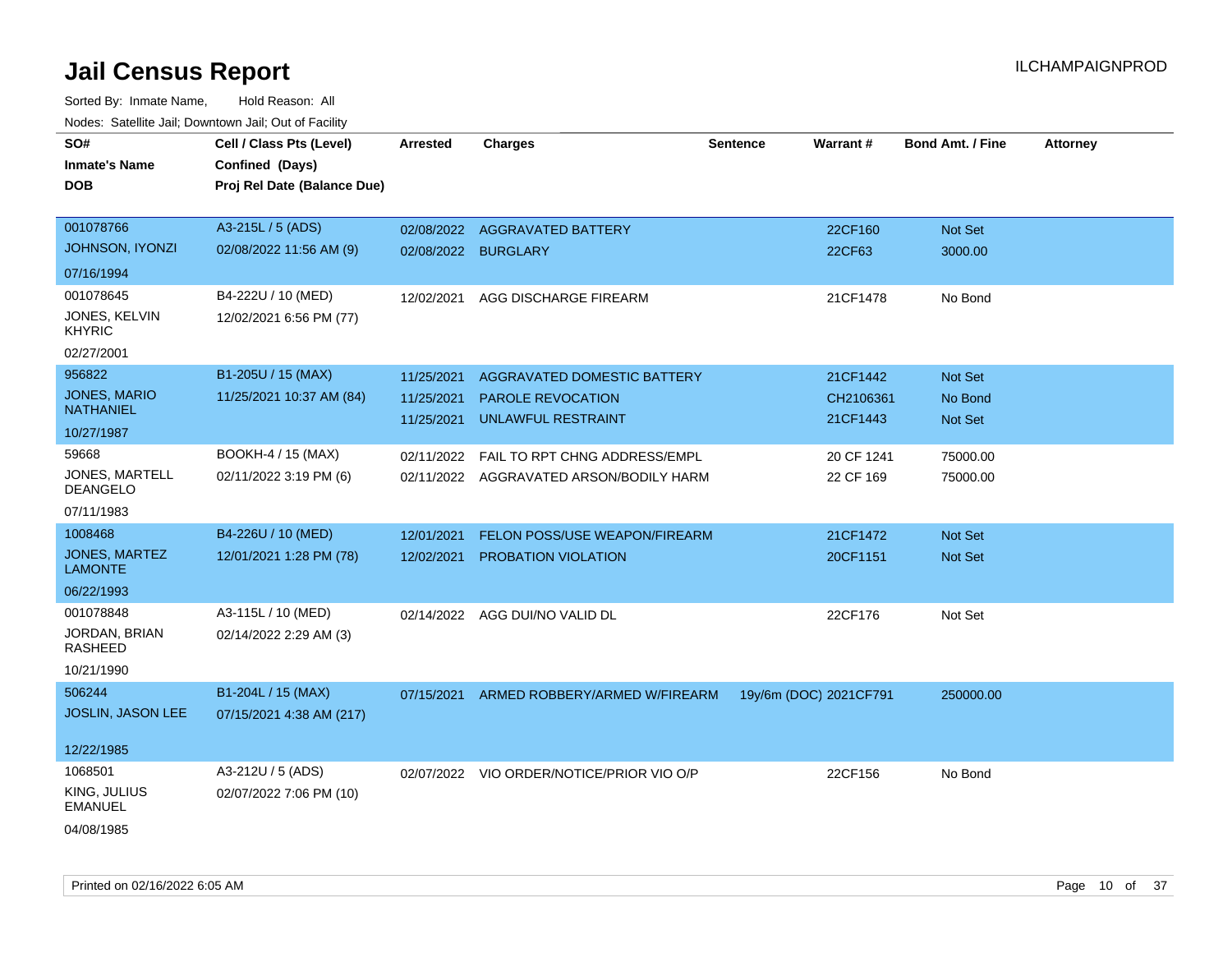# Jail Census Report

ILCHAMPAIGNPROD

Sorted By: Inmate Name, Hold Reason: All

Nodes: Satellite Jail; Downtown Jail; Out of Facility

| SO# / Inmate's Name / DOB | Cell / Class Pts (Level) / Confined (Days) / Proj Rel Date (Balance Due) | Arrested | Charges | Sentence | Warrant # | Bond Amt. / Fine | Attorney |
|---|---|---|---|---|---|---|---|
| 001078766<br>JOHNSON, IYONZI<br>07/16/1994 | A3-215L / 5 (ADS)<br>02/08/2022 11:56 AM (9) | 02/08/2022<br>02/08/2022 | AGGRAVATED BATTERY<br>BURGLARY | | 22CF160<br>22CF63 | Not Set<br>3000.00 | |
| 001078645<br>JONES, KELVIN KHYRIC<br>02/27/2001 | B4-222U / 10 (MED)<br>12/02/2021 6:56 PM (77) | 12/02/2021 | AGG DISCHARGE FIREARM | | 21CF1478 | No Bond | |
| 956822<br>JONES, MARIO NATHANIEL<br>10/27/1987 | B1-205U / 15 (MAX)<br>11/25/2021 10:37 AM (84) | 11/25/2021<br>11/25/2021<br>11/25/2021 | AGGRAVATED DOMESTIC BATTERY<br>PAROLE REVOCATION<br>UNLAWFUL RESTRAINT | | 21CF1442<br>CH2106361<br>21CF1443 | Not Set<br>No Bond<br>Not Set | |
| 59668<br>JONES, MARTELL DEANGELO<br>07/11/1983 | BOOKH-4 / 15 (MAX)<br>02/11/2022 3:19 PM (6) | 02/11/2022<br>02/11/2022 | FAIL TO RPT CHNG ADDRESS/EMPL<br>AGGRAVATED ARSON/BODILY HARM | | 20 CF 1241<br>22 CF 169 | 75000.00<br>75000.00 | |
| 1008468<br>JONES, MARTEZ LAMONTE<br>06/22/1993 | B4-226U / 10 (MED)<br>12/01/2021 1:28 PM (78) | 12/01/2021<br>12/02/2021 | FELON POSS/USE WEAPON/FIREARM<br>PROBATION VIOLATION | | 21CF1472<br>20CF1151 | Not Set<br>Not Set | |
| 001078848<br>JORDAN, BRIAN RASHEED<br>10/21/1990 | A3-115L / 10 (MED)<br>02/14/2022 2:29 AM (3) | 02/14/2022 | AGG DUI/NO VALID DL | | 22CF176 | Not Set | |
| 506244<br>JOSLIN, JASON LEE<br>12/22/1985 | B1-204L / 15 (MAX)<br>07/15/2021 4:38 AM (217) | 07/15/2021 | ARMED ROBBERY/ARMED W/FIREARM | 19y/6m (DOC) | 2021CF791 | 250000.00 | |
| 1068501<br>KING, JULIUS EMANUEL<br>04/08/1985 | A3-212U / 5 (ADS)<br>02/07/2022 7:06 PM (10) | 02/07/2022 | VIO ORDER/NOTICE/PRIOR VIO O/P | | 22CF156 | No Bond | |

Printed on 02/16/2022 6:05 AM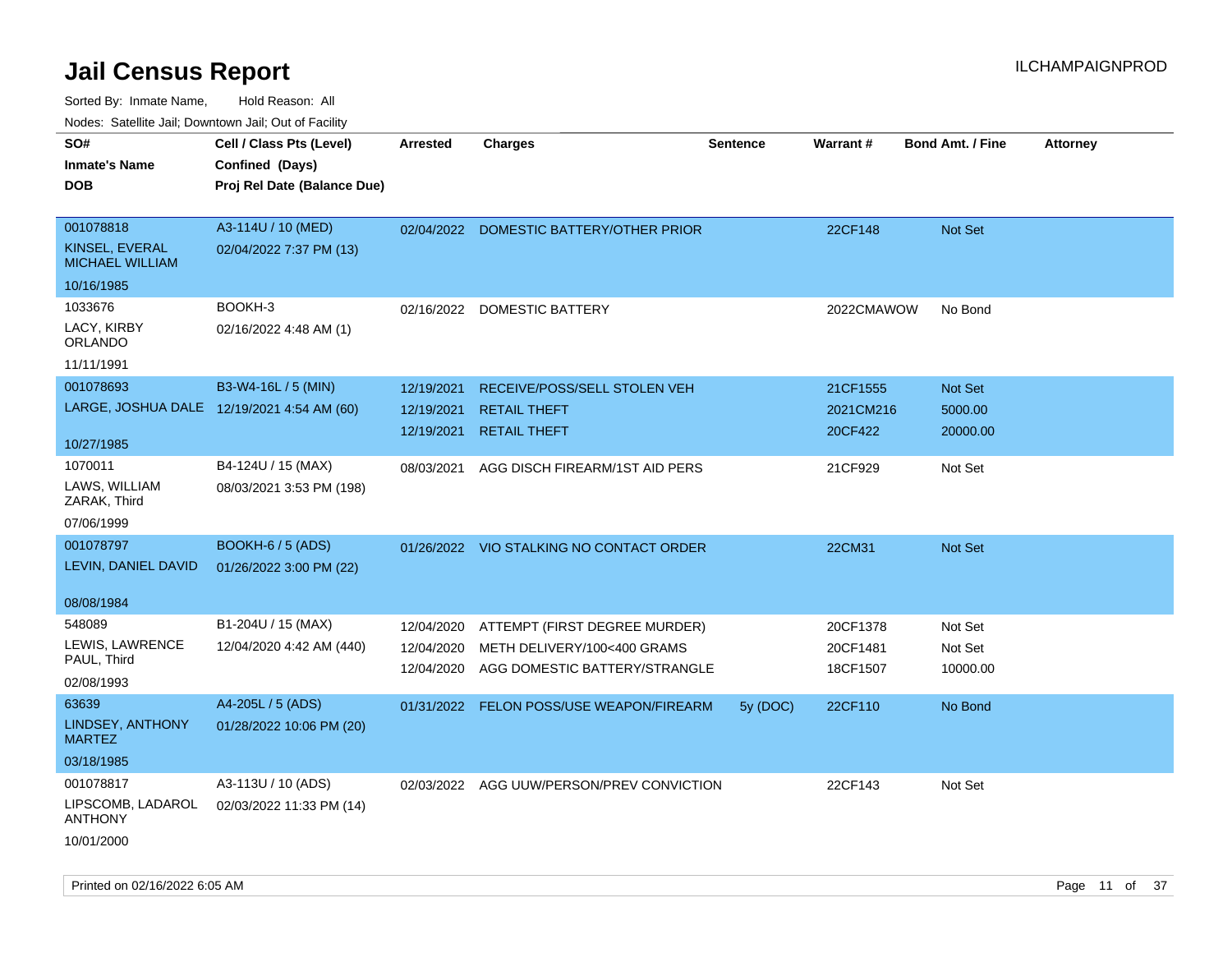# Jail Census Report

ILCHAMPAIGNPROD

Sorted By: Inmate Name, Hold Reason: All

Nodes: Satellite Jail; Downtown Jail; Out of Facility

| SO# / Inmate's Name / DOB | Cell / Class Pts (Level) / Confined (Days) / Proj Rel Date (Balance Due) | Arrested | Charges | Sentence | Warrant # | Bond Amt. / Fine | Attorney |
|---|---|---|---|---|---|---|---|
| 001078818<br>KINSEL, EVERAL MICHAEL WILLIAM<br>10/16/1985 | A3-114U / 10 (MED)<br>02/04/2022 7:37 PM (13) | 02/04/2022 | DOMESTIC BATTERY/OTHER PRIOR | | 22CF148 | Not Set | |
| 1033676<br>LACY, KIRBY ORLANDO<br>11/11/1991 | BOOKH-3<br>02/16/2022 4:48 AM (1) | 02/16/2022 | DOMESTIC BATTERY | | 2022CMAWOW | No Bond | |
| 001078693<br>LARGE, JOSHUA DALE<br>10/27/1985 | B3-W4-16L / 5 (MIN)<br>12/19/2021 4:54 AM (60) | 12/19/2021<br>12/19/2021<br>12/19/2021 | RECEIVE/POSS/SELL STOLEN VEH<br>RETAIL THEFT<br>RETAIL THEFT | | 21CF1555<br>2021CM216<br>20CF422 | Not Set<br>5000.00<br>20000.00 | |
| 1070011<br>LAWS, WILLIAM ZARAK, Third<br>07/06/1999 | B4-124U / 15 (MAX)<br>08/03/2021 3:53 PM (198) | 08/03/2021 | AGG DISCH FIREARM/1ST AID PERS | | 21CF929 | Not Set | |
| 001078797<br>LEVIN, DANIEL DAVID<br>08/08/1984 | BOOKH-6 / 5 (ADS)<br>01/26/2022 3:00 PM (22) | 01/26/2022 | VIO STALKING NO CONTACT ORDER | | 22CM31 | Not Set | |
| 548089<br>LEWIS, LAWRENCE PAUL, Third<br>02/08/1993 | B1-204U / 15 (MAX)<br>12/04/2020 4:42 AM (440) | 12/04/2020<br>12/04/2020<br>12/04/2020 | ATTEMPT (FIRST DEGREE MURDER)<br>METH DELIVERY/100<400 GRAMS<br>AGG DOMESTIC BATTERY/STRANGLE | | 20CF1378<br>20CF1481<br>18CF1507 | Not Set<br>Not Set<br>10000.00 | |
| 63639<br>LINDSEY, ANTHONY MARTEZ<br>03/18/1985 | A4-205L / 5 (ADS)<br>01/28/2022 10:06 PM (20) | 01/31/2022 | FELON POSS/USE WEAPON/FIREARM | 5y (DOC) | 22CF110 | No Bond | |
| 001078817<br>LIPSCOMB, LADAROL ANTHONY<br>10/01/2000 | A3-113U / 10 (ADS)<br>02/03/2022 11:33 PM (14) | 02/03/2022 | AGG UUW/PERSON/PREV CONVICTION | | 22CF143 | Not Set | |

Printed on 02/16/2022 6:05 AM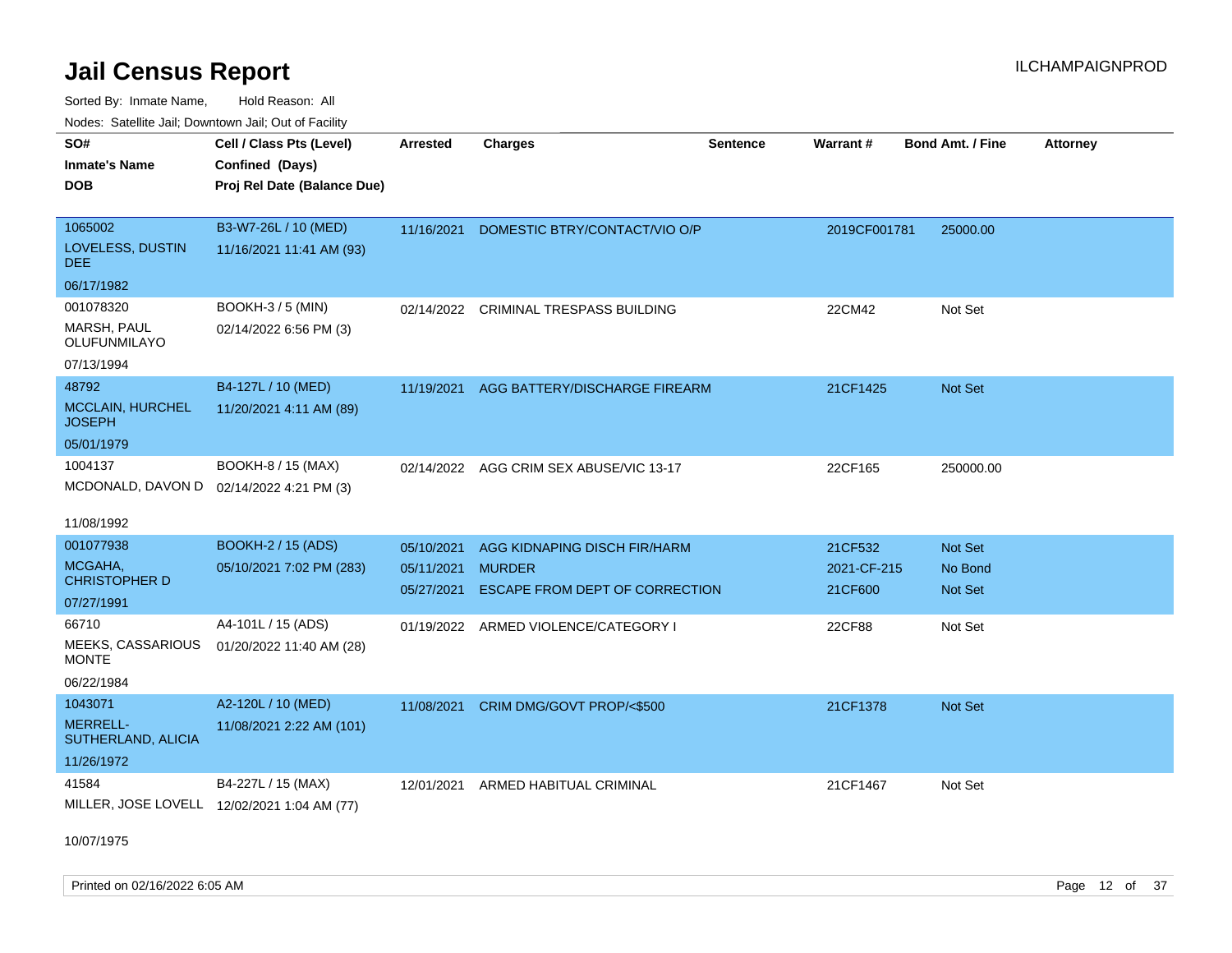# Jail Census Report

Sorted By: Inmate Name, Hold Reason: All

Nodes: Satellite Jail; Downtown Jail; Out of Facility

| SO# / Inmate's Name / DOB | Cell / Class Pts (Level) / Confined (Days) / Proj Rel Date (Balance Due) | Arrested | Charges | Sentence | Warrant # | Bond Amt. / Fine | Attorney |
|---|---|---|---|---|---|---|---|
| 1065002<br>LOVELESS, DUSTIN DEE<br>06/17/1982 | B3-W7-26L / 10 (MED)<br>11/16/2021 11:41 AM (93) | 11/16/2021 | DOMESTIC BTRY/CONTACT/VIO O/P | | 2019CF001781 | 25000.00 | |
| 001078320<br>MARSH, PAUL OLUFUNMILAYO<br>07/13/1994 | BOOKH-3 / 5 (MIN)<br>02/14/2022 6:56 PM (3) | 02/14/2022 | CRIMINAL TRESPASS BUILDING | | 22CM42 | Not Set | |
| 48792<br>MCCLAIN, HURCHEL JOSEPH<br>05/01/1979 | B4-127L / 10 (MED)<br>11/20/2021 4:11 AM (89) | 11/19/2021 | AGG BATTERY/DISCHARGE FIREARM | | 21CF1425 | Not Set | |
| 1004137<br>MCDONALD, DAVON D<br>11/08/1992 | BOOKH-8 / 15 (MAX)<br>02/14/2022 4:21 PM (3) | 02/14/2022 | AGG CRIM SEX ABUSE/VIC 13-17 | | 22CF165 | 250000.00 | |
| 001077938<br>MCGAHA, CHRISTOPHER D<br>07/27/1991 | BOOKH-2 / 15 (ADS)<br>05/10/2021 7:02 PM (283) | 05/10/2021<br>05/11/2021<br>05/27/2021 | AGG KIDNAPING DISCH FIR/HARM<br>MURDER<br>ESCAPE FROM DEPT OF CORRECTION | | 21CF532<br>2021-CF-215<br>21CF600 | Not Set<br>No Bond<br>Not Set | |
| 66710<br>MEEKS, CASSARIOUS MONTE<br>06/22/1984 | A4-101L / 15 (ADS)<br>01/20/2022 11:40 AM (28) | 01/19/2022 | ARMED VIOLENCE/CATEGORY I | | 22CF88 | Not Set | |
| 1043071<br>MERRELL-SUTHERLAND, ALICIA<br>11/26/1972 | A2-120L / 10 (MED)<br>11/08/2021 2:22 AM (101) | 11/08/2021 | CRIM DMG/GOVT PROP/<$500 | | 21CF1378 | Not Set | |
| 41584<br>MILLER, JOSE LOVELL<br>10/07/1975 | B4-227L / 15 (MAX)<br>12/02/2021 1:04 AM (77) | 12/01/2021 | ARMED HABITUAL CRIMINAL | | 21CF1467 | Not Set | |

Printed on 02/16/2022 6:05 AM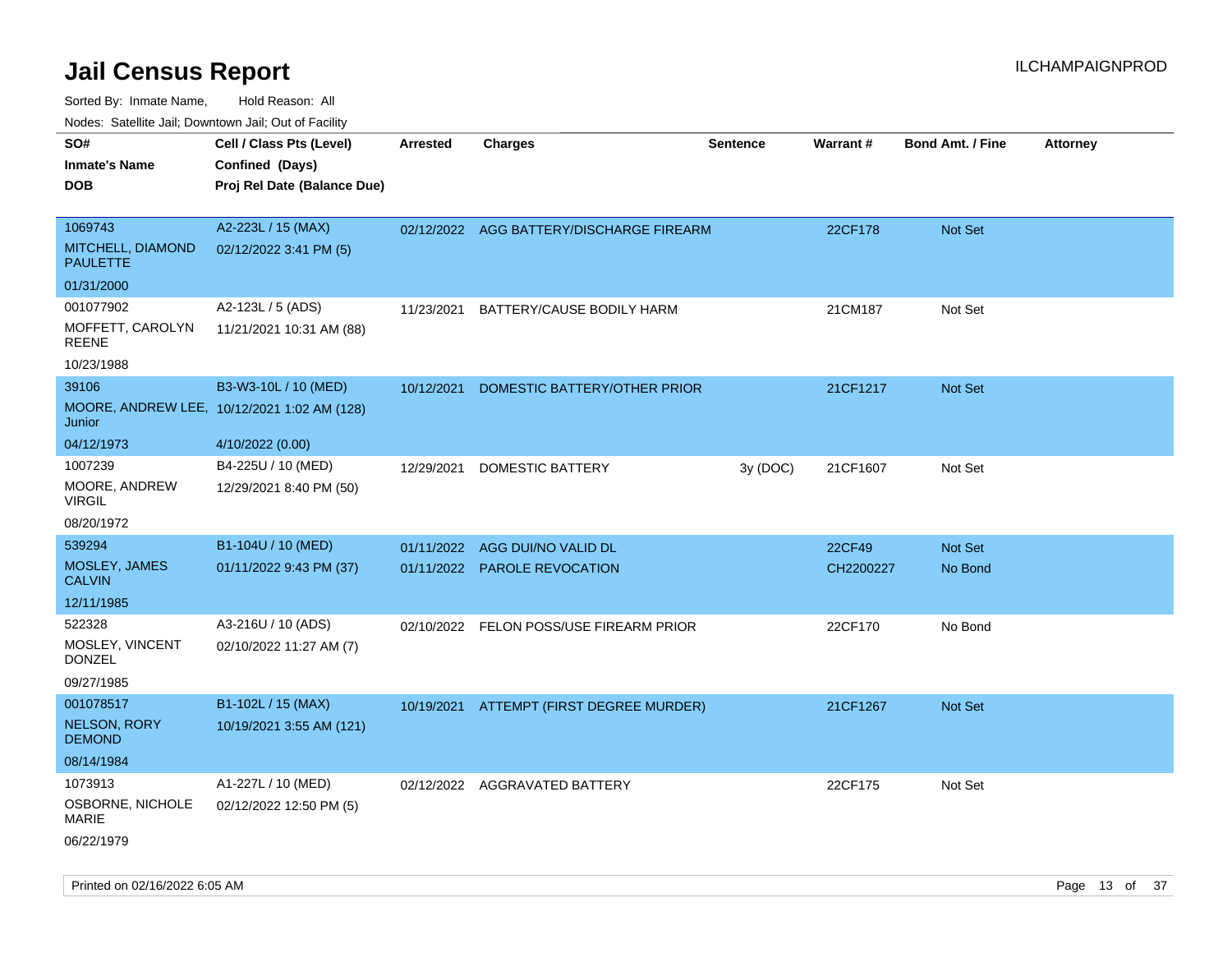# Jail Census Report

Sorted By: Inmate Name, Hold Reason: All

Nodes: Satellite Jail; Downtown Jail; Out of Facility

| SO# / Inmate's Name / DOB | Cell / Class Pts (Level) / Confined (Days) / Proj Rel Date (Balance Due) | Arrested | Charges | Sentence | Warrant # | Bond Amt. / Fine | Attorney |
|---|---|---|---|---|---|---|---|
| 1069743 MITCHELL, DIAMOND PAULETTE 01/31/2000 | A2-223L / 15 (MAX) 02/12/2022 3:41 PM (5) | 02/12/2022 | AGG BATTERY/DISCHARGE FIREARM | | 22CF178 | Not Set | |
| 001077902 MOFFETT, CAROLYN REENE 10/23/1988 | A2-123L / 5 (ADS) 11/21/2021 10:31 AM (88) | 11/23/2021 | BATTERY/CAUSE BODILY HARM | | 21CM187 | Not Set | |
| 39106 MOORE, ANDREW LEE, Junior 04/12/1973 | B3-W3-10L / 10 (MED) 10/12/2021 1:02 AM (128) 4/10/2022 (0.00) | 10/12/2021 | DOMESTIC BATTERY/OTHER PRIOR | | 21CF1217 | Not Set | |
| 1007239 MOORE, ANDREW VIRGIL 08/20/1972 | B4-225U / 10 (MED) 12/29/2021 8:40 PM (50) | 12/29/2021 | DOMESTIC BATTERY | 3y (DOC) | 21CF1607 | Not Set | |
| 539294 MOSLEY, JAMES CALVIN 12/11/1985 | B1-104U / 10 (MED) 01/11/2022 9:43 PM (37) | 01/11/2022 | AGG DUI/NO VALID DL | | 22CF49 | Not Set | |
| | | 01/11/2022 | PAROLE REVOCATION | | CH2200227 | No Bond | |
| 522328 MOSLEY, VINCENT DONZEL 09/27/1985 | A3-216U / 10 (ADS) 02/10/2022 11:27 AM (7) | 02/10/2022 | FELON POSS/USE FIREARM PRIOR | | 22CF170 | No Bond | |
| 001078517 NELSON, RORY DEMOND 08/14/1984 | B1-102L / 15 (MAX) 10/19/2021 3:55 AM (121) | 10/19/2021 | ATTEMPT (FIRST DEGREE MURDER) | | 21CF1267 | Not Set | |
| 1073913 OSBORNE, NICHOLE MARIE 06/22/1979 | A1-227L / 10 (MED) 02/12/2022 12:50 PM (5) | 02/12/2022 | AGGRAVATED BATTERY | | 22CF175 | Not Set | |

Printed on 02/16/2022 6:05 AM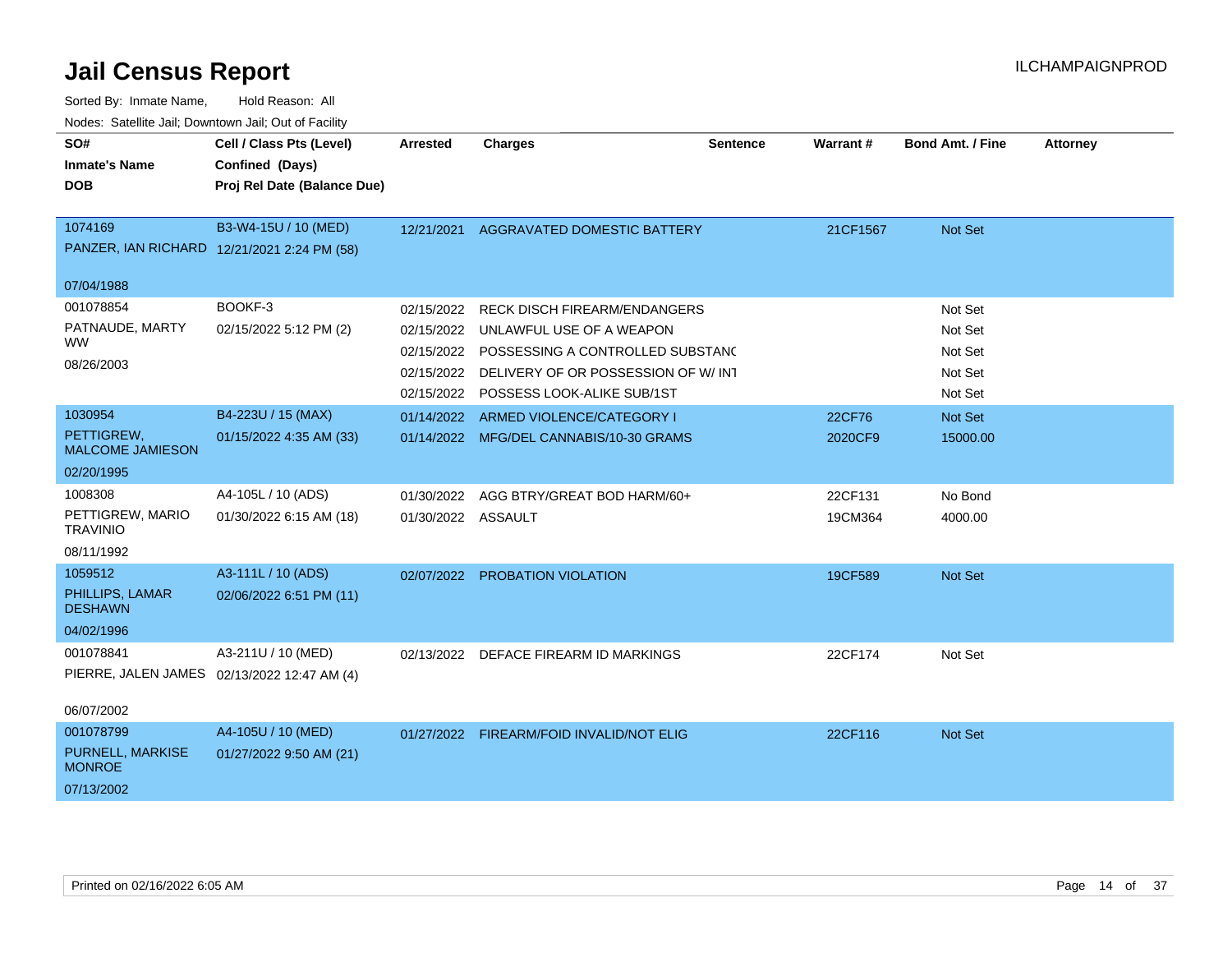# Jail Census Report

Sorted By: Inmate Name, Hold Reason: All

Nodes: Satellite Jail; Downtown Jail; Out of Facility

| SO# / Inmate's Name / DOB | Cell / Class Pts (Level) / Confined (Days) / Proj Rel Date (Balance Due) | Arrested | Charges | Sentence | Warrant # | Bond Amt. / Fine | Attorney |
|---|---|---|---|---|---|---|---|
| 1074169<br>PANZER, IAN RICHARD<br>07/04/1988 | B3-W4-15U / 10 (MED)<br>12/21/2021 2:24 PM (58) | 12/21/2021 | AGGRAVATED DOMESTIC BATTERY | | 21CF1567 | Not Set | |
| 001078854<br>PATNAUDE, MARTY WW<br>08/26/2003 | BOOKF-3<br>02/15/2022 5:12 PM (2) | 02/15/2022 | RECK DISCH FIREARM/ENDANGERS | | | Not Set | |
| | | 02/15/2022 | UNLAWFUL USE OF A WEAPON | | | Not Set | |
| | | 02/15/2022 | POSSESSING A CONTROLLED SUBSTANC | | | Not Set | |
| | | 02/15/2022 | DELIVERY OF OR POSSESSION OF W/ INT | | | Not Set | |
| | | 02/15/2022 | POSSESS LOOK-ALIKE SUB/1ST | | | Not Set | |
| 1030954<br>PETTIGREW, MALCOME JAMIESON<br>02/20/1995 | B4-223U / 15 (MAX)<br>01/15/2022 4:35 AM (33) | 01/14/2022 | ARMED VIOLENCE/CATEGORY I | | 22CF76 | Not Set | |
| | | 01/14/2022 | MFG/DEL CANNABIS/10-30 GRAMS | | 2020CF9 | 15000.00 | |
| 1008308<br>PETTIGREW, MARIO TRAVINIO<br>08/11/1992 | A4-105L / 10 (ADS)<br>01/30/2022 6:15 AM (18) | 01/30/2022 | AGG BTRY/GREAT BOD HARM/60+ | | 22CF131 | No Bond | |
| | | 01/30/2022 | ASSAULT | | 19CM364 | 4000.00 | |
| 1059512<br>PHILLIPS, LAMAR DESHAWN<br>04/02/1996 | A3-111L / 10 (ADS)<br>02/06/2022 6:51 PM (11) | 02/07/2022 | PROBATION VIOLATION | | 19CF589 | Not Set | |
| 001078841<br>PIERRE, JALEN JAMES<br>06/07/2002 | A3-211U / 10 (MED)<br>02/13/2022 12:47 AM (4) | 02/13/2022 | DEFACE FIREARM ID MARKINGS | | 22CF174 | Not Set | |
| 001078799<br>PURNELL, MARKISE MONROE<br>07/13/2002 | A4-105U / 10 (MED)<br>01/27/2022 9:50 AM (21) | 01/27/2022 | FIREARM/FOID INVALID/NOT ELIG | | 22CF116 | Not Set | |

Printed on 02/16/2022 6:05 AM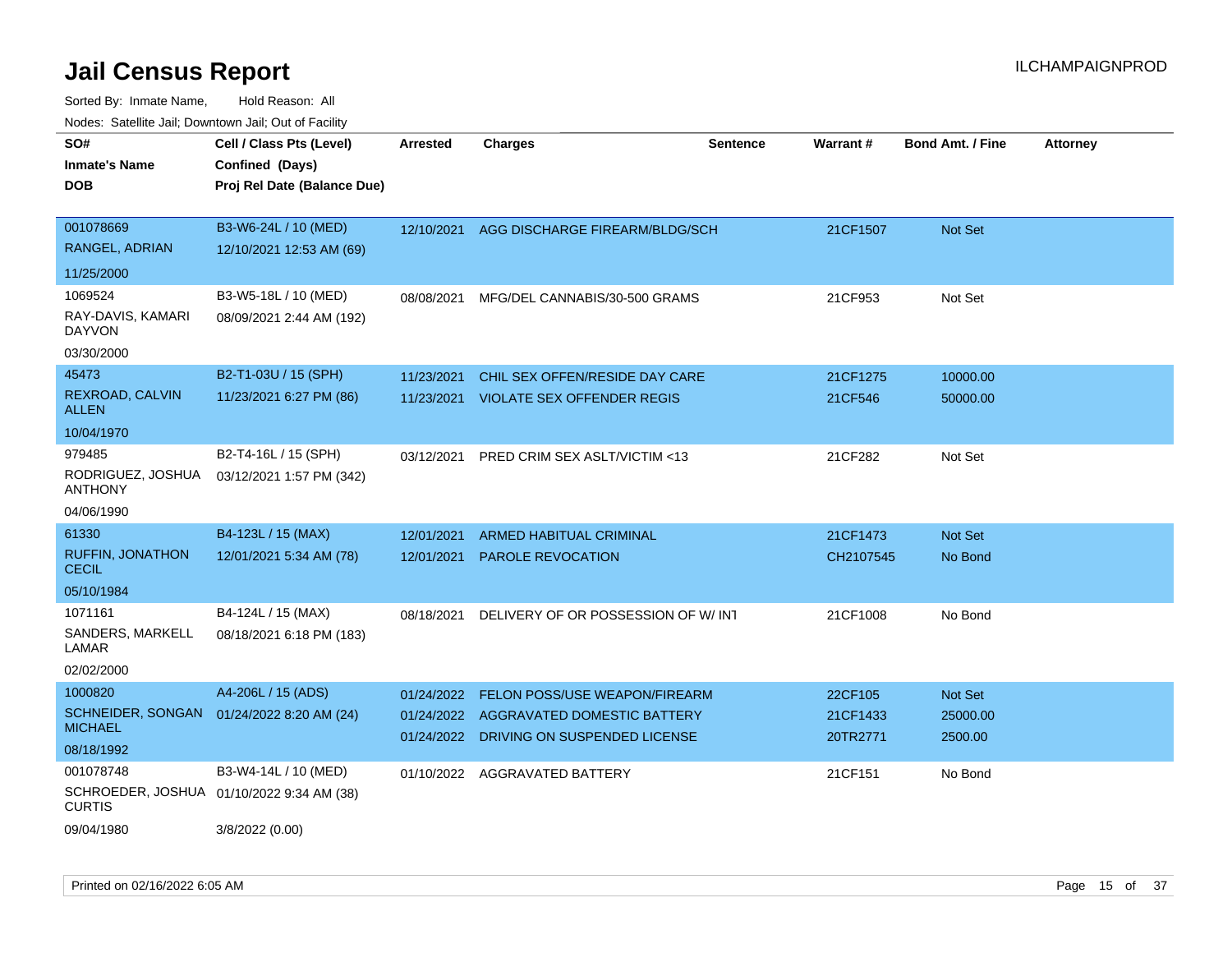# Jail Census Report

ILCHAMPAIGNPROD

Sorted By: Inmate Name, Hold Reason: All

Nodes: Satellite Jail; Downtown Jail; Out of Facility

| SO# / Inmate's Name / DOB | Cell / Class Pts (Level) / Confined (Days) / Proj Rel Date (Balance Due) | Arrested | Charges | Sentence | Warrant # | Bond Amt. / Fine | Attorney |
|---|---|---|---|---|---|---|---|
| 001078669<br>RANGEL, ADRIAN<br>11/25/2000 | B3-W6-24L / 10 (MED)<br>12/10/2021 12:53 AM (69) | 12/10/2021 | AGG DISCHARGE FIREARM/BLDG/SCH | | 21CF1507 | Not Set | |
| 1069524<br>RAY-DAVIS, KAMARI DAYVON<br>03/30/2000 | B3-W5-18L / 10 (MED)<br>08/09/2021 2:44 AM (192) | 08/08/2021 | MFG/DEL CANNABIS/30-500 GRAMS | | 21CF953 | Not Set | |
| 45473<br>REXROAD, CALVIN ALLEN<br>10/04/1970 | B2-T1-03U / 15 (SPH)<br>11/23/2021 6:27 PM (86) | 11/23/2021<br>11/23/2021 | CHIL SEX OFFEN/RESIDE DAY CARE<br>VIOLATE SEX OFFENDER REGIS | | 21CF1275<br>21CF546 | 10000.00<br>50000.00 | |
| 979485<br>RODRIGUEZ, JOSHUA ANTHONY<br>04/06/1990 | B2-T4-16L / 15 (SPH)<br>03/12/2021 1:57 PM (342) | 03/12/2021 | PRED CRIM SEX ASLT/VICTIM <13 | | 21CF282 | Not Set | |
| 61330<br>RUFFIN, JONATHON CECIL<br>05/10/1984 | B4-123L / 15 (MAX)<br>12/01/2021 5:34 AM (78) | 12/01/2021<br>12/01/2021 | ARMED HABITUAL CRIMINAL<br>PAROLE REVOCATION | | 21CF1473<br>CH2107545 | Not Set<br>No Bond | |
| 1071161<br>SANDERS, MARKELL LAMAR<br>02/02/2000 | B4-124L / 15 (MAX)<br>08/18/2021 6:18 PM (183) | 08/18/2021 | DELIVERY OF OR POSSESSION OF W/ INT | | 21CF1008 | No Bond | |
| 1000820<br>SCHNEIDER, SONGAN MICHAEL<br>08/18/1992 | A4-206L / 15 (ADS)<br>01/24/2022 8:20 AM (24) | 01/24/2022<br>01/24/2022<br>01/24/2022 | FELON POSS/USE WEAPON/FIREARM<br>AGGRAVATED DOMESTIC BATTERY<br>DRIVING ON SUSPENDED LICENSE | | 22CF105<br>21CF1433<br>20TR2771 | Not Set<br>25000.00<br>2500.00 | |
| 001078748<br>SCHROEDER, JOSHUA CURTIS<br>09/04/1980 | B3-W4-14L / 10 (MED)<br>01/10/2022 9:34 AM (38)<br>3/8/2022 (0.00) | 01/10/2022 | AGGRAVATED BATTERY | | 21CF151 | No Bond | |

Printed on 02/16/2022 6:05 AM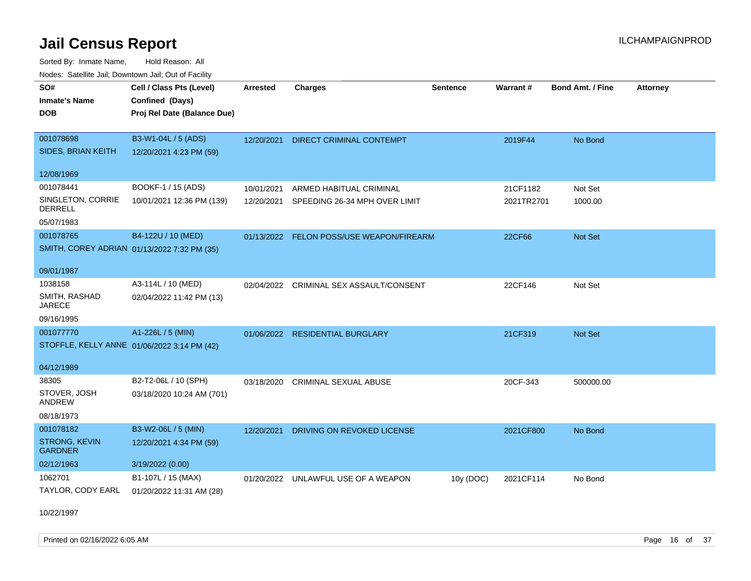# Jail Census Report

ILCHAMPAIGNPROD

Sorted By: Inmate Name, Hold Reason: All

Nodes: Satellite Jail; Downtown Jail; Out of Facility

| SO# / Inmate's Name / DOB | Cell / Class Pts (Level) / Confined (Days) / Proj Rel Date (Balance Due) | Arrested | Charges | Sentence | Warrant # | Bond Amt. / Fine | Attorney |
|---|---|---|---|---|---|---|---|
| 001078698 SIDES, BRIAN KEITH 12/08/1969 | B3-W1-04L / 5 (ADS) 12/20/2021 4:23 PM (59) | 12/20/2021 | DIRECT CRIMINAL CONTEMPT | | 2019F44 | No Bond | |
| 001078441 SINGLETON, CORRIE DERRELL 05/07/1983 | BOOKF-1 / 15 (ADS) 10/01/2021 12:36 PM (139) | 10/01/2021 | ARMED HABITUAL CRIMINAL | | 21CF1182 | Not Set | |
| | | 12/20/2021 | SPEEDING 26-34 MPH OVER LIMIT | | 2021TR2701 | 1000.00 | |
| 001078765 SMITH, COREY ADRIAN 09/01/1987 | B4-122U / 10 (MED) 01/13/2022 7:32 PM (35) | 01/13/2022 | FELON POSS/USE WEAPON/FIREARM | | 22CF66 | Not Set | |
| 1038158 SMITH, RASHAD JARECE 09/16/1995 | A3-114L / 10 (MED) 02/04/2022 11:42 PM (13) | 02/04/2022 | CRIMINAL SEX ASSAULT/CONSENT | | 22CF146 | Not Set | |
| 001077770 STOFFLE, KELLY ANNE 04/12/1989 | A1-226L / 5 (MIN) 01/06/2022 3:14 PM (42) | 01/06/2022 | RESIDENTIAL BURGLARY | | 21CF319 | Not Set | |
| 38305 STOVER, JOSH ANDREW 08/18/1973 | B2-T2-06L / 10 (SPH) 03/18/2020 10:24 AM (701) | 03/18/2020 | CRIMINAL SEXUAL ABUSE | | 20CF-343 | 500000.00 | |
| 001078182 STRONG, KEVIN GARDNER 02/12/1963 | B3-W2-06L / 5 (MIN) 12/20/2021 4:34 PM (59) 3/19/2022 (0.00) | 12/20/2021 | DRIVING ON REVOKED LICENSE | | 2021CF800 | No Bond | |
| 1062701 TAYLOR, CODY EARL 10/22/1997 | B1-107L / 15 (MAX) 01/20/2022 11:31 AM (28) | 01/20/2022 | UNLAWFUL USE OF A WEAPON | 10y (DOC) | 2021CF114 | No Bond | |

Printed on 02/16/2022 6:05 AM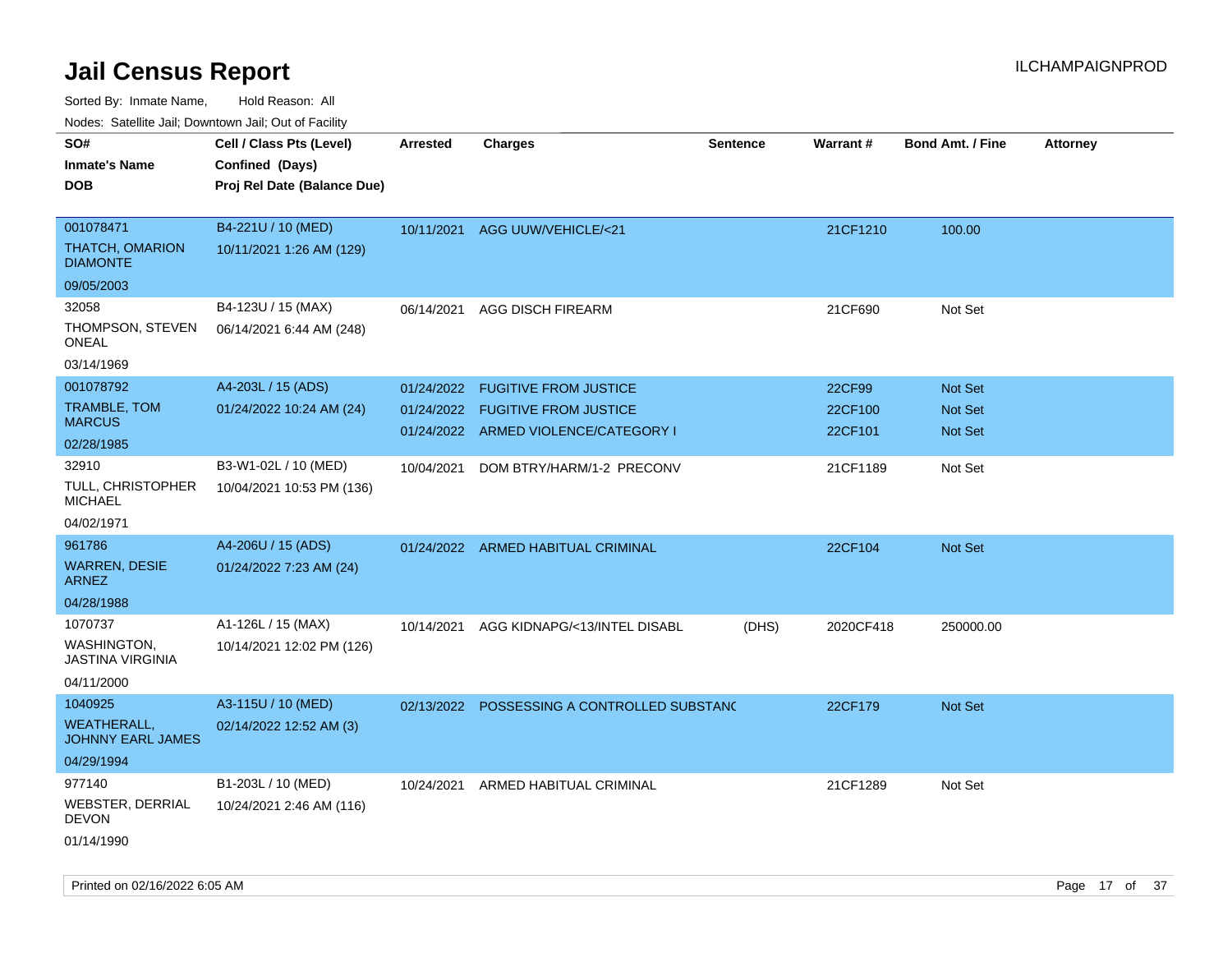# Jail Census Report

ILCHAMPAIGNPROD

Sorted By: Inmate Name, Hold Reason: All

Nodes: Satellite Jail; Downtown Jail; Out of Facility

| SO# / Inmate's Name / DOB | Cell / Class Pts (Level) / Confined (Days) / Proj Rel Date (Balance Due) | Arrested | Charges | Sentence | Warrant # | Bond Amt. / Fine | Attorney |
|---|---|---|---|---|---|---|---|
| 001078471<br>THATCH, OMARION DIAMONTE<br>09/05/2003 | B4-221U / 10 (MED)<br>10/11/2021 1:26 AM (129) | 10/11/2021 | AGG UUW/VEHICLE/<21 | | 21CF1210 | 100.00 | |
| 32058<br>THOMPSON, STEVEN ONEAL<br>03/14/1969 | B4-123U / 15 (MAX)<br>06/14/2021 6:44 AM (248) | 06/14/2021 | AGG DISCH FIREARM | | 21CF690 | Not Set | |
| 001078792<br>TRAMBLE, TOM MARCUS<br>02/28/1985 | A4-203L / 15 (ADS)<br>01/24/2022 10:24 AM (24) | 01/24/2022<br>01/24/2022<br>01/24/2022 | FUGITIVE FROM JUSTICE<br>FUGITIVE FROM JUSTICE<br>ARMED VIOLENCE/CATEGORY I | | 22CF99<br>22CF100<br>22CF101 | Not Set<br>Not Set<br>Not Set | |
| 32910<br>TULL, CHRISTOPHER MICHAEL<br>04/02/1971 | B3-W1-02L / 10 (MED)<br>10/04/2021 10:53 PM (136) | 10/04/2021 | DOM BTRY/HARM/1-2 PRECONV | | 21CF1189 | Not Set | |
| 961786<br>WARREN, DESIE ARNEZ<br>04/28/1988 | A4-206U / 15 (ADS)<br>01/24/2022 7:23 AM (24) | 01/24/2022 | ARMED HABITUAL CRIMINAL | | 22CF104 | Not Set | |
| 1070737<br>WASHINGTON, JASTINA VIRGINIA<br>04/11/2000 | A1-126L / 15 (MAX)<br>10/14/2021 12:02 PM (126) | 10/14/2021 | AGG KIDNAPG/<13/INTEL DISABL | (DHS) | 2020CF418 | 250000.00 | |
| 1040925<br>WEATHERALL, JOHNNY EARL JAMES<br>04/29/1994 | A3-115U / 10 (MED)<br>02/14/2022 12:52 AM (3) | 02/13/2022 | POSSESSING A CONTROLLED SUBSTANC | | 22CF179 | Not Set | |
| 977140<br>WEBSTER, DERRIAL DEVON<br>01/14/1990 | B1-203L / 10 (MED)<br>10/24/2021 2:46 AM (116) | 10/24/2021 | ARMED HABITUAL CRIMINAL | | 21CF1289 | Not Set | |

Printed on 02/16/2022 6:05 AM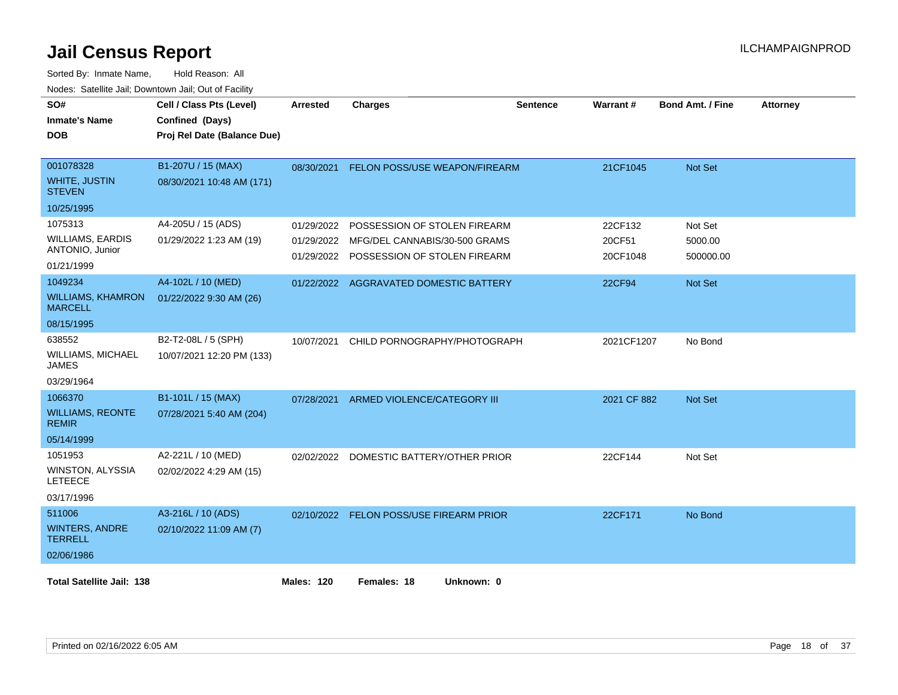# Jail Census Report

ILCHAMPAIGNPROD

Sorted By: Inmate Name, Hold Reason: All

Nodes: Satellite Jail; Downtown Jail; Out of Facility

| SO#<br>Inmate's Name<br>DOB | Cell / Class Pts (Level)<br>Confined (Days)<br>Proj Rel Date (Balance Due) | Arrested | Charges | Sentence | Warrant # | Bond Amt. / Fine | Attorney |
|---|---|---|---|---|---|---|---|
| 001078328<br>WHITE, JUSTIN STEVEN<br>10/25/1995 | B1-207U / 15 (MAX)<br>08/30/2021 10:48 AM (171) | 08/30/2021 | FELON POSS/USE WEAPON/FIREARM | | 21CF1045 | Not Set | |
| 1075313<br>WILLIAMS, EARDIS ANTONIO, Junior<br>01/21/1999 | A4-205U / 15 (ADS)<br>01/29/2022 1:23 AM (19) | 01/29/2022<br>01/29/2022<br>01/29/2022 | POSSESSION OF STOLEN FIREARM<br>MFG/DEL CANNABIS/30-500 GRAMS<br>POSSESSION OF STOLEN FIREARM | | 22CF132<br>20CF51<br>20CF1048 | Not Set<br>5000.00<br>500000.00 | |
| 1049234<br>WILLIAMS, KHAMRON MARCELL<br>08/15/1995 | A4-102L / 10 (MED)<br>01/22/2022 9:30 AM (26) | 01/22/2022 | AGGRAVATED DOMESTIC BATTERY | | 22CF94 | Not Set | |
| 638552<br>WILLIAMS, MICHAEL JAMES<br>03/29/1964 | B2-T2-08L / 5 (SPH)<br>10/07/2021 12:20 PM (133) | 10/07/2021 | CHILD PORNOGRAPHY/PHOTOGRAPH | | 2021CF1207 | No Bond | |
| 1066370<br>WILLIAMS, REONTE REMIR<br>05/14/1999 | B1-101L / 15 (MAX)<br>07/28/2021 5:40 AM (204) | 07/28/2021 | ARMED VIOLENCE/CATEGORY III | | 2021 CF 882 | Not Set | |
| 1051953<br>WINSTON, ALYSSIA LETEECE<br>03/17/1996 | A2-221L / 10 (MED)<br>02/02/2022 4:29 AM (15) | 02/02/2022 | DOMESTIC BATTERY/OTHER PRIOR | | 22CF144 | Not Set | |
| 511006<br>WINTERS, ANDRE TERRELL<br>02/06/1986 | A3-216L / 10 (ADS)<br>02/10/2022 11:09 AM (7) | 02/10/2022 | FELON POSS/USE FIREARM PRIOR | | 22CF171 | No Bond | |

**Total Satellite Jail: 138** **Males: 120** **Females: 18** **Unknown: 0**

Printed on 02/16/2022 6:05 AM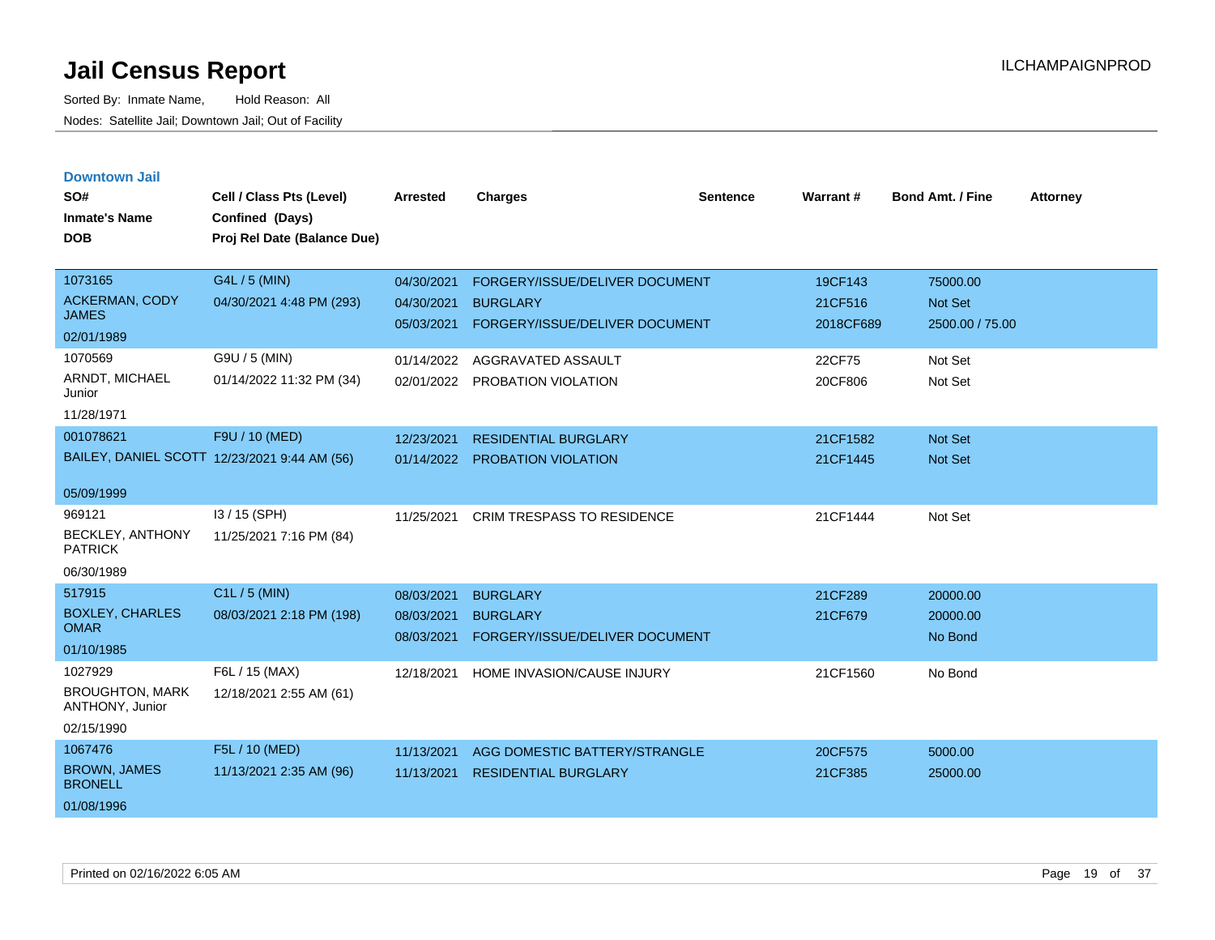# Jail Census Report

Sorted By: Inmate Name, Hold Reason: All

Nodes: Satellite Jail; Downtown Jail; Out of Facility

ILCHAMPAIGNPROD

### Downtown Jail

| SO# / Inmate's Name / DOB | Cell / Class Pts (Level) / Confined (Days) / Proj Rel Date (Balance Due) | Arrested | Charges | Sentence | Warrant # | Bond Amt. / Fine | Attorney |
|---|---|---|---|---|---|---|---|
| 1073165 ACKERMAN, CODY JAMES 02/01/1989 | G4L / 5 (MIN) 04/30/2021 4:48 PM (293) | 04/30/2021 | FORGERY/ISSUE/DELIVER DOCUMENT | | 19CF143 | 75000.00 | |
| | | 04/30/2021 | BURGLARY | | 21CF516 | Not Set | |
| | | 05/03/2021 | FORGERY/ISSUE/DELIVER DOCUMENT | | 2018CF689 | 2500.00 / 75.00 | |
| 1070569 ARNDT, MICHAEL Junior 11/28/1971 | G9U / 5 (MIN) 01/14/2022 11:32 PM (34) | 01/14/2022 | AGGRAVATED ASSAULT | | 22CF75 | Not Set | |
| | | 02/01/2022 | PROBATION VIOLATION | | 20CF806 | Not Set | |
| 001078621 BAILEY, DANIEL SCOTT 05/09/1999 | F9U / 10 (MED) 12/23/2021 9:44 AM (56) | 12/23/2021 | RESIDENTIAL BURGLARY | | 21CF1582 | Not Set | |
| | | 01/14/2022 | PROBATION VIOLATION | | 21CF1445 | Not Set | |
| 969121 BECKLEY, ANTHONY PATRICK 06/30/1989 | I3 / 15 (SPH) 11/25/2021 7:16 PM (84) | 11/25/2021 | CRIM TRESPASS TO RESIDENCE | | 21CF1444 | Not Set | |
| 517915 BOXLEY, CHARLES OMAR 01/10/1985 | C1L / 5 (MIN) 08/03/2021 2:18 PM (198) | 08/03/2021 | BURGLARY | | 21CF289 | 20000.00 | |
| | | 08/03/2021 | BURGLARY | | 21CF679 | 20000.00 | |
| | | 08/03/2021 | FORGERY/ISSUE/DELIVER DOCUMENT | | | No Bond | |
| 1027929 BROUGHTON, MARK ANTHONY, Junior 02/15/1990 | F6L / 15 (MAX) 12/18/2021 2:55 AM (61) | 12/18/2021 | HOME INVASION/CAUSE INJURY | | 21CF1560 | No Bond | |
| 1067476 BROWN, JAMES BRONELL 01/08/1996 | F5L / 10 (MED) 11/13/2021 2:35 AM (96) | 11/13/2021 | AGG DOMESTIC BATTERY/STRANGLE | | 20CF575 | 5000.00 | |
| | | 11/13/2021 | RESIDENTIAL BURGLARY | | 21CF385 | 25000.00 | |

Printed on 02/16/2022 6:05 AM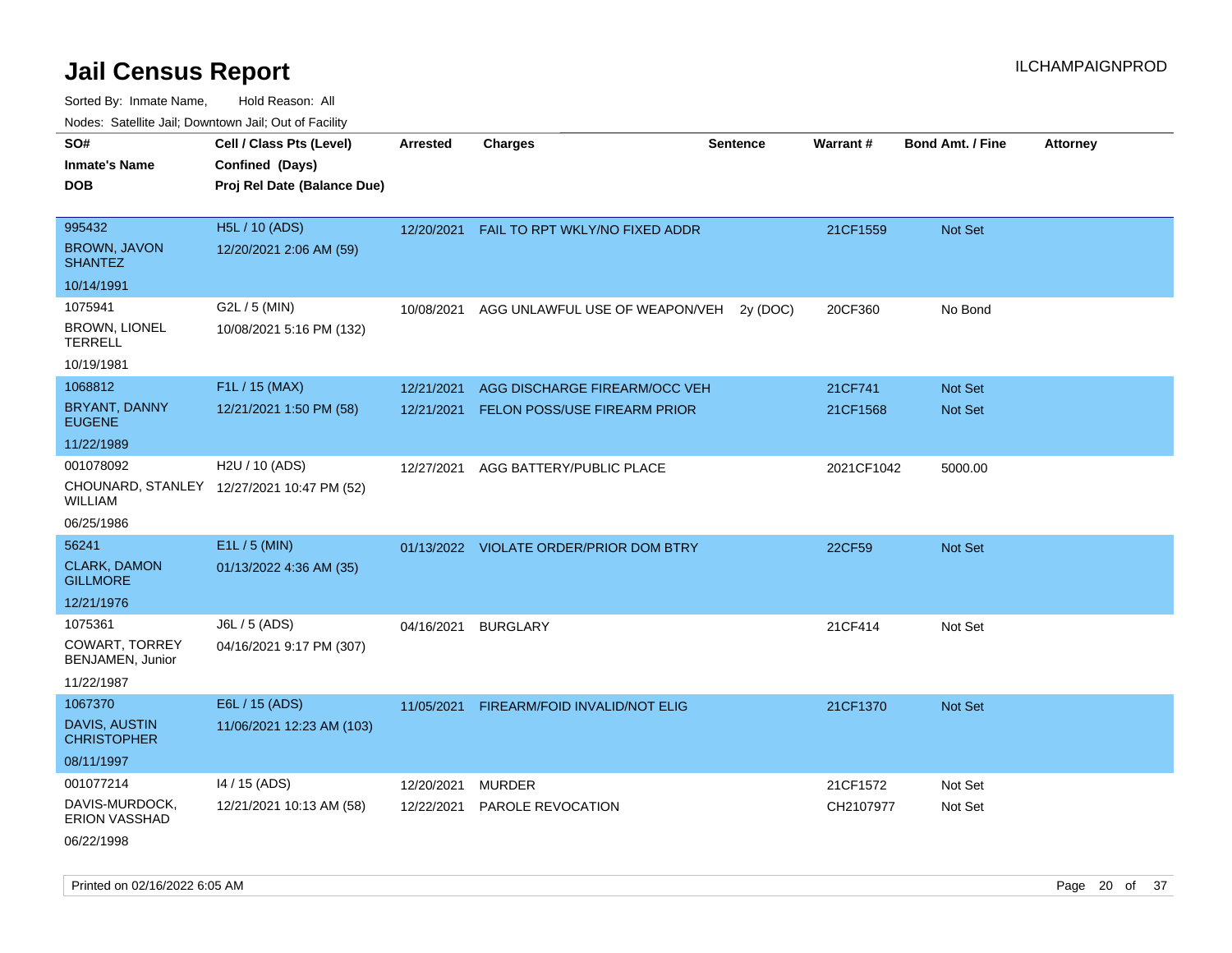# Jail Census Report

Sorted By: Inmate Name, Hold Reason: All

Nodes: Satellite Jail; Downtown Jail; Out of Facility

| SO# / Inmate's Name / DOB | Cell / Class Pts (Level) / Confined (Days) / Proj Rel Date (Balance Due) | Arrested | Charges | Sentence | Warrant # | Bond Amt. / Fine | Attorney |
|---|---|---|---|---|---|---|---|
| 995432<br>BROWN, JAVON SHANTEZ<br>10/14/1991 | H5L / 10 (ADS)<br>12/20/2021 2:06 AM (59) | 12/20/2021 | FAIL TO RPT WKLY/NO FIXED ADDR | | 21CF1559 | Not Set | |
| 1075941<br>BROWN, LIONEL TERRELL<br>10/19/1981 | G2L / 5 (MIN)<br>10/08/2021 5:16 PM (132) | 10/08/2021 | AGG UNLAWFUL USE OF WEAPON/VEH | 2y (DOC) | 20CF360 | No Bond | |
| 1068812<br>BRYANT, DANNY EUGENE<br>11/22/1989 | F1L / 15 (MAX)<br>12/21/2021 1:50 PM (58) | 12/21/2021<br>12/21/2021 | AGG DISCHARGE FIREARM/OCC VEH<br>FELON POSS/USE FIREARM PRIOR | | 21CF741<br>21CF1568 | Not Set<br>Not Set | |
| 001078092<br>CHOUNARD, STANLEY WILLIAM<br>06/25/1986 | H2U / 10 (ADS)<br>12/27/2021 10:47 PM (52) | 12/27/2021 | AGG BATTERY/PUBLIC PLACE | | 2021CF1042 | 5000.00 | |
| 56241<br>CLARK, DAMON GILLMORE<br>12/21/1976 | E1L / 5 (MIN)<br>01/13/2022 4:36 AM (35) | 01/13/2022 | VIOLATE ORDER/PRIOR DOM BTRY | | 22CF59 | Not Set | |
| 1075361<br>COWART, TORREY BENJAMEN, Junior<br>11/22/1987 | J6L / 5 (ADS)<br>04/16/2021 9:17 PM (307) | 04/16/2021 | BURGLARY | | 21CF414 | Not Set | |
| 1067370<br>DAVIS, AUSTIN CHRISTOPHER<br>08/11/1997 | E6L / 15 (ADS)<br>11/06/2021 12:23 AM (103) | 11/05/2021 | FIREARM/FOID INVALID/NOT ELIG | | 21CF1370 | Not Set | |
| 001077214<br>DAVIS-MURDOCK, ERION VASSHAD<br>06/22/1998 | I4 / 15 (ADS)<br>12/21/2021 10:13 AM (58) | 12/20/2021<br>12/22/2021 | MURDER<br>PAROLE REVOCATION | | 21CF1572<br>CH2107977 | Not Set<br>Not Set | |

Printed on 02/16/2022 6:05 AM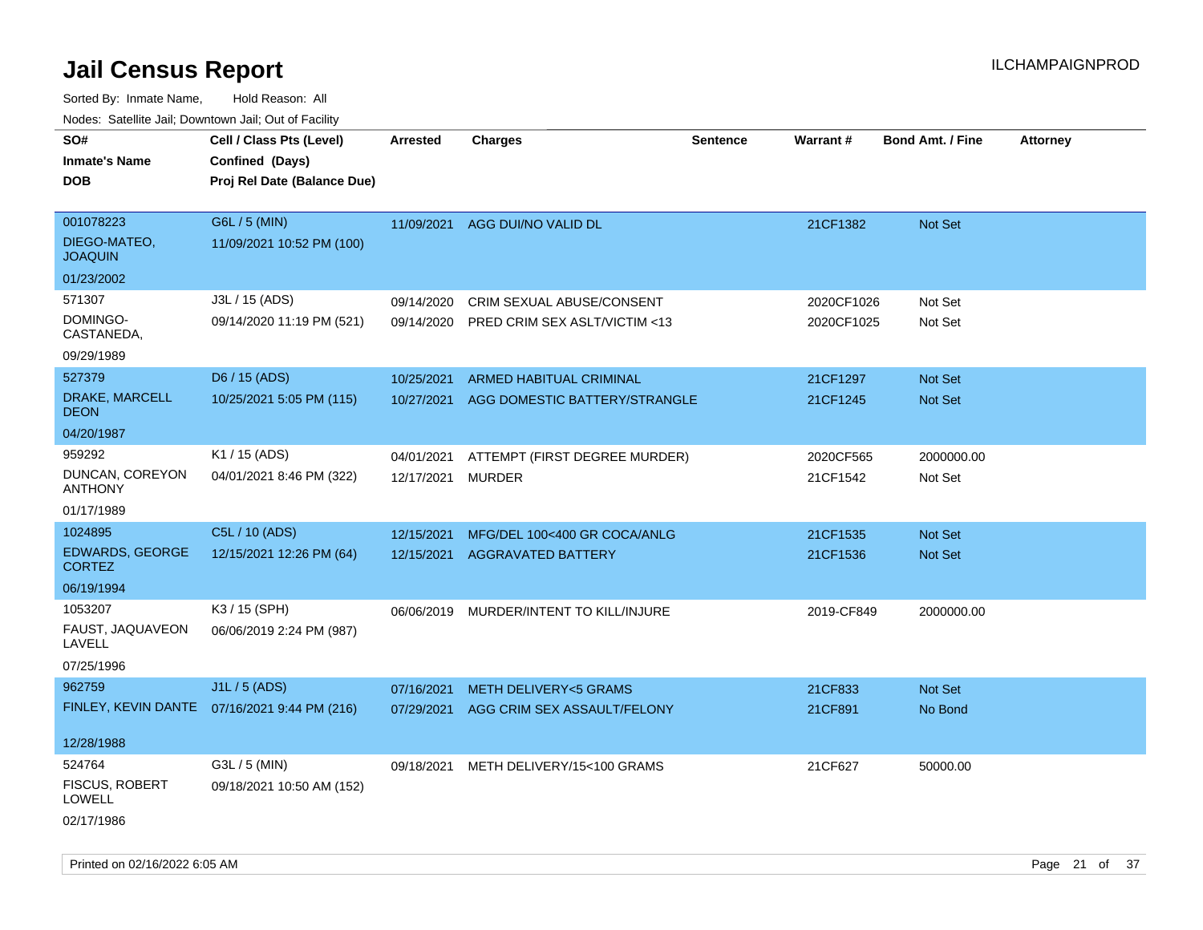# Jail Census Report

Sorted By: Inmate Name, Hold Reason: All

Nodes: Satellite Jail; Downtown Jail; Out of Facility

| SO# / Inmate's Name / DOB | Cell / Class Pts (Level) / Confined (Days) / Proj Rel Date (Balance Due) | Arrested | Charges | Sentence | Warrant # | Bond Amt. / Fine | Attorney |
|---|---|---|---|---|---|---|---|
| 001078223<br>DIEGO-MATEO, JOAQUIN<br>01/23/2002 | G6L / 5 (MIN)<br>11/09/2021 10:52 PM (100) | 11/09/2021 | AGG DUI/NO VALID DL | | 21CF1382 | Not Set | |
| 571307<br>DOMINGO-CASTANEDA,<br>09/29/1989 | J3L / 15 (ADS)<br>09/14/2020 11:19 PM (521) | 09/14/2020 | CRIM SEXUAL ABUSE/CONSENT | | 2020CF1026 | Not Set | |
| | | 09/14/2020 | PRED CRIM SEX ASLT/VICTIM <13 | | 2020CF1025 | Not Set | |
| 527379<br>DRAKE, MARCELL DEON<br>04/20/1987 | D6 / 15 (ADS)<br>10/25/2021 5:05 PM (115) | 10/25/2021 | ARMED HABITUAL CRIMINAL | | 21CF1297 | Not Set | |
| | | 10/27/2021 | AGG DOMESTIC BATTERY/STRANGLE | | 21CF1245 | Not Set | |
| 959292<br>DUNCAN, COREYON ANTHONY<br>01/17/1989 | K1 / 15 (ADS)<br>04/01/2021 8:46 PM (322) | 04/01/2021 | ATTEMPT (FIRST DEGREE MURDER) | | 2020CF565 | 2000000.00 | |
| | | 12/17/2021 | MURDER | | 21CF1542 | Not Set | |
| 1024895<br>EDWARDS, GEORGE CORTEZ<br>06/19/1994 | C5L / 10 (ADS)<br>12/15/2021 12:26 PM (64) | 12/15/2021 | MFG/DEL 100<400 GR COCA/ANLG | | 21CF1535 | Not Set | |
| | | 12/15/2021 | AGGRAVATED BATTERY | | 21CF1536 | Not Set | |
| 1053207<br>FAUST, JAQUAVEON LAVELL<br>07/25/1996 | K3 / 15 (SPH)<br>06/06/2019 2:24 PM (987) | 06/06/2019 | MURDER/INTENT TO KILL/INJURE | | 2019-CF849 | 2000000.00 | |
| 962759<br>FINLEY, KEVIN DANTE<br>12/28/1988 | J1L / 5 (ADS)<br>07/16/2021 9:44 PM (216) | 07/16/2021 | METH DELIVERY<5 GRAMS | | 21CF833 | Not Set | |
| | | 07/29/2021 | AGG CRIM SEX ASSAULT/FELONY | | 21CF891 | No Bond | |
| 524764<br>FISCUS, ROBERT LOWELL<br>02/17/1986 | G3L / 5 (MIN)<br>09/18/2021 10:50 AM (152) | 09/18/2021 | METH DELIVERY/15<100 GRAMS | | 21CF627 | 50000.00 | |

Printed on 02/16/2022 6:05 AM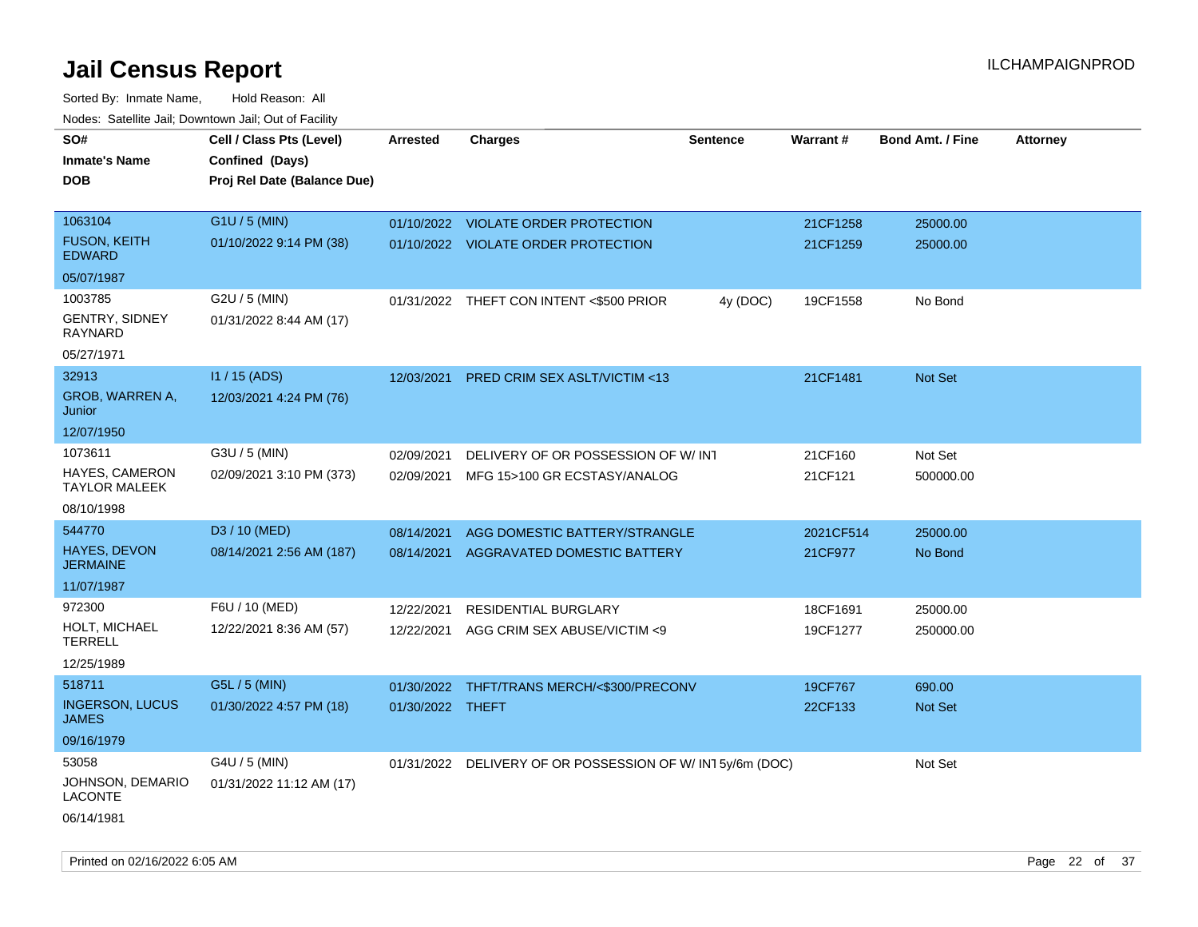# Jail Census Report

ILCHAMPAIGNPROD

Sorted By: Inmate Name, Hold Reason: All

Nodes: Satellite Jail; Downtown Jail; Out of Facility

| SO# / Inmate's Name / DOB | Cell / Class Pts (Level) / Confined (Days) / Proj Rel Date (Balance Due) | Arrested | Charges | Sentence | Warrant # | Bond Amt. / Fine | Attorney |
|---|---|---|---|---|---|---|---|
| 1063104 | G1U / 5 (MIN) | 01/10/2022 | VIOLATE ORDER PROTECTION | | 21CF1258 | 25000.00 | |
| FUSON, KEITH EDWARD | 01/10/2022 9:14 PM (38) | 01/10/2022 | VIOLATE ORDER PROTECTION | | 21CF1259 | 25000.00 | |
| 05/07/1987 | | | | | | | |
| 1003785 | G2U / 5 (MIN) | 01/31/2022 | THEFT CON INTENT <$500 PRIOR | 4y (DOC) | 19CF1558 | No Bond | |
| GENTRY, SIDNEY RAYNARD | 01/31/2022 8:44 AM (17) | | | | | | |
| 05/27/1971 | | | | | | | |
| 32913 | I1 / 15 (ADS) | 12/03/2021 | PRED CRIM SEX ASLT/VICTIM <13 | | 21CF1481 | Not Set | |
| GROB, WARREN A, Junior | 12/03/2021 4:24 PM (76) | | | | | | |
| 12/07/1950 | | | | | | | |
| 1073611 | G3U / 5 (MIN) | 02/09/2021 | DELIVERY OF OR POSSESSION OF W/ INT | | 21CF160 | Not Set | |
| HAYES, CAMERON TAYLOR MALEEK | 02/09/2021 3:10 PM (373) | 02/09/2021 | MFG 15>100 GR ECSTASY/ANALOG | | 21CF121 | 500000.00 | |
| 08/10/1998 | | | | | | | |
| 544770 | D3 / 10 (MED) | 08/14/2021 | AGG DOMESTIC BATTERY/STRANGLE | | 2021CF514 | 25000.00 | |
| HAYES, DEVON JERMAINE | 08/14/2021 2:56 AM (187) | 08/14/2021 | AGGRAVATED DOMESTIC BATTERY | | 21CF977 | No Bond | |
| 11/07/1987 | | | | | | | |
| 972300 | F6U / 10 (MED) | 12/22/2021 | RESIDENTIAL BURGLARY | | 18CF1691 | 25000.00 | |
| HOLT, MICHAEL TERRELL | 12/22/2021 8:36 AM (57) | 12/22/2021 | AGG CRIM SEX ABUSE/VICTIM <9 | | 19CF1277 | 250000.00 | |
| 12/25/1989 | | | | | | | |
| 518711 | G5L / 5 (MIN) | 01/30/2022 | THFT/TRANS MERCH/<$300/PRECONV | | 19CF767 | 690.00 | |
| INGERSON, LUCUS JAMES | 01/30/2022 4:57 PM (18) | 01/30/2022 | THEFT | | 22CF133 | Not Set | |
| 09/16/1979 | | | | | | | |
| 53058 | G4U / 5 (MIN) | 01/31/2022 | DELIVERY OF OR POSSESSION OF W/ INT | 5y/6m (DOC) | | Not Set | |
| JOHNSON, DEMARIO LACONTE | 01/31/2022 11:12 AM (17) | | | | | | |
| 06/14/1981 | | | | | | | |

Printed on 02/16/2022 6:05 AM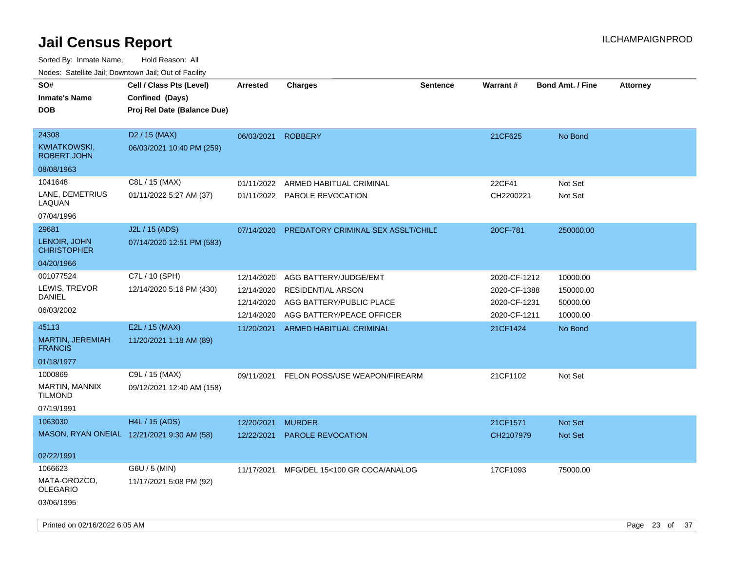# Jail Census Report

ILCHAMPAIGNPROD

Sorted By: Inmate Name, Hold Reason: All

Nodes: Satellite Jail; Downtown Jail; Out of Facility

| SO# / Inmate's Name / DOB | Cell / Class Pts (Level) / Confined (Days) / Proj Rel Date (Balance Due) | Arrested | Charges | Sentence | Warrant # | Bond Amt. / Fine | Attorney |
|---|---|---|---|---|---|---|---|
| 24308<br>KWIATKOWSKI, ROBERT JOHN<br>08/08/1963 | D2 / 15 (MAX)<br>06/03/2021 10:40 PM (259) | 06/03/2021 | ROBBERY | | 21CF625 | No Bond | |
| 1041648<br>LANE, DEMETRIUS LAQUAN<br>07/04/1996 | C8L / 15 (MAX)<br>01/11/2022 5:27 AM (37) | 01/11/2022 | ARMED HABITUAL CRIMINAL | | 22CF41 | Not Set | |
| | | 01/11/2022 | PAROLE REVOCATION | | CH2200221 | Not Set | |
| 29681<br>LENOIR, JOHN CHRISTOPHER<br>04/20/1966 | J2L / 15 (ADS)<br>07/14/2020 12:51 PM (583) | 07/14/2020 | PREDATORY CRIMINAL SEX ASSLT/CHILD | | 20CF-781 | 250000.00 | |
| 001077524<br>LEWIS, TREVOR DANIEL<br>06/03/2002 | C7L / 10 (SPH)<br>12/14/2020 5:16 PM (430) | 12/14/2020 | AGG BATTERY/JUDGE/EMT | | 2020-CF-1212 | 10000.00 | |
| | | 12/14/2020 | RESIDENTIAL ARSON | | 2020-CF-1388 | 150000.00 | |
| | | 12/14/2020 | AGG BATTERY/PUBLIC PLACE | | 2020-CF-1231 | 50000.00 | |
| | | 12/14/2020 | AGG BATTERY/PEACE OFFICER | | 2020-CF-1211 | 10000.00 | |
| 45113<br>MARTIN, JEREMIAH FRANCIS<br>01/18/1977 | E2L / 15 (MAX)<br>11/20/2021 1:18 AM (89) | 11/20/2021 | ARMED HABITUAL CRIMINAL | | 21CF1424 | No Bond | |
| 1000869<br>MARTIN, MANNIX TILMOND<br>07/19/1991 | C9L / 15 (MAX)<br>09/12/2021 12:40 AM (158) | 09/11/2021 | FELON POSS/USE WEAPON/FIREARM | | 21CF1102 | Not Set | |
| 1063030<br>MASON, RYAN ONEIAL<br>02/22/1991 | H4L / 15 (ADS)<br>12/21/2021 9:30 AM (58) | 12/20/2021 | MURDER | | 21CF1571 | Not Set | |
| | | 12/22/2021 | PAROLE REVOCATION | | CH2107979 | Not Set | |
| 1066623<br>MATA-OROZCO, OLEGARIO<br>03/06/1995 | G6U / 5 (MIN)<br>11/17/2021 5:08 PM (92) | 11/17/2021 | MFG/DEL 15<100 GR COCA/ANALOG | | 17CF1093 | 75000.00 | |

Printed on 02/16/2022 6:05 AM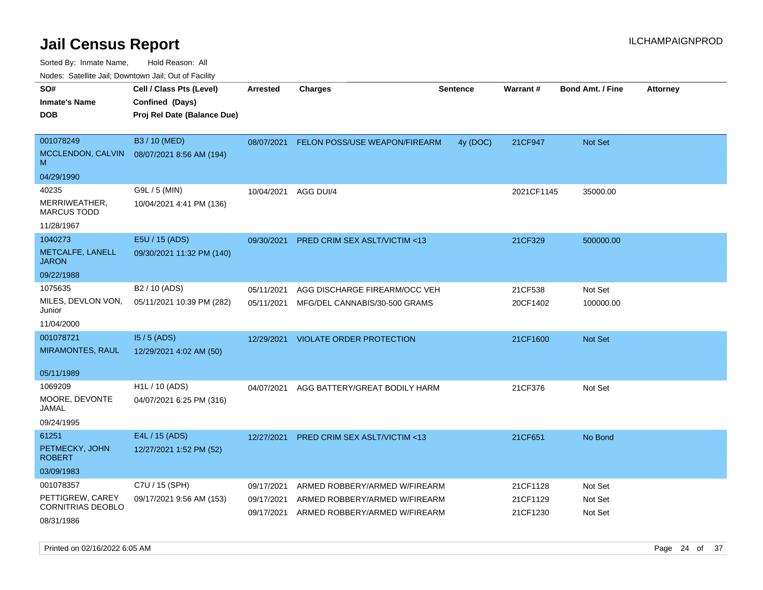# Jail Census Report

ILCHAMPAIGNPROD

Sorted By: Inmate Name, Hold Reason: All

Nodes: Satellite Jail; Downtown Jail; Out of Facility

| SO# / Inmate's Name / DOB | Cell / Class Pts (Level) / Confined (Days) / Proj Rel Date (Balance Due) | Arrested | Charges | Sentence | Warrant # | Bond Amt. / Fine | Attorney |
|---|---|---|---|---|---|---|---|
| 001078249<br>MCCLENDON, CALVIN M<br>04/29/1990 | B3 / 10 (MED)<br>08/07/2021 8:56 AM (194) | 08/07/2021 | FELON POSS/USE WEAPON/FIREARM | 4y (DOC) | 21CF947 | Not Set | |
| 40235<br>MERRIWEATHER, MARCUS TODD<br>11/28/1967 | G9L / 5 (MIN)<br>10/04/2021 4:41 PM (136) | 10/04/2021 | AGG DUI/4 | | 2021CF1145 | 35000.00 | |
| 1040273<br>METCALFE, LANELL JARON<br>09/22/1988 | E5U / 15 (ADS)<br>09/30/2021 11:32 PM (140) | 09/30/2021 | PRED CRIM SEX ASLT/VICTIM <13 | | 21CF329 | 500000.00 | |
| 1075635<br>MILES, DEVLON VON, Junior<br>11/04/2000 | B2 / 10 (ADS)<br>05/11/2021 10:39 PM (282) | 05/11/2021<br>05/11/2021 | AGG DISCHARGE FIREARM/OCC VEH<br>MFG/DEL CANNABIS/30-500 GRAMS | | 21CF538<br>20CF1402 | Not Set<br>100000.00 | |
| 001078721<br>MIRAMONTES, RAUL<br>05/11/1989 | I5 / 5 (ADS)<br>12/29/2021 4:02 AM (50) | 12/29/2021 | VIOLATE ORDER PROTECTION | | 21CF1600 | Not Set | |
| 1069209<br>MOORE, DEVONTE JAMAL<br>09/24/1995 | H1L / 10 (ADS)<br>04/07/2021 6:25 PM (316) | 04/07/2021 | AGG BATTERY/GREAT BODILY HARM | | 21CF376 | Not Set | |
| 61251<br>PETMECKY, JOHN ROBERT<br>03/09/1983 | E4L / 15 (ADS)<br>12/27/2021 1:52 PM (52) | 12/27/2021 | PRED CRIM SEX ASLT/VICTIM <13 | | 21CF651 | No Bond | |
| 001078357<br>PETTIGREW, CAREY CORNITRIAS DEOBLO<br>08/31/1986 | C7U / 15 (SPH)<br>09/17/2021 9:56 AM (153) | 09/17/2021<br>09/17/2021<br>09/17/2021 | ARMED ROBBERY/ARMED W/FIREARM<br>ARMED ROBBERY/ARMED W/FIREARM<br>ARMED ROBBERY/ARMED W/FIREARM | | 21CF1128<br>21CF1129<br>21CF1230 | Not Set<br>Not Set<br>Not Set | |

Printed on 02/16/2022 6:05 AM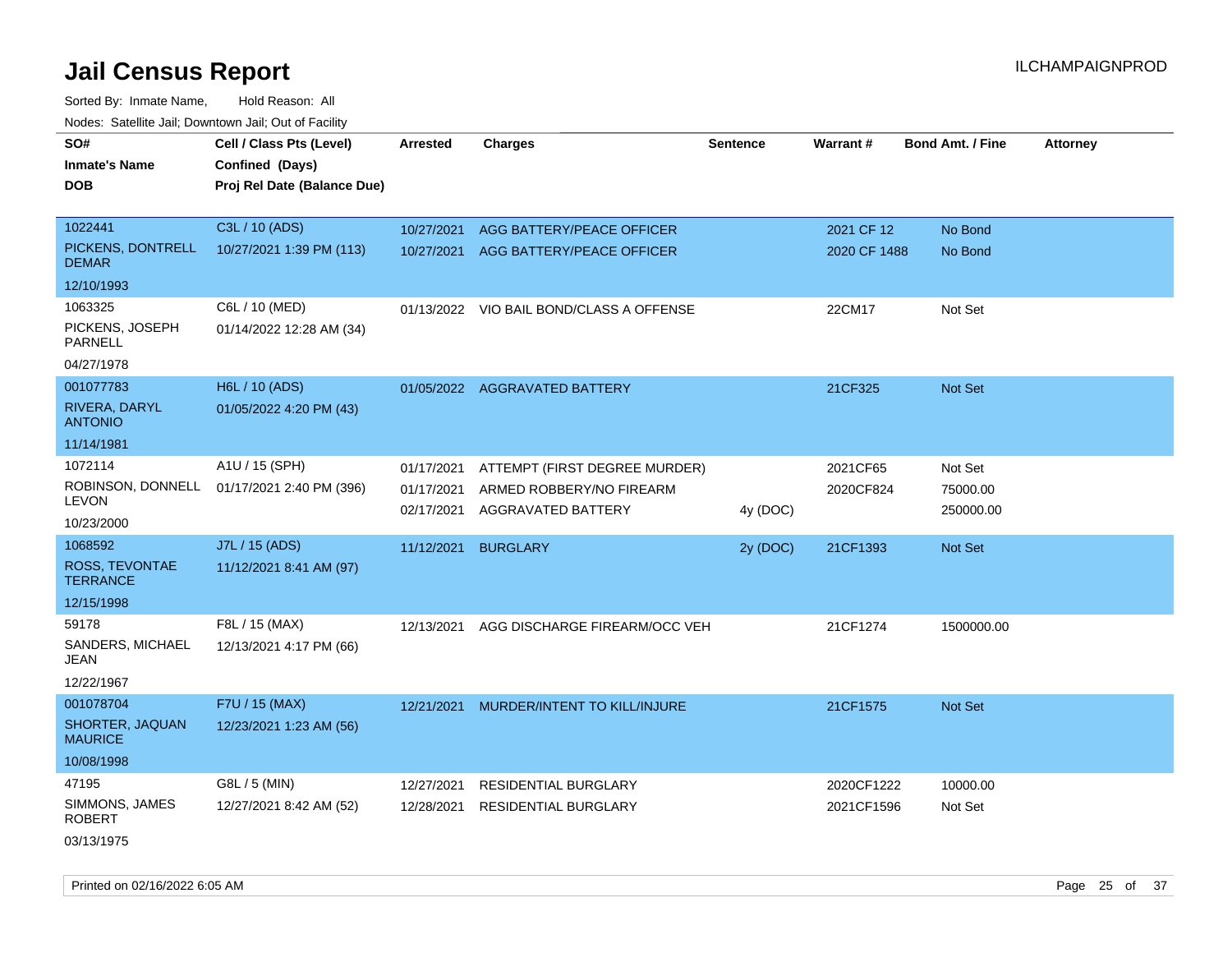# Jail Census Report

Sorted By: Inmate Name, Hold Reason: All

Nodes: Satellite Jail; Downtown Jail; Out of Facility

| SO# / Inmate's Name / DOB | Cell / Class Pts (Level) / Confined (Days) / Proj Rel Date (Balance Due) | Arrested | Charges | Sentence | Warrant # | Bond Amt. / Fine | Attorney |
|---|---|---|---|---|---|---|---|
| 1022441<br>PICKENS, DONTRELL DEMAR<br>12/10/1993 | C3L / 10 (ADS)<br>10/27/2021 1:39 PM (113) | 10/27/2021<br>10/27/2021 | AGG BATTERY/PEACE OFFICER<br>AGG BATTERY/PEACE OFFICER | | 2021 CF 12<br>2020 CF 1488 | No Bond<br>No Bond | |
| 1063325<br>PICKENS, JOSEPH PARNELL<br>04/27/1978 | C6L / 10 (MED)<br>01/14/2022 12:28 AM (34) | 01/13/2022 | VIO BAIL BOND/CLASS A OFFENSE | | 22CM17 | Not Set | |
| 001077783<br>RIVERA, DARYL ANTONIO<br>11/14/1981 | H6L / 10 (ADS)<br>01/05/2022 4:20 PM (43) | 01/05/2022 | AGGRAVATED BATTERY | | 21CF325 | Not Set | |
| 1072114<br>ROBINSON, DONNELL LEVON<br>10/23/2000 | A1U / 15 (SPH)<br>01/17/2021 2:40 PM (396) | 01/17/2021<br>01/17/2021<br>02/17/2021 | ATTEMPT (FIRST DEGREE MURDER)<br>ARMED ROBBERY/NO FIREARM<br>AGGRAVATED BATTERY | <br><br>4y (DOC) | 2021CF65<br>2020CF824 | Not Set<br>75000.00<br>250000.00 | |
| 1068592<br>ROSS, TEVONTAE TERRANCE<br>12/15/1998 | J7L / 15 (ADS)<br>11/12/2021 8:41 AM (97) | 11/12/2021 | BURGLARY | 2y (DOC) | 21CF1393 | Not Set | |
| 59178<br>SANDERS, MICHAEL JEAN<br>12/22/1967 | F8L / 15 (MAX)<br>12/13/2021 4:17 PM (66) | 12/13/2021 | AGG DISCHARGE FIREARM/OCC VEH | | 21CF1274 | 1500000.00 | |
| 001078704<br>SHORTER, JAQUAN MAURICE<br>10/08/1998 | F7U / 15 (MAX)<br>12/23/2021 1:23 AM (56) | 12/21/2021 | MURDER/INTENT TO KILL/INJURE | | 21CF1575 | Not Set | |
| 47195<br>SIMMONS, JAMES ROBERT<br>03/13/1975 | G8L / 5 (MIN)<br>12/27/2021 8:42 AM (52) | 12/27/2021<br>12/28/2021 | RESIDENTIAL BURGLARY<br>RESIDENTIAL BURGLARY | | 2020CF1222<br>2021CF1596 | 10000.00<br>Not Set | |

Printed on 02/16/2022 6:05 AM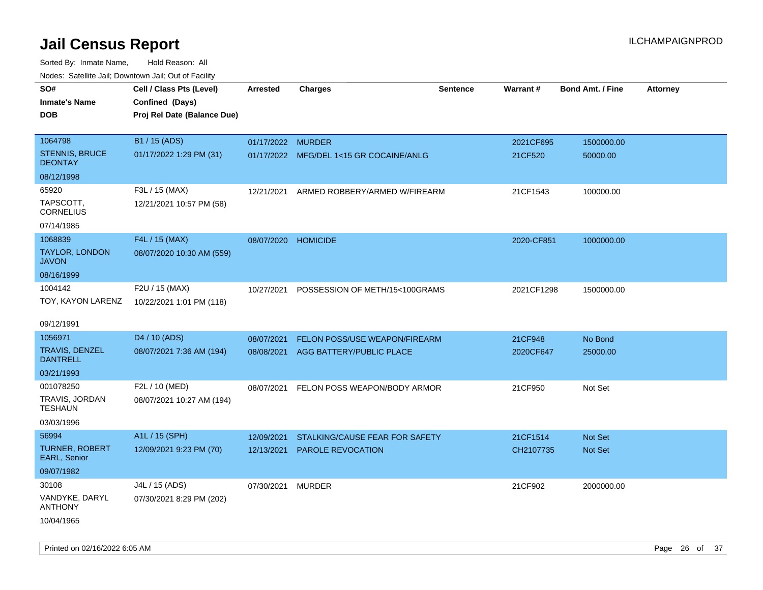# Jail Census Report

ILCHAMPAIGNPROD

Sorted By: Inmate Name, Hold Reason: All

Nodes: Satellite Jail; Downtown Jail; Out of Facility

| SO# / Inmate's Name / DOB | Cell / Class Pts (Level) / Confined (Days) / Proj Rel Date (Balance Due) | Arrested | Charges | Sentence | Warrant # | Bond Amt. / Fine | Attorney |
|---|---|---|---|---|---|---|---|
| 1064798<br>STENNIS, BRUCE DEONTAY<br>08/12/1998 | B1 / 15 (ADS)<br>01/17/2022 1:29 PM (31) | 01/17/2022<br>01/17/2022 | MURDER<br>MFG/DEL 1<15 GR COCAINE/ANLG | | 2021CF695<br>21CF520 | 1500000.00<br>50000.00 | |
| 65920<br>TAPSCOTT, CORNELIUS<br>07/14/1985 | F3L / 15 (MAX)<br>12/21/2021 10:57 PM (58) | 12/21/2021 | ARMED ROBBERY/ARMED W/FIREARM | | 21CF1543 | 100000.00 | |
| 1068839<br>TAYLOR, LONDON JAVON<br>08/16/1999 | F4L / 15 (MAX)<br>08/07/2020 10:30 AM (559) | 08/07/2020 | HOMICIDE | | 2020-CF851 | 1000000.00 | |
| 1004142<br>TOY, KAYON LARENZ<br>09/12/1991 | F2U / 15 (MAX)<br>10/22/2021 1:01 PM (118) | 10/27/2021 | POSSESSION OF METH/15<100GRAMS | | 2021CF1298 | 1500000.00 | |
| 1056971<br>TRAVIS, DENZEL DANTRELL<br>03/21/1993 | D4 / 10 (ADS)<br>08/07/2021 7:36 AM (194) | 08/07/2021<br>08/08/2021 | FELON POSS/USE WEAPON/FIREARM<br>AGG BATTERY/PUBLIC PLACE | | 21CF948<br>2020CF647 | No Bond<br>25000.00 | |
| 001078250<br>TRAVIS, JORDAN TESHAUN<br>03/03/1996 | F2L / 10 (MED)<br>08/07/2021 10:27 AM (194) | 08/07/2021 | FELON POSS WEAPON/BODY ARMOR | | 21CF950 | Not Set | |
| 56994<br>TURNER, ROBERT EARL, Senior<br>09/07/1982 | A1L / 15 (SPH)<br>12/09/2021 9:23 PM (70) | 12/09/2021<br>12/13/2021 | STALKING/CAUSE FEAR FOR SAFETY<br>PAROLE REVOCATION | | 21CF1514<br>CH2107735 | Not Set<br>Not Set | |
| 30108<br>VANDYKE, DARYL ANTHONY<br>10/04/1965 | J4L / 15 (ADS)<br>07/30/2021 8:29 PM (202) | 07/30/2021 | MURDER | | 21CF902 | 2000000.00 | |

Printed on 02/16/2022 6:05 AM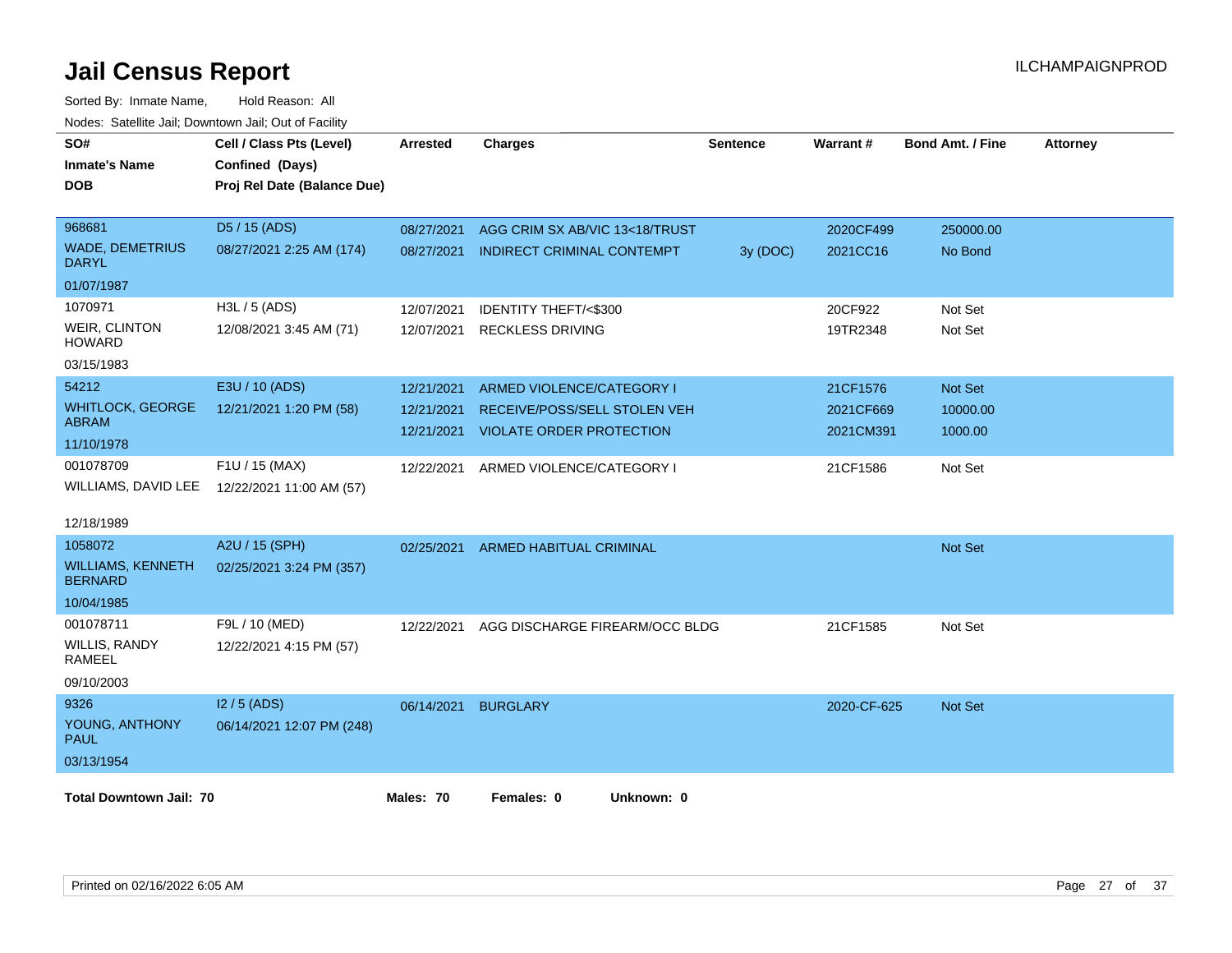# Jail Census Report

ILCHAMPAIGNPROD

Sorted By: Inmate Name, Hold Reason: All

Nodes: Satellite Jail; Downtown Jail; Out of Facility

| SO# / Inmate's Name / DOB | Cell / Class Pts (Level) / Confined (Days) / Proj Rel Date (Balance Due) | Arrested | Charges | Sentence | Warrant # | Bond Amt. / Fine | Attorney |
|---|---|---|---|---|---|---|---|
| 968681<br>WADE, DEMETRIUS DARYL<br>01/07/1987 | D5 / 15 (ADS)<br>08/27/2021 2:25 AM (174) | 08/27/2021 | AGG CRIM SX AB/VIC 13<18/TRUST | | 2020CF499 | 250000.00 | |
| | | 08/27/2021 | INDIRECT CRIMINAL CONTEMPT | 3y (DOC) | 2021CC16 | No Bond | |
| 1070971<br>WEIR, CLINTON HOWARD<br>03/15/1983 | H3L / 5 (ADS)<br>12/08/2021 3:45 AM (71) | 12/07/2021 | IDENTITY THEFT/<$300 | | 20CF922 | Not Set | |
| | | 12/07/2021 | RECKLESS DRIVING | | 19TR2348 | Not Set | |
| 54212<br>WHITLOCK, GEORGE ABRAM<br>11/10/1978 | E3U / 10 (ADS)<br>12/21/2021 1:20 PM (58) | 12/21/2021 | ARMED VIOLENCE/CATEGORY I | | 21CF1576 | Not Set | |
| | | 12/21/2021 | RECEIVE/POSS/SELL STOLEN VEH | | 2021CF669 | 10000.00 | |
| | | 12/21/2021 | VIOLATE ORDER PROTECTION | | 2021CM391 | 1000.00 | |
| 001078709<br>WILLIAMS, DAVID LEE<br>12/18/1989 | F1U / 15 (MAX)<br>12/22/2021 11:00 AM (57) | 12/22/2021 | ARMED VIOLENCE/CATEGORY I | | 21CF1586 | Not Set | |
| 1058072<br>WILLIAMS, KENNETH BERNARD<br>10/04/1985 | A2U / 15 (SPH)<br>02/25/2021 3:24 PM (357) | 02/25/2021 | ARMED HABITUAL CRIMINAL | | | Not Set | |
| 001078711<br>WILLIS, RANDY RAMEEL<br>09/10/2003 | F9L / 10 (MED)<br>12/22/2021 4:15 PM (57) | 12/22/2021 | AGG DISCHARGE FIREARM/OCC BLDG | | 21CF1585 | Not Set | |
| 9326<br>YOUNG, ANTHONY PAUL<br>03/13/1954 | I2 / 5 (ADS)<br>06/14/2021 12:07 PM (248) | 06/14/2021 | BURGLARY | | 2020-CF-625 | Not Set | |

**Total Downtown Jail: 70** **Males: 70** **Females: 0** **Unknown: 0**

Printed on 02/16/2022 6:05 AM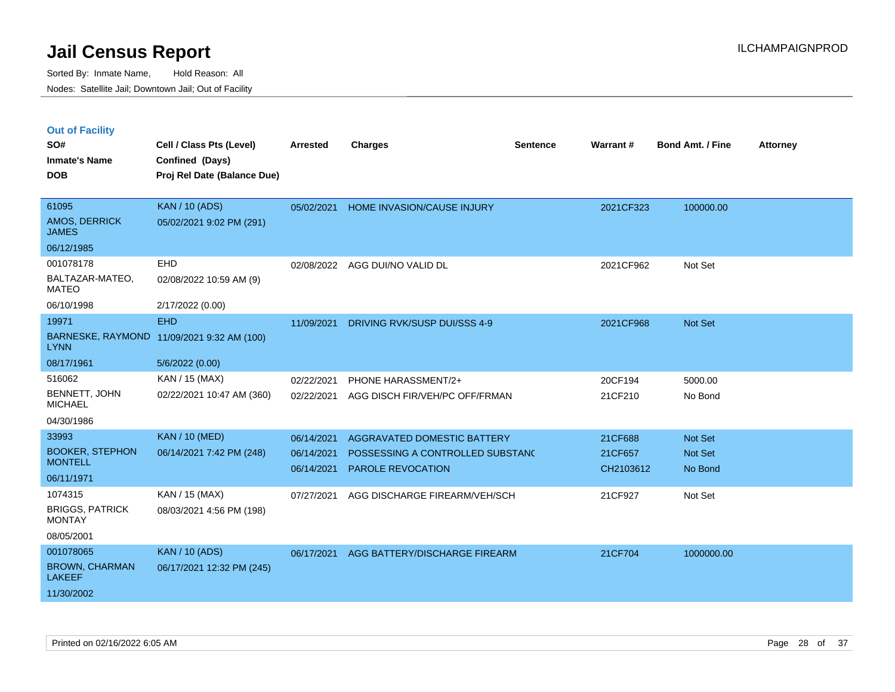# Jail Census Report

ILCHAMPAIGNPROD

Sorted By: Inmate Name, Hold Reason: All

Nodes: Satellite Jail; Downtown Jail; Out of Facility

## Out of Facility

| SO# / Inmate's Name / DOB | Cell / Class Pts (Level) / Confined (Days) / Proj Rel Date (Balance Due) | Arrested | Charges | Sentence | Warrant # | Bond Amt. / Fine | Attorney |
|---|---|---|---|---|---|---|---|
| 61095<br>AMOS, DERRICK JAMES<br>06/12/1985 | KAN / 10 (ADS)<br>05/02/2021 9:02 PM (291) | 05/02/2021 | HOME INVASION/CAUSE INJURY | | 2021CF323 | 100000.00 | |
| 001078178<br>BALTAZAR-MATEO, MATEO<br>06/10/1998 | EHD<br>02/08/2022 10:59 AM (9)<br>2/17/2022 (0.00) | 02/08/2022 | AGG DUI/NO VALID DL | | 2021CF962 | Not Set | |
| 19971<br>BARNESKE, RAYMOND LYNN<br>08/17/1961 | EHD<br>11/09/2021 9:32 AM (100)<br>5/6/2022 (0.00) | 11/09/2021 | DRIVING RVK/SUSP DUI/SSS 4-9 | | 2021CF968 | Not Set | |
| 516062<br>BENNETT, JOHN MICHAEL<br>04/30/1986 | KAN / 15 (MAX)<br>02/22/2021 10:47 AM (360) | 02/22/2021<br>02/22/2021 | PHONE HARASSMENT/2+<br>AGG DISCH FIR/VEH/PC OFF/FRMAN | | 20CF194<br>21CF210 | 5000.00<br>No Bond | |
| 33993<br>BOOKER, STEPHON MONTELL<br>06/11/1971 | KAN / 10 (MED)<br>06/14/2021 7:42 PM (248) | 06/14/2021<br>06/14/2021<br>06/14/2021 | AGGRAVATED DOMESTIC BATTERY<br>POSSESSING A CONTROLLED SUBSTANC<br>PAROLE REVOCATION | | 21CF688<br>21CF657<br>CH2103612 | Not Set<br>Not Set<br>No Bond | |
| 1074315<br>BRIGGS, PATRICK MONTAY<br>08/05/2001 | KAN / 15 (MAX)<br>08/03/2021 4:56 PM (198) | 07/27/2021 | AGG DISCHARGE FIREARM/VEH/SCH | | 21CF927 | Not Set | |
| 001078065<br>BROWN, CHARMAN LAKEEF<br>11/30/2002 | KAN / 10 (ADS)<br>06/17/2021 12:32 PM (245) | 06/17/2021 | AGG BATTERY/DISCHARGE FIREARM | | 21CF704 | 1000000.00 | |

Printed on 02/16/2022 6:05 AM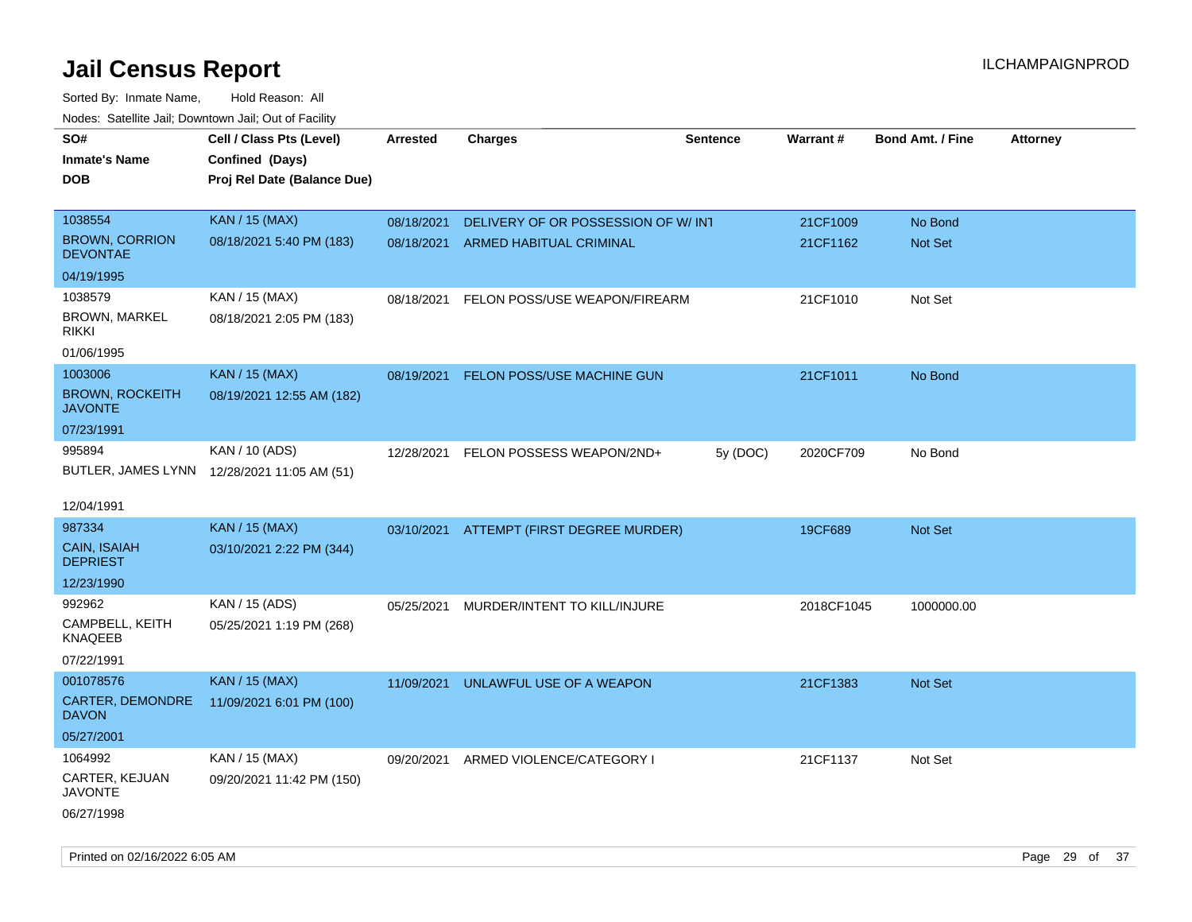# Jail Census Report

ILCHAMPAIGNPROD

Sorted By: Inmate Name, Hold Reason: All

Nodes: Satellite Jail; Downtown Jail; Out of Facility

| SO# / Inmate's Name / DOB | Cell / Class Pts (Level) / Confined (Days) / Proj Rel Date (Balance Due) | Arrested | Charges | Sentence | Warrant # | Bond Amt. / Fine | Attorney |
|---|---|---|---|---|---|---|---|
| 1038554<br>BROWN, CORRION DEVONTAE<br>04/19/1995 | KAN / 15 (MAX)<br>08/18/2021 5:40 PM (183) | 08/18/2021 | DELIVERY OF OR POSSESSION OF W/ INT | | 21CF1009 | No Bond | |
| | | 08/18/2021 | ARMED HABITUAL CRIMINAL | | 21CF1162 | Not Set | |
| 1038579<br>BROWN, MARKEL RIKKI<br>01/06/1995 | KAN / 15 (MAX)<br>08/18/2021 2:05 PM (183) | 08/18/2021 | FELON POSS/USE WEAPON/FIREARM | | 21CF1010 | Not Set | |
| 1003006<br>BROWN, ROCKEITH JAVONTE<br>07/23/1991 | KAN / 15 (MAX)<br>08/19/2021 12:55 AM (182) | 08/19/2021 | FELON POSS/USE MACHINE GUN | | 21CF1011 | No Bond | |
| 995894<br>BUTLER, JAMES LYNN<br>12/04/1991 | KAN / 10 (ADS)<br>12/28/2021 11:05 AM (51) | 12/28/2021 | FELON POSSESS WEAPON/2ND+ | 5y (DOC) | 2020CF709 | No Bond | |
| 987334<br>CAIN, ISAIAH DEPRIEST<br>12/23/1990 | KAN / 15 (MAX)<br>03/10/2021 2:22 PM (344) | 03/10/2021 | ATTEMPT (FIRST DEGREE MURDER) | | 19CF689 | Not Set | |
| 992962<br>CAMPBELL, KEITH KNAQEEB<br>07/22/1991 | KAN / 15 (ADS)<br>05/25/2021 1:19 PM (268) | 05/25/2021 | MURDER/INTENT TO KILL/INJURE | | 2018CF1045 | 1000000.00 | |
| 001078576<br>CARTER, DEMONDRE DAVON<br>05/27/2001 | KAN / 15 (MAX)<br>11/09/2021 6:01 PM (100) | 11/09/2021 | UNLAWFUL USE OF A WEAPON | | 21CF1383 | Not Set | |
| 1064992<br>CARTER, KEJUAN JAVONTE<br>06/27/1998 | KAN / 15 (MAX)<br>09/20/2021 11:42 PM (150) | 09/20/2021 | ARMED VIOLENCE/CATEGORY I | | 21CF1137 | Not Set | |

Printed on 02/16/2022 6:05 AM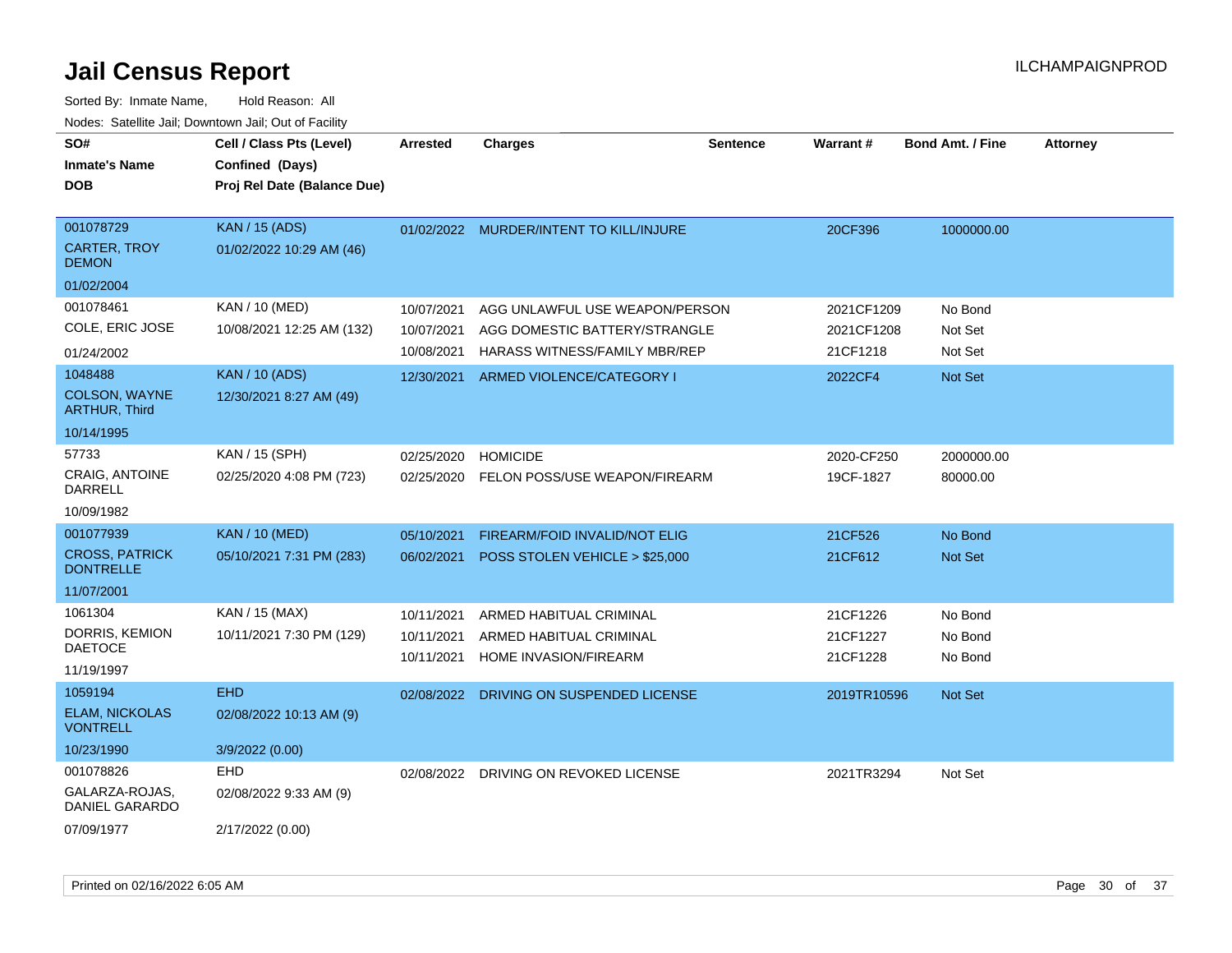# Jail Census Report

ILCHAMPAIGNPROD

Sorted By: Inmate Name, Hold Reason: All

Nodes: Satellite Jail; Downtown Jail; Out of Facility

| SO# / Inmate's Name / DOB | Cell / Class Pts (Level) / Confined (Days) / Proj Rel Date (Balance Due) | Arrested | Charges | Sentence | Warrant # | Bond Amt. / Fine | Attorney |
|---|---|---|---|---|---|---|---|
| 001078729<br>CARTER, TROY DEMON<br>01/02/2004 | KAN / 15 (ADS)<br>01/02/2022 10:29 AM (46) | 01/02/2022 | MURDER/INTENT TO KILL/INJURE | | 20CF396 | 1000000.00 | |
| 001078461<br>COLE, ERIC JOSE<br>01/24/2002 | KAN / 10 (MED)<br>10/08/2021 12:25 AM (132) | 10/07/2021 | AGG UNLAWFUL USE WEAPON/PERSON | | 2021CF1209 | No Bond | |
| | | 10/07/2021 | AGG DOMESTIC BATTERY/STRANGLE | | 2021CF1208 | Not Set | |
| | | 10/08/2021 | HARASS WITNESS/FAMILY MBR/REP | | 21CF1218 | Not Set | |
| 1048488<br>COLSON, WAYNE ARTHUR, Third<br>10/14/1995 | KAN / 10 (ADS)<br>12/30/2021 8:27 AM (49) | 12/30/2021 | ARMED VIOLENCE/CATEGORY I | | 2022CF4 | Not Set | |
| 57733<br>CRAIG, ANTOINE DARRELL<br>10/09/1982 | KAN / 15 (SPH)<br>02/25/2020 4:08 PM (723) | 02/25/2020 | HOMICIDE | | 2020-CF250 | 2000000.00 | |
| | | 02/25/2020 | FELON POSS/USE WEAPON/FIREARM | | 19CF-1827 | 80000.00 | |
| 001077939<br>CROSS, PATRICK DONTRELLE<br>11/07/2001 | KAN / 10 (MED)<br>05/10/2021 7:31 PM (283) | 05/10/2021 | FIREARM/FOID INVALID/NOT ELIG | | 21CF526 | No Bond | |
| | | 06/02/2021 | POSS STOLEN VEHICLE > $25,000 | | 21CF612 | Not Set | |
| 1061304<br>DORRIS, KEMION DAETOCE<br>11/19/1997 | KAN / 15 (MAX)<br>10/11/2021 7:30 PM (129) | 10/11/2021 | ARMED HABITUAL CRIMINAL | | 21CF1226 | No Bond | |
| | | 10/11/2021 | ARMED HABITUAL CRIMINAL | | 21CF1227 | No Bond | |
| | | 10/11/2021 | HOME INVASION/FIREARM | | 21CF1228 | No Bond | |
| 1059194<br>ELAM, NICKOLAS VONTRELL<br>10/23/1990 | EHD<br>02/08/2022 10:13 AM (9)<br>3/9/2022 (0.00) | 02/08/2022 | DRIVING ON SUSPENDED LICENSE | | 2019TR10596 | Not Set | |
| 001078826<br>GALARZA-ROJAS, DANIEL GARARDO<br>07/09/1977 | EHD<br>02/08/2022 9:33 AM (9)<br>2/17/2022 (0.00) | 02/08/2022 | DRIVING ON REVOKED LICENSE | | 2021TR3294 | Not Set | |

Printed on 02/16/2022 6:05 AM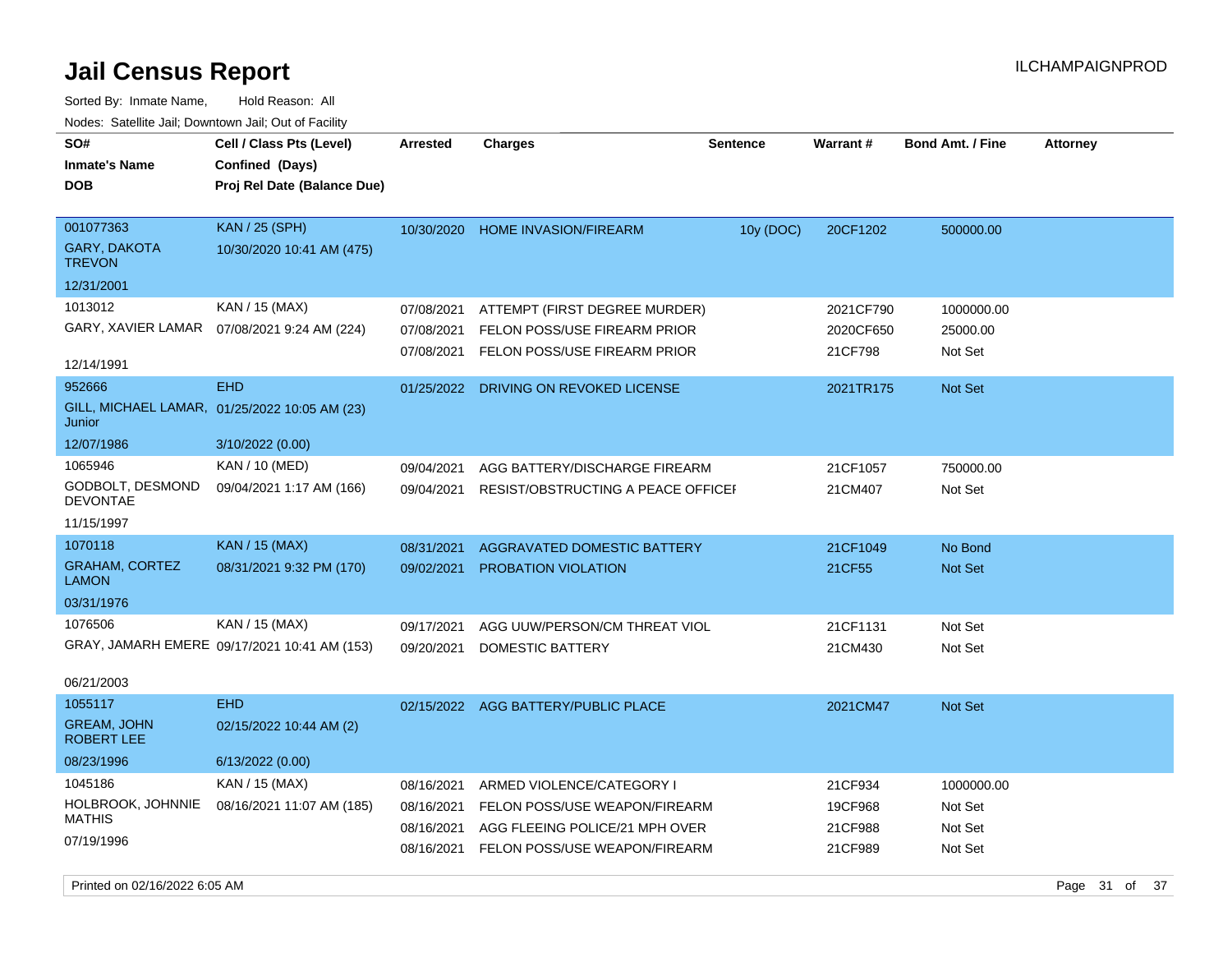# Jail Census Report

ILCHAMPAIGNPROD

Sorted By: Inmate Name, Hold Reason: All

Nodes: Satellite Jail; Downtown Jail; Out of Facility

| SO# / Inmate's Name / DOB | Cell / Class Pts (Level) / Confined (Days) / Proj Rel Date (Balance Due) | Arrested | Charges | Sentence | Warrant # | Bond Amt. / Fine | Attorney |
|---|---|---|---|---|---|---|---|
| 001077363<br>GARY, DAKOTA TREVON<br>12/31/2001 | KAN / 25 (SPH)<br>10/30/2020 10:41 AM (475) | 10/30/2020 | HOME INVASION/FIREARM | 10y (DOC) | 20CF1202 | 500000.00 | |
| 1013012<br>GARY, XAVIER LAMAR<br>12/14/1991 | KAN / 15 (MAX)<br>07/08/2021 9:24 AM (224) | 07/08/2021 | ATTEMPT (FIRST DEGREE MURDER) | | 2021CF790 | 1000000.00 | |
| | | 07/08/2021 | FELON POSS/USE FIREARM PRIOR | | 2020CF650 | 25000.00 | |
| | | 07/08/2021 | FELON POSS/USE FIREARM PRIOR | | 21CF798 | Not Set | |
| 952666<br>GILL, MICHAEL LAMAR, Junior<br>12/07/1986 | EHD<br>01/25/2022 10:05 AM (23)<br>3/10/2022 (0.00) | 01/25/2022 | DRIVING ON REVOKED LICENSE | | 2021TR175 | Not Set | |
| 1065946<br>GODBOLT, DESMOND DEVONTAE<br>11/15/1997 | KAN / 10 (MED)<br>09/04/2021 1:17 AM (166) | 09/04/2021 | AGG BATTERY/DISCHARGE FIREARM | | 21CF1057 | 750000.00 | |
| | | 09/04/2021 | RESIST/OBSTRUCTING A PEACE OFFICEI | | 21CM407 | Not Set | |
| 1070118<br>GRAHAM, CORTEZ LAMON<br>03/31/1976 | KAN / 15 (MAX)<br>08/31/2021 9:32 PM (170) | 08/31/2021 | AGGRAVATED DOMESTIC BATTERY | | 21CF1049 | No Bond | |
| | | 09/02/2021 | PROBATION VIOLATION | | 21CF55 | Not Set | |
| 1076506<br>GRAY, JAMARH EMERE<br>06/21/2003 | KAN / 15 (MAX)<br>09/17/2021 10:41 AM (153) | 09/17/2021 | AGG UUW/PERSON/CM THREAT VIOL | | 21CF1131 | Not Set | |
| | | 09/20/2021 | DOMESTIC BATTERY | | 21CM430 | Not Set | |
| 1055117<br>GREAM, JOHN ROBERT LEE<br>08/23/1996 | EHD<br>02/15/2022 10:44 AM (2)<br>6/13/2022 (0.00) | 02/15/2022 | AGG BATTERY/PUBLIC PLACE | | 2021CM47 | Not Set | |
| 1045186<br>HOLBROOK, JOHNNIE MATHIS<br>07/19/1996 | KAN / 15 (MAX)<br>08/16/2021 11:07 AM (185) | 08/16/2021 | ARMED VIOLENCE/CATEGORY I | | 21CF934 | 1000000.00 | |
| | | 08/16/2021 | FELON POSS/USE WEAPON/FIREARM | | 19CF968 | Not Set | |
| | | 08/16/2021 | AGG FLEEING POLICE/21 MPH OVER | | 21CF988 | Not Set | |
| | | 08/16/2021 | FELON POSS/USE WEAPON/FIREARM | | 21CF989 | Not Set | |

Printed on 02/16/2022 6:05 AM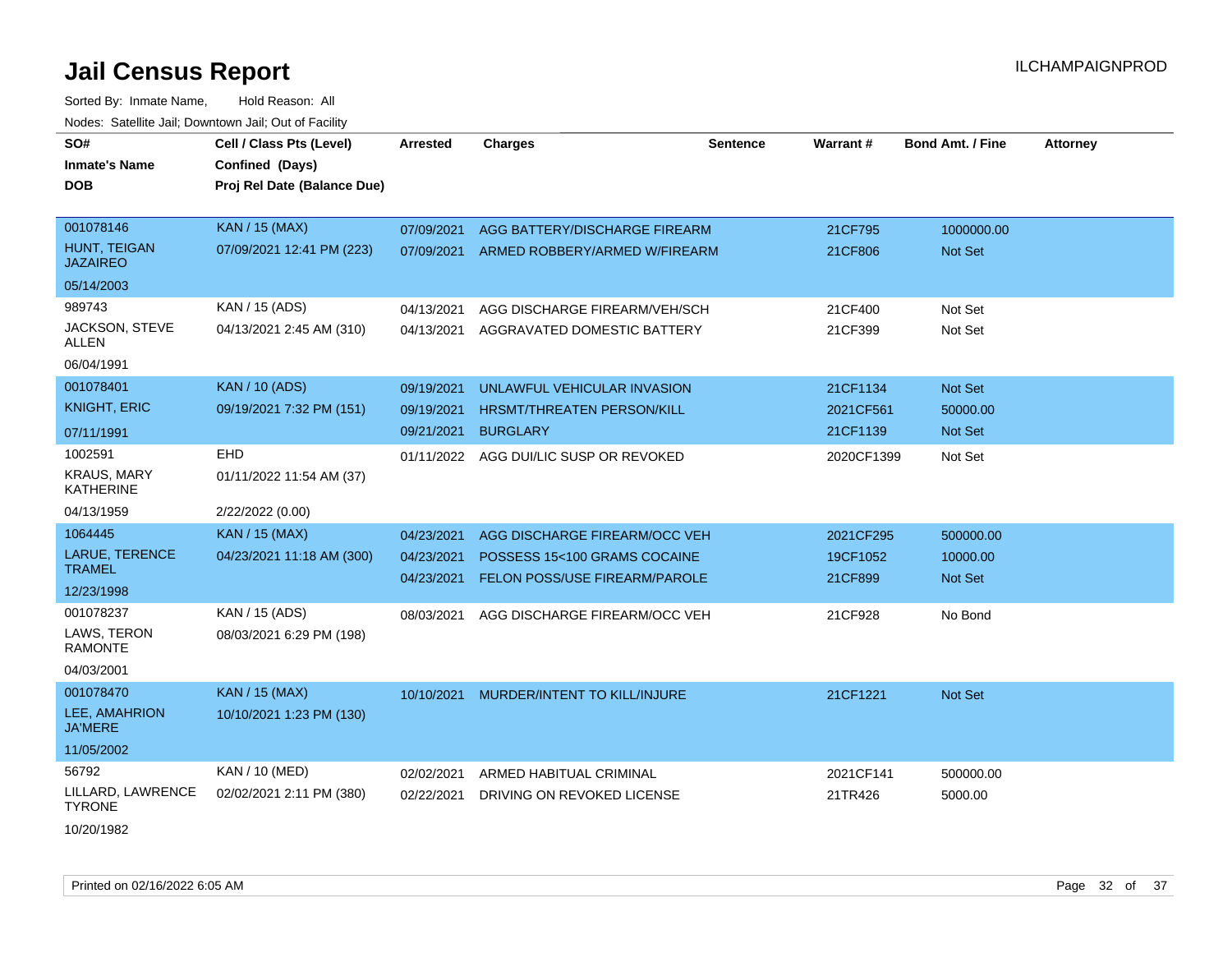# Jail Census Report

ILCHAMPAIGNPROD

Sorted By: Inmate Name, Hold Reason: All

Nodes: Satellite Jail; Downtown Jail; Out of Facility

| SO# / Inmate's Name / DOB | Cell / Class Pts (Level) / Confined (Days) / Proj Rel Date (Balance Due) | Arrested | Charges | Sentence | Warrant # | Bond Amt. / Fine | Attorney |
|---|---|---|---|---|---|---|---|
| 001078146<br>HUNT, TEIGAN JAZAIREO<br>05/14/2003 | KAN / 15 (MAX)<br>07/09/2021 12:41 PM (223) | 07/09/2021<br>07/09/2021 | AGG BATTERY/DISCHARGE FIREARM<br>ARMED ROBBERY/ARMED W/FIREARM | | 21CF795<br>21CF806 | 1000000.00<br>Not Set | |
| 989743<br>JACKSON, STEVE ALLEN<br>06/04/1991 | KAN / 15 (ADS)<br>04/13/2021 2:45 AM (310) | 04/13/2021<br>04/13/2021 | AGG DISCHARGE FIREARM/VEH/SCH<br>AGGRAVATED DOMESTIC BATTERY | | 21CF400<br>21CF399 | Not Set<br>Not Set | |
| 001078401<br>KNIGHT, ERIC<br>07/11/1991 | KAN / 10 (ADS)<br>09/19/2021 7:32 PM (151) | 09/19/2021<br>09/19/2021<br>09/21/2021 | UNLAWFUL VEHICULAR INVASION<br>HRSMT/THREATEN PERSON/KILL<br>BURGLARY | | 21CF1134<br>2021CF561<br>21CF1139 | Not Set<br>50000.00<br>Not Set | |
| 1002591<br>KRAUS, MARY KATHERINE<br>04/13/1959 | EHD<br>01/11/2022 11:54 AM (37)<br>2/22/2022 (0.00) | 01/11/2022 | AGG DUI/LIC SUSP OR REVOKED | | 2020CF1399 | Not Set | |
| 1064445<br>LARUE, TERENCE TRAMEL<br>12/23/1998 | KAN / 15 (MAX)<br>04/23/2021 11:18 AM (300) | 04/23/2021<br>04/23/2021<br>04/23/2021 | AGG DISCHARGE FIREARM/OCC VEH<br>POSSESS 15<100 GRAMS COCAINE<br>FELON POSS/USE FIREARM/PAROLE | | 2021CF295<br>19CF1052<br>21CF899 | 500000.00<br>10000.00<br>Not Set | |
| 001078237<br>LAWS, TERON RAMONTE<br>04/03/2001 | KAN / 15 (ADS)<br>08/03/2021 6:29 PM (198) | 08/03/2021 | AGG DISCHARGE FIREARM/OCC VEH | | 21CF928 | No Bond | |
| 001078470<br>LEE, AMAHRION JA'MERE<br>11/05/2002 | KAN / 15 (MAX)<br>10/10/2021 1:23 PM (130) | 10/10/2021 | MURDER/INTENT TO KILL/INJURE | | 21CF1221 | Not Set | |
| 56792<br>LILLARD, LAWRENCE TYRONE<br>10/20/1982 | KAN / 10 (MED)<br>02/02/2021 2:11 PM (380) | 02/02/2021<br>02/22/2021 | ARMED HABITUAL CRIMINAL<br>DRIVING ON REVOKED LICENSE | | 2021CF141<br>21TR426 | 500000.00<br>5000.00 | |

Printed on 02/16/2022 6:05 AM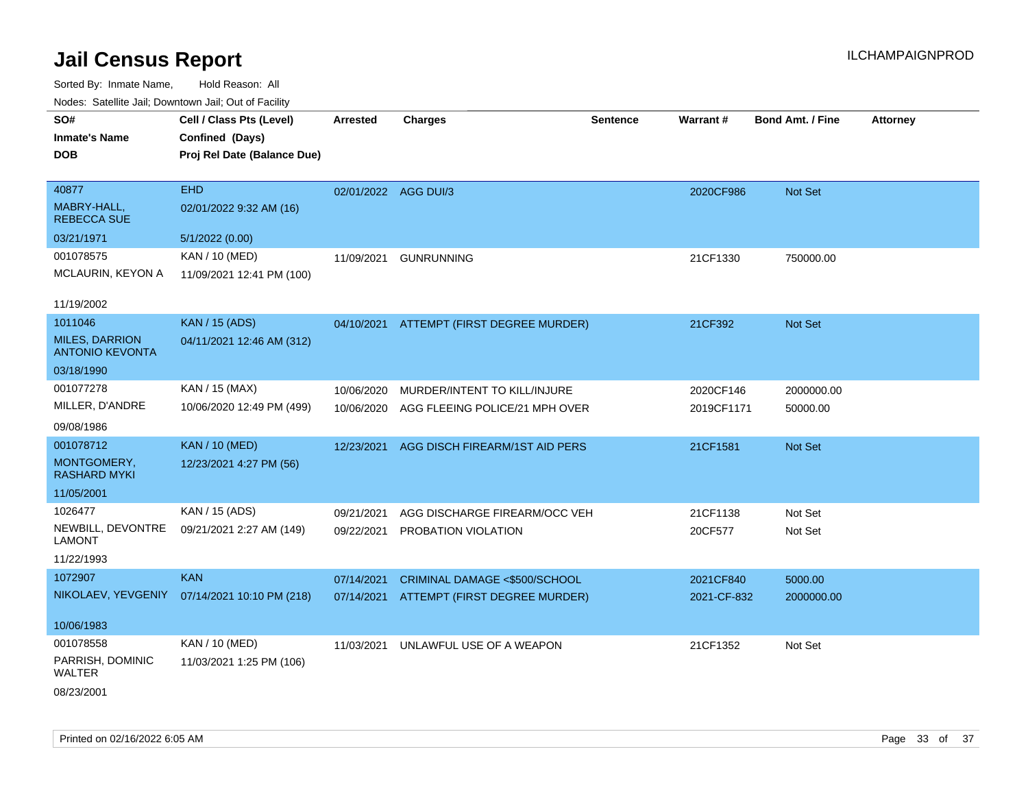# Jail Census Report

ILCHAMPAIGNPROD

Sorted By: Inmate Name, Hold Reason: All

Nodes: Satellite Jail; Downtown Jail; Out of Facility

| SO# / Inmate's Name / DOB | Cell / Class Pts (Level) / Confined (Days) / Proj Rel Date (Balance Due) | Arrested | Charges | Sentence | Warrant # | Bond Amt. / Fine | Attorney |
|---|---|---|---|---|---|---|---|
| 40877<br>MABRY-HALL, REBECCA SUE<br>03/21/1971 | EHD<br>02/01/2022 9:32 AM (16)<br>5/1/2022 (0.00) | 02/01/2022 | AGG DUI/3 | | 2020CF986 | Not Set | |
| 001078575<br>MCLAURIN, KEYON A<br>11/19/2002 | KAN / 10 (MED)<br>11/09/2021 12:41 PM (100) | 11/09/2021 | GUNRUNNING | | 21CF1330 | 750000.00 | |
| 1011046<br>MILES, DARRION ANTONIO KEVONTA<br>03/18/1990 | KAN / 15 (ADS)<br>04/11/2021 12:46 AM (312) | 04/10/2021 | ATTEMPT (FIRST DEGREE MURDER) | | 21CF392 | Not Set | |
| 001077278<br>MILLER, D'ANDRE<br>09/08/1986 | KAN / 15 (MAX)<br>10/06/2020 12:49 PM (499) | 10/06/2020<br>10/06/2020 | MURDER/INTENT TO KILL/INJURE<br>AGG FLEEING POLICE/21 MPH OVER | | 2020CF146<br>2019CF1171 | 2000000.00<br>50000.00 | |
| 001078712<br>MONTGOMERY, RASHARD MYKI<br>11/05/2001 | KAN / 10 (MED)<br>12/23/2021 4:27 PM (56) | 12/23/2021 | AGG DISCH FIREARM/1ST AID PERS | | 21CF1581 | Not Set | |
| 1026477<br>NEWBILL, DEVONTRE LAMONT<br>11/22/1993 | KAN / 15 (ADS)<br>09/21/2021 2:27 AM (149) | 09/21/2021<br>09/22/2021 | AGG DISCHARGE FIREARM/OCC VEH<br>PROBATION VIOLATION | | 21CF1138<br>20CF577 | Not Set<br>Not Set | |
| 1072907<br>NIKOLAEV, YEVGENIY<br>10/06/1983 | KAN<br>07/14/2021 10:10 PM (218) | 07/14/2021<br>07/14/2021 | CRIMINAL DAMAGE <$500/SCHOOL<br>ATTEMPT (FIRST DEGREE MURDER) | | 2021CF840<br>2021-CF-832 | 5000.00<br>2000000.00 | |
| 001078558<br>PARRISH, DOMINIC WALTER<br>08/23/2001 | KAN / 10 (MED)<br>11/03/2021 1:25 PM (106) | 11/03/2021 | UNLAWFUL USE OF A WEAPON | | 21CF1352 | Not Set | |

Printed on 02/16/2022 6:05 AM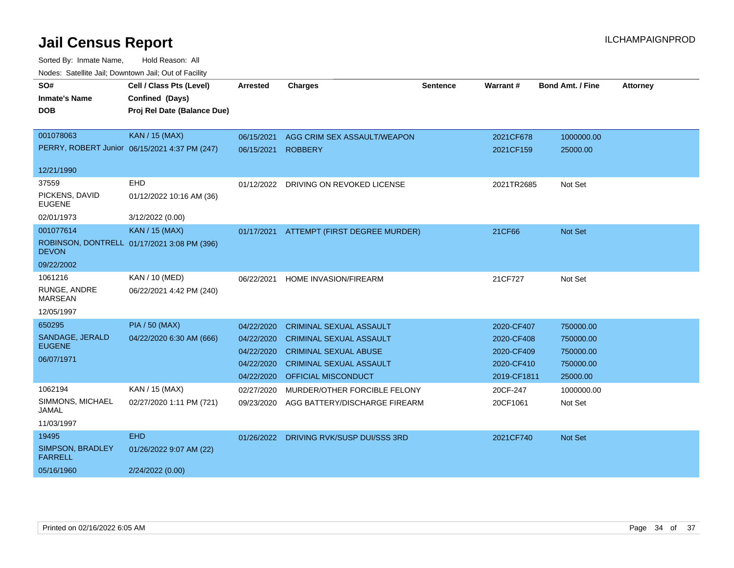# Jail Census Report

ILCHAMPAIGNPROD

Sorted By: Inmate Name, Hold Reason: All

Nodes: Satellite Jail; Downtown Jail; Out of Facility

| SO# / Inmate's Name / DOB | Cell / Class Pts (Level) / Confined (Days) / Proj Rel Date (Balance Due) | Arrested | Charges | Sentence | Warrant # | Bond Amt. / Fine | Attorney |
|---|---|---|---|---|---|---|---|
| 001078063 | KAN / 15 (MAX) | 06/15/2021 | AGG CRIM SEX ASSAULT/WEAPON | | 2021CF678 | 1000000.00 | |
| PERRY, ROBERT Junior | 06/15/2021 4:37 PM (247) | 06/15/2021 | ROBBERY | | 2021CF159 | 25000.00 | |
| 12/21/1990 | | | | | | | |
| 37559 | EHD | 01/12/2022 | DRIVING ON REVOKED LICENSE | | 2021TR2685 | Not Set | |
| PICKENS, DAVID EUGENE | 01/12/2022 10:16 AM (36) | | | | | | |
| 02/01/1973 | 3/12/2022 (0.00) | | | | | | |
| 001077614 | KAN / 15 (MAX) | 01/17/2021 | ATTEMPT (FIRST DEGREE MURDER) | | 21CF66 | Not Set | |
| ROBINSON, DONTRELL DEVON | 01/17/2021 3:08 PM (396) | | | | | | |
| 09/22/2002 | | | | | | | |
| 1061216 | KAN / 10 (MED) | 06/22/2021 | HOME INVASION/FIREARM | | 21CF727 | Not Set | |
| RUNGE, ANDRE MARSEAN | 06/22/2021 4:42 PM (240) | | | | | | |
| 12/05/1997 | | | | | | | |
| 650295 | PIA / 50 (MAX) | 04/22/2020 | CRIMINAL SEXUAL ASSAULT | | 2020-CF407 | 750000.00 | |
| SANDAGE, JERALD EUGENE | 04/22/2020 6:30 AM (666) | 04/22/2020 | CRIMINAL SEXUAL ASSAULT | | 2020-CF408 | 750000.00 | |
| 06/07/1971 | | 04/22/2020 | CRIMINAL SEXUAL ABUSE | | 2020-CF409 | 750000.00 | |
| | | 04/22/2020 | CRIMINAL SEXUAL ASSAULT | | 2020-CF410 | 750000.00 | |
| | | 04/22/2020 | OFFICIAL MISCONDUCT | | 2019-CF1811 | 25000.00 | |
| 1062194 | KAN / 15 (MAX) | 02/27/2020 | MURDER/OTHER FORCIBLE FELONY | | 20CF-247 | 1000000.00 | |
| SIMMONS, MICHAEL JAMAL | 02/27/2020 1:11 PM (721) | 09/23/2020 | AGG BATTERY/DISCHARGE FIREARM | | 20CF1061 | Not Set | |
| 11/03/1997 | | | | | | | |
| 19495 | EHD | 01/26/2022 | DRIVING RVK/SUSP DUI/SSS 3RD | | 2021CF740 | Not Set | |
| SIMPSON, BRADLEY FARRELL | 01/26/2022 9:07 AM (22) | | | | | | |
| 05/16/1960 | 2/24/2022 (0.00) | | | | | | |

Printed on 02/16/2022 6:05 AM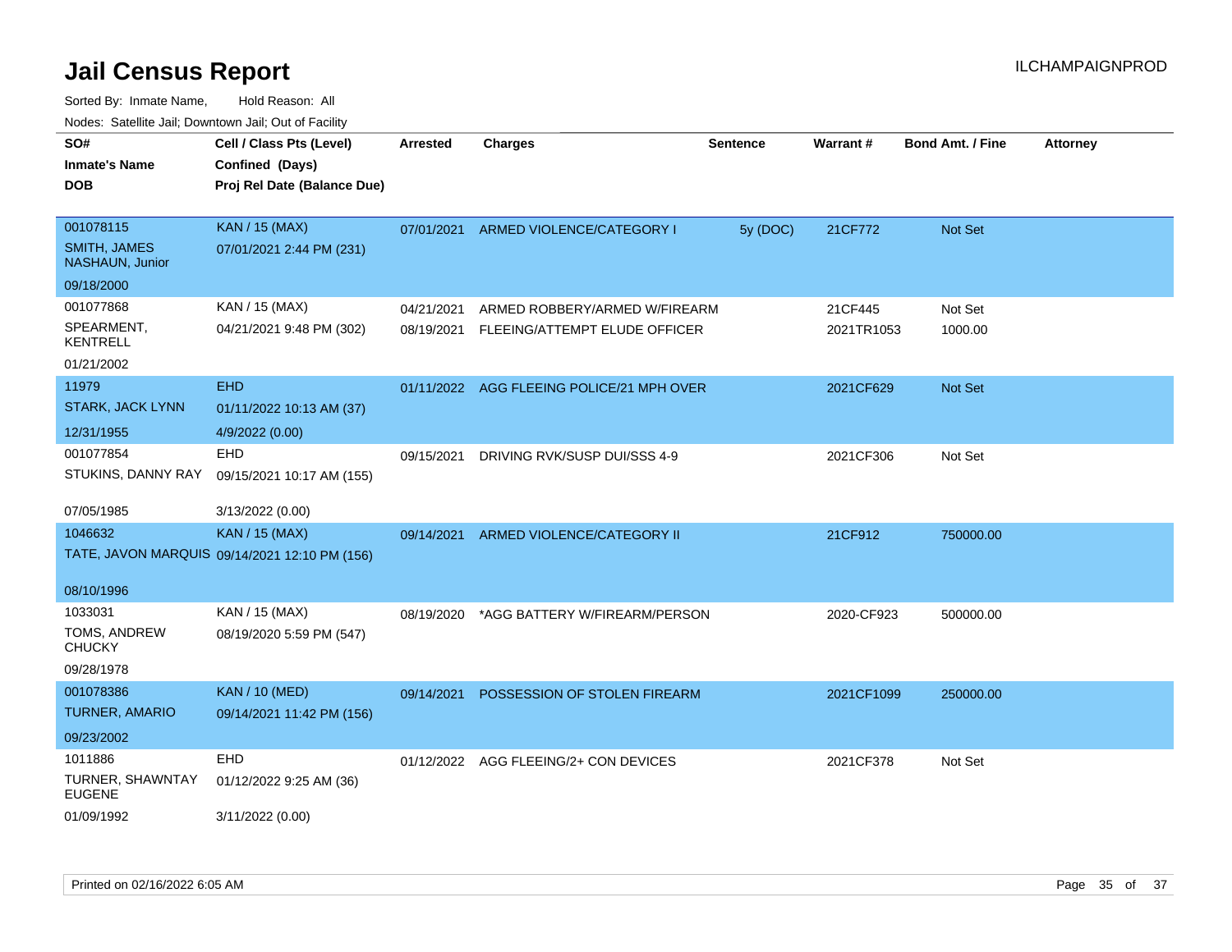# Jail Census Report

ILCHAMPAIGNPROD

Sorted By: Inmate Name, Hold Reason: All

Nodes: Satellite Jail; Downtown Jail; Out of Facility

| SO# / Inmate's Name / DOB | Cell / Class Pts (Level) / Confined (Days) / Proj Rel Date (Balance Due) | Arrested | Charges | Sentence | Warrant # | Bond Amt. / Fine | Attorney |
|---|---|---|---|---|---|---|---|
| 001078115 SMITH, JAMES NASHAUN, Junior 09/18/2000 | KAN / 15 (MAX) 07/01/2021 2:44 PM (231) | 07/01/2021 | ARMED VIOLENCE/CATEGORY I | 5y (DOC) | 21CF772 | Not Set | |
| 001077868 SPEARMENT, KENTRELL 01/21/2002 | KAN / 15 (MAX) 04/21/2021 9:48 PM (302) | 04/21/2021 | ARMED ROBBERY/ARMED W/FIREARM | | 21CF445 | Not Set | |
| | | 08/19/2021 | FLEEING/ATTEMPT ELUDE OFFICER | | 2021TR1053 | 1000.00 | |
| 11979 STARK, JACK LYNN 12/31/1955 | EHD 01/11/2022 10:13 AM (37) 4/9/2022 (0.00) | 01/11/2022 | AGG FLEEING POLICE/21 MPH OVER | | 2021CF629 | Not Set | |
| 001077854 STUKINS, DANNY RAY 07/05/1985 | EHD 09/15/2021 10:17 AM (155) 3/13/2022 (0.00) | 09/15/2021 | DRIVING RVK/SUSP DUI/SSS 4-9 | | 2021CF306 | Not Set | |
| 1046632 TATE, JAVON MARQUIS 08/10/1996 | KAN / 15 (MAX) 09/14/2021 12:10 PM (156) | 09/14/2021 | ARMED VIOLENCE/CATEGORY II | | 21CF912 | 750000.00 | |
| 1033031 TOMS, ANDREW CHUCKY 09/28/1978 | KAN / 15 (MAX) 08/19/2020 5:59 PM (547) | 08/19/2020 | *AGG BATTERY W/FIREARM/PERSON | | 2020-CF923 | 500000.00 | |
| 001078386 TURNER, AMARIO 09/23/2002 | KAN / 10 (MED) 09/14/2021 11:42 PM (156) | 09/14/2021 | POSSESSION OF STOLEN FIREARM | | 2021CF1099 | 250000.00 | |
| 1011886 TURNER, SHAWNTAY EUGENE 01/09/1992 | EHD 01/12/2022 9:25 AM (36) 3/11/2022 (0.00) | 01/12/2022 | AGG FLEEING/2+ CON DEVICES | | 2021CF378 | Not Set | |

Printed on 02/16/2022 6:05 AM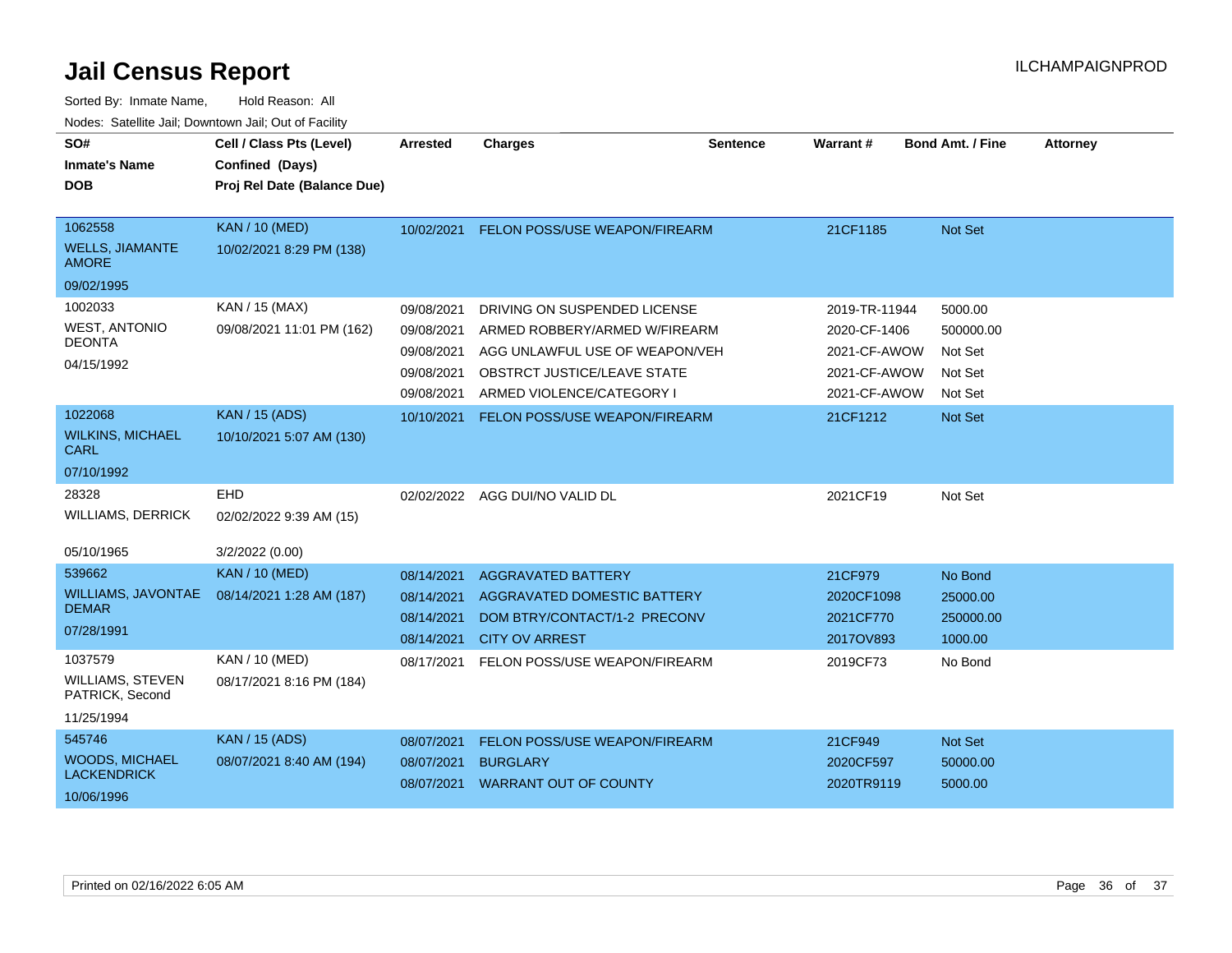# Jail Census Report

Sorted By: Inmate Name, Hold Reason: All

Nodes: Satellite Jail; Downtown Jail; Out of Facility

| SO# / Inmate's Name / DOB | Cell / Class Pts (Level) / Confined (Days) / Proj Rel Date (Balance Due) | Arrested | Charges | Sentence | Warrant # | Bond Amt. / Fine | Attorney |
|---|---|---|---|---|---|---|---|
| 1062558 WELLS, JIAMANTE AMORE 09/02/1995 | KAN / 10 (MED) 10/02/2021 8:29 PM (138) | 10/02/2021 | FELON POSS/USE WEAPON/FIREARM | | 21CF1185 | Not Set | |
| 1002033 WEST, ANTONIO DEONTA 04/15/1992 | KAN / 15 (MAX) 09/08/2021 11:01 PM (162) | 09/08/2021 | DRIVING ON SUSPENDED LICENSE | | 2019-TR-11944 | 5000.00 | |
| | | 09/08/2021 | ARMED ROBBERY/ARMED W/FIREARM | | 2020-CF-1406 | 500000.00 | |
| | | 09/08/2021 | AGG UNLAWFUL USE OF WEAPON/VEH | | 2021-CF-AWOW | Not Set | |
| | | 09/08/2021 | OBSTRCT JUSTICE/LEAVE STATE | | 2021-CF-AWOW | Not Set | |
| | | 09/08/2021 | ARMED VIOLENCE/CATEGORY I | | 2021-CF-AWOW | Not Set | |
| 1022068 WILKINS, MICHAEL CARL 07/10/1992 | KAN / 15 (ADS) 10/10/2021 5:07 AM (130) | 10/10/2021 | FELON POSS/USE WEAPON/FIREARM | | 21CF1212 | Not Set | |
| 28328 WILLIAMS, DERRICK 05/10/1965 | EHD 02/02/2022 9:39 AM (15) 3/2/2022 (0.00) | 02/02/2022 | AGG DUI/NO VALID DL | | 2021CF19 | Not Set | |
| 539662 WILLIAMS, JAVONTAE DEMAR 07/28/1991 | KAN / 10 (MED) 08/14/2021 1:28 AM (187) | 08/14/2021 | AGGRAVATED BATTERY | | 21CF979 | No Bond | |
| | | 08/14/2021 | AGGRAVATED DOMESTIC BATTERY | | 2020CF1098 | 25000.00 | |
| | | 08/14/2021 | DOM BTRY/CONTACT/1-2 PRECONV | | 2021CF770 | 250000.00 | |
| | | 08/14/2021 | CITY OV ARREST | | 2017OV893 | 1000.00 | |
| 1037579 WILLIAMS, STEVEN PATRICK, Second 11/25/1994 | KAN / 10 (MED) 08/17/2021 8:16 PM (184) | 08/17/2021 | FELON POSS/USE WEAPON/FIREARM | | 2019CF73 | No Bond | |
| 545746 WOODS, MICHAEL LACKENDRICK 10/06/1996 | KAN / 15 (ADS) 08/07/2021 8:40 AM (194) | 08/07/2021 | FELON POSS/USE WEAPON/FIREARM | | 21CF949 | Not Set | |
| | | 08/07/2021 | BURGLARY | | 2020CF597 | 50000.00 | |
| | | 08/07/2021 | WARRANT OUT OF COUNTY | | 2020TR9119 | 5000.00 | |

Printed on 02/16/2022 6:05 AM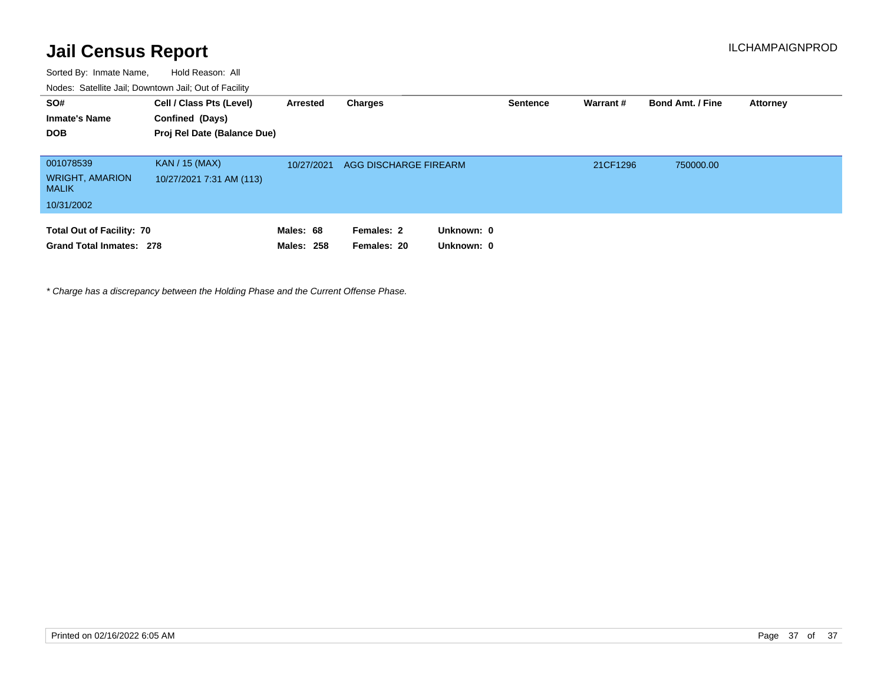# Jail Census Report

ILCHAMPAIGNPROD

Sorted By: Inmate Name, Hold Reason: All

Nodes: Satellite Jail; Downtown Jail; Out of Facility

| SO# / Inmate's Name / DOB | Cell / Class Pts (Level) / Confined (Days) / Proj Rel Date (Balance Due) | Arrested | Charges | Sentence | Warrant # | Bond Amt. / Fine | Attorney |
|---|---|---|---|---|---|---|---|
| 001078539<br>WRIGHT, AMARION MALIK<br>10/31/2002 | KAN / 15 (MAX)<br>10/27/2021 7:31 AM (113) | 10/27/2021 | AGG DISCHARGE FIREARM | | 21CF1296 | 750000.00 | |

**Total Out of Facility: 70** **Males: 68** **Females: 2** **Unknown: 0**

**Grand Total Inmates: 278** **Males: 258** **Females: 20** **Unknown: 0**

*\* Charge has a discrepancy between the Holding Phase and the Current Offense Phase.*

Printed on 02/16/2022 6:05 AM